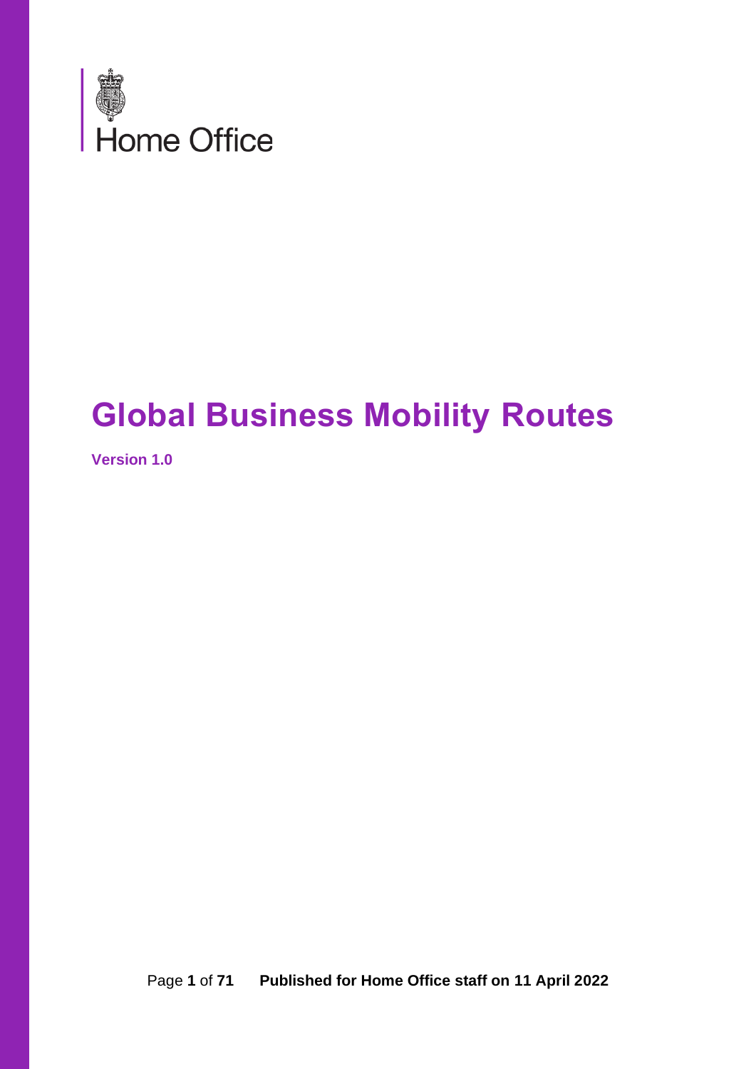Home Office

# Global Business Mobility Routes

**Version 1.0**

Published for Home Office staff on 11 April 2022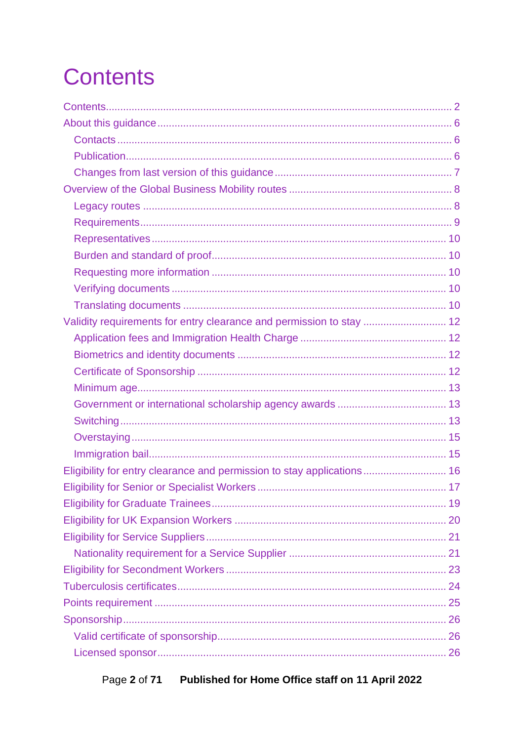# Contents

- Contents ... 2
- About this guidance ... 6
  - Contacts ... 6
  - Publication ... 6
  - Changes from last version of this guidance ... 7
- Overview of the Global Business Mobility routes ... 8
  - Legacy routes ... 8
  - Requirements ... 9
  - Representatives ... 10
  - Burden and standard of proof ... 10
  - Requesting more information ... 10
  - Verifying documents ... 10
  - Translating documents ... 10
- Validity requirements for entry clearance and permission to stay ... 12
  - Application fees and Immigration Health Charge ... 12
  - Biometrics and identity documents ... 12
  - Certificate of Sponsorship ... 12
  - Minimum age ... 13
  - Government or international scholarship agency awards ... 13
  - Switching ... 13
  - Overstaying ... 15
  - Immigration bail ... 15
- Eligibility for entry clearance and permission to stay applications ... 16
- Eligibility for Senior or Specialist Workers ... 17
- Eligibility for Graduate Trainees ... 19
- Eligibility for UK Expansion Workers ... 20
- Eligibility for Service Suppliers ... 21
  - Nationality requirement for a Service Supplier ... 21
- Eligibility for Secondment Workers ... 23
- Tuberculosis certificates ... 24
- Points requirement ... 25
- Sponsorship ... 26
  - Valid certificate of sponsorship ... 26
  - Licensed sponsor ... 26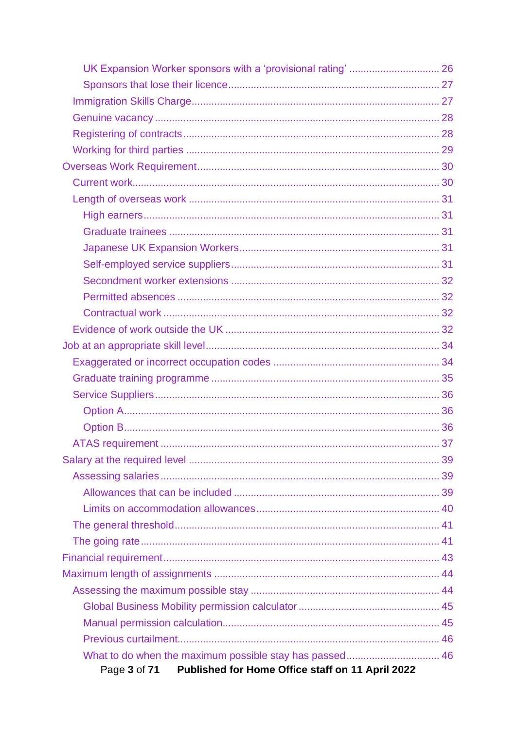- UK Expansion Worker sponsors with a 'provisional rating' ............ 26
- Sponsors that lose their licence ............ 27
- Immigration Skills Charge ............ 27
- Genuine vacancy ............ 28
- Registering of contracts ............ 28
- Working for third parties ............ 29
- Overseas Work Requirement ............ 30
- Current work ............ 30
- Length of overseas work ............ 31
- High earners ............ 31
- Graduate trainees ............ 31
- Japanese UK Expansion Workers ............ 31
- Self-employed service suppliers ............ 31
- Secondment worker extensions ............ 32
- Permitted absences ............ 32
- Contractual work ............ 32
- Evidence of work outside the UK ............ 32
- Job at an appropriate skill level ............ 34
- Exaggerated or incorrect occupation codes ............ 34
- Graduate training programme ............ 35
- Service Suppliers ............ 36
- Option A ............ 36
- Option B ............ 36
- ATAS requirement ............ 37
- Salary at the required level ............ 39
- Assessing salaries ............ 39
- Allowances that can be included ............ 39
- Limits on accommodation allowances ............ 40
- The general threshold ............ 41
- The going rate ............ 41
- Financial requirement ............ 43
- Maximum length of assignments ............ 44
- Assessing the maximum possible stay ............ 44
- Global Business Mobility permission calculator ............ 45
- Manual permission calculation ............ 45
- Previous curtailment ............ 46
- What to do when the maximum possible stay has passed ............ 46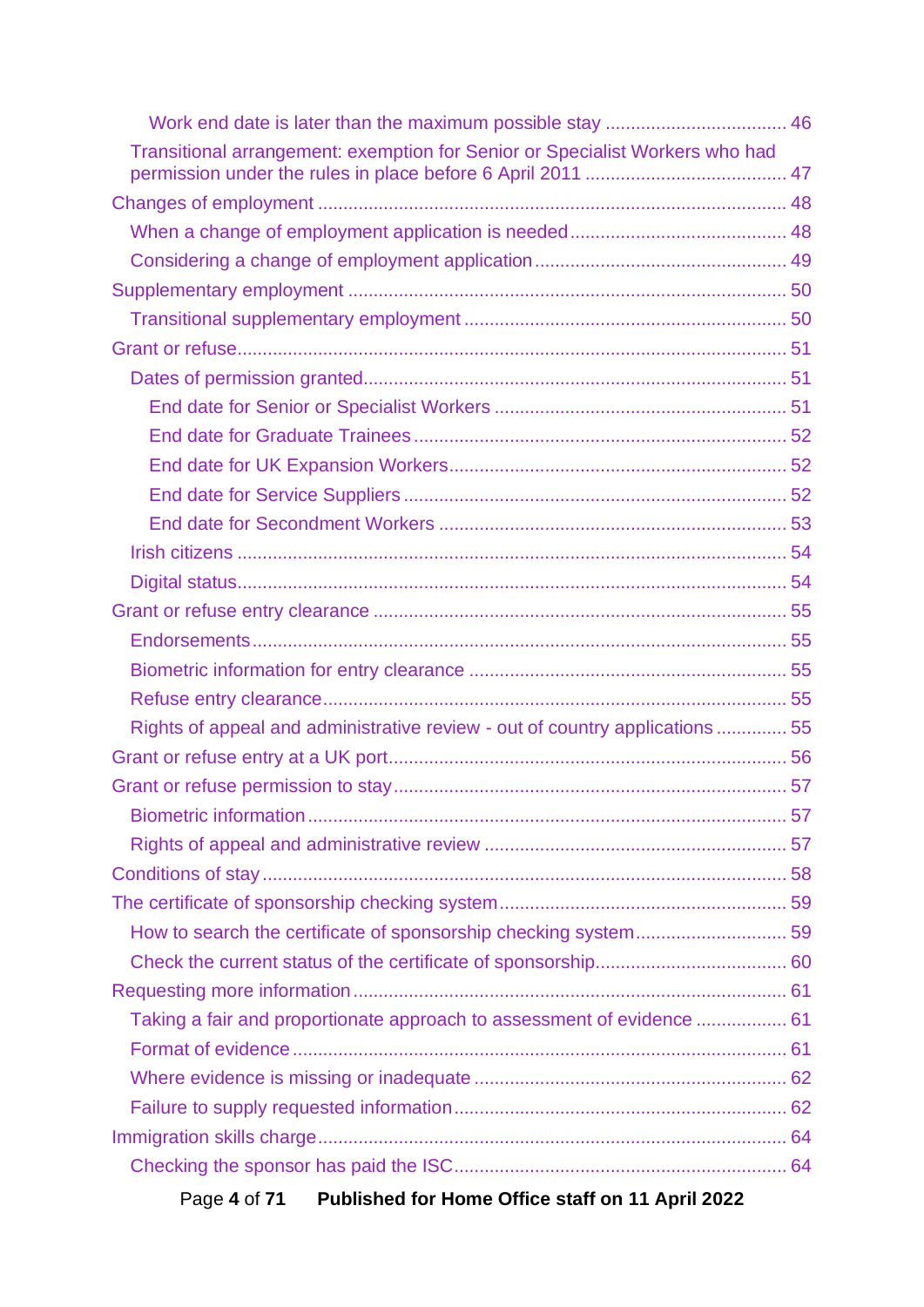- Work end date is later than the maximum possible stay ... 46
- Transitional arrangement: exemption for Senior or Specialist Workers who had permission under the rules in place before 6 April 2011 ... 47

Changes of employment ... 48
- When a change of employment application is needed ... 48
- Considering a change of employment application ... 49

Supplementary employment ... 50
- Transitional supplementary employment ... 50

Grant or refuse ... 51
- Dates of permission granted ... 51
  - End date for Senior or Specialist Workers ... 51
  - End date for Graduate Trainees ... 52
  - End date for UK Expansion Workers ... 52
  - End date for Service Suppliers ... 52
  - End date for Secondment Workers ... 53
- Irish citizens ... 54
- Digital status ... 54

Grant or refuse entry clearance ... 55
- Endorsements ... 55
- Biometric information for entry clearance ... 55
- Refuse entry clearance ... 55
- Rights of appeal and administrative review - out of country applications ... 55

Grant or refuse entry at a UK port ... 56

Grant or refuse permission to stay ... 57
- Biometric information ... 57
- Rights of appeal and administrative review ... 57

Conditions of stay ... 58

The certificate of sponsorship checking system ... 59
- How to search the certificate of sponsorship checking system ... 59
- Check the current status of the certificate of sponsorship ... 60

Requesting more information ... 61
- Taking a fair and proportionate approach to assessment of evidence ... 61
- Format of evidence ... 61
- Where evidence is missing or inadequate ... 62
- Failure to supply requested information ... 62

Immigration skills charge ... 64
- Checking the sponsor has paid the ISC ... 64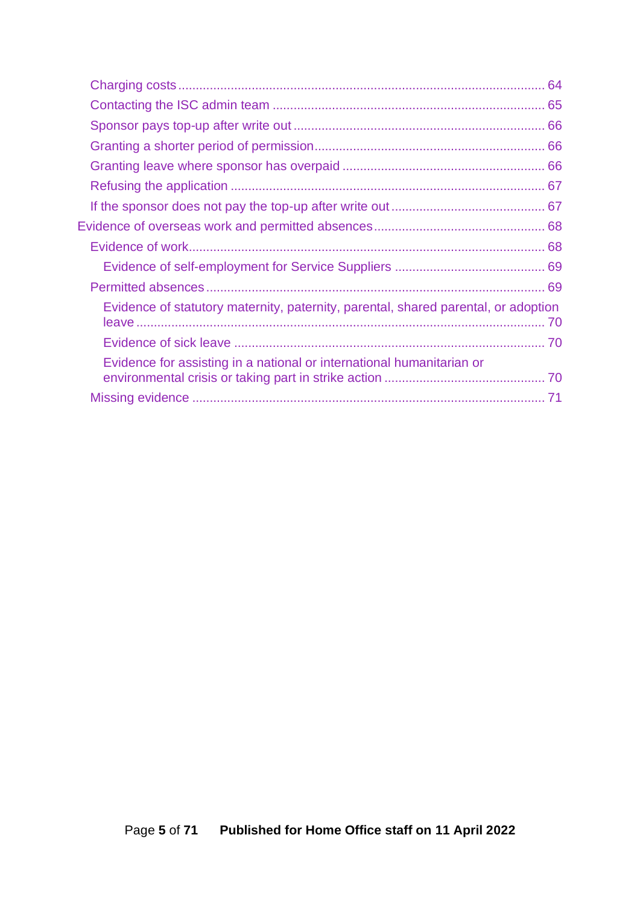- Charging costs ........ 64
- Contacting the ISC admin team ........ 65
- Sponsor pays top-up after write out ........ 66
- Granting a shorter period of permission ........ 66
- Granting leave where sponsor has overpaid ........ 66
- Refusing the application ........ 67
- If the sponsor does not pay the top-up after write out ........ 67

Evidence of overseas work and permitted absences ........ 68

- Evidence of work ........ 68
  - Evidence of self-employment for Service Suppliers ........ 69
- Permitted absences ........ 69
  - Evidence of statutory maternity, paternity, parental, shared parental, or adoption leave ........ 70
  - Evidence of sick leave ........ 70
  - Evidence for assisting in a national or international humanitarian or environmental crisis or taking part in strike action ........ 70
- Missing evidence ........ 71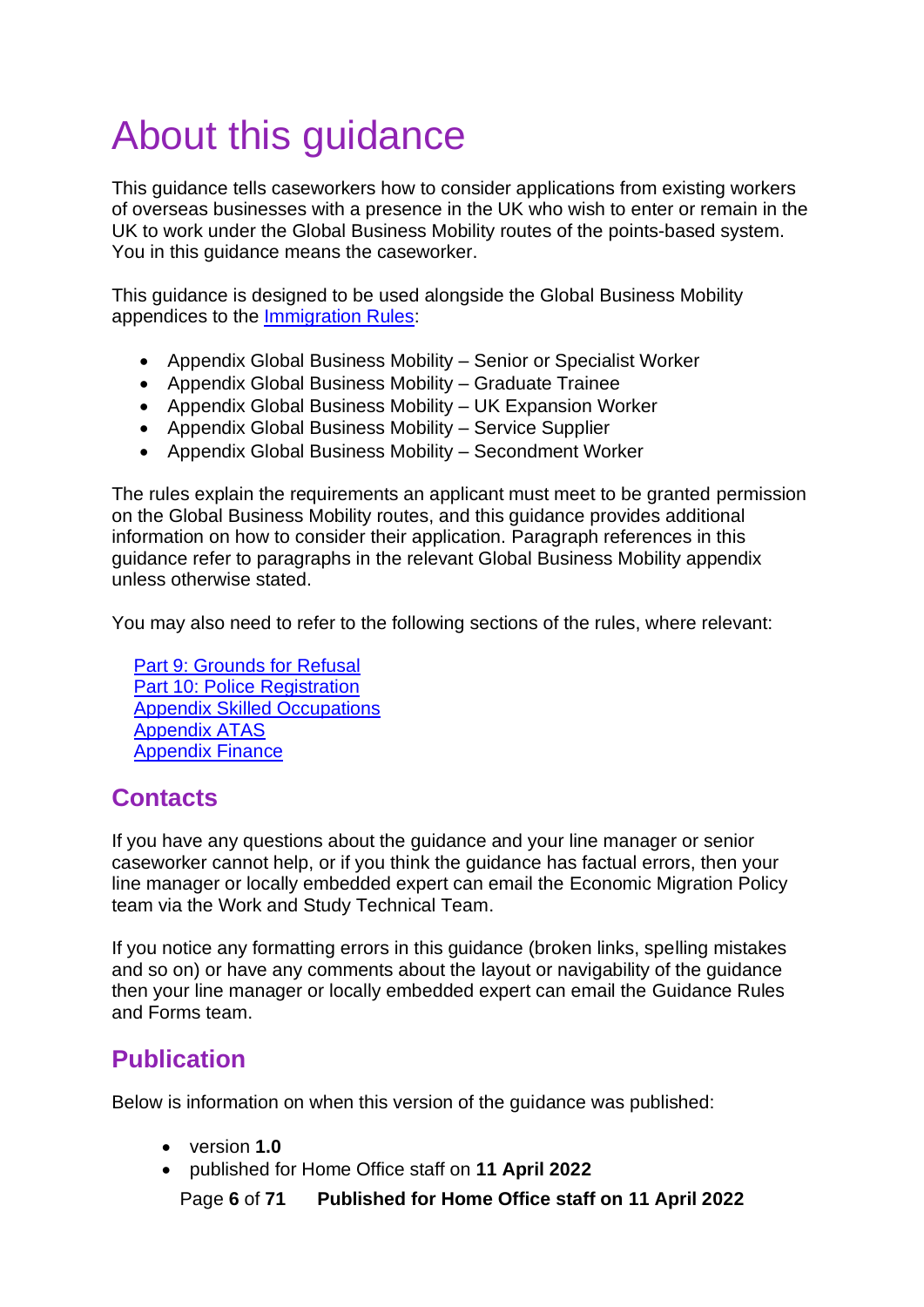# About this guidance

This guidance tells caseworkers how to consider applications from existing workers of overseas businesses with a presence in the UK who wish to enter or remain in the UK to work under the Global Business Mobility routes of the points-based system. You in this guidance means the caseworker.

This guidance is designed to be used alongside the Global Business Mobility appendices to the Immigration Rules:

- Appendix Global Business Mobility – Senior or Specialist Worker
- Appendix Global Business Mobility – Graduate Trainee
- Appendix Global Business Mobility – UK Expansion Worker
- Appendix Global Business Mobility – Service Supplier
- Appendix Global Business Mobility – Secondment Worker

The rules explain the requirements an applicant must meet to be granted permission on the Global Business Mobility routes, and this guidance provides additional information on how to consider their application. Paragraph references in this guidance refer to paragraphs in the relevant Global Business Mobility appendix unless otherwise stated.

You may also need to refer to the following sections of the rules, where relevant:

Part 9: Grounds for Refusal
Part 10: Police Registration
Appendix Skilled Occupations
Appendix ATAS
Appendix Finance

## Contacts

If you have any questions about the guidance and your line manager or senior caseworker cannot help, or if you think the guidance has factual errors, then your line manager or locally embedded expert can email the Economic Migration Policy team via the Work and Study Technical Team.

If you notice any formatting errors in this guidance (broken links, spelling mistakes and so on) or have any comments about the layout or navigability of the guidance then your line manager or locally embedded expert can email the Guidance Rules and Forms team.

## Publication

Below is information on when this version of the guidance was published:

- version **1.0**
- published for Home Office staff on **11 April 2022**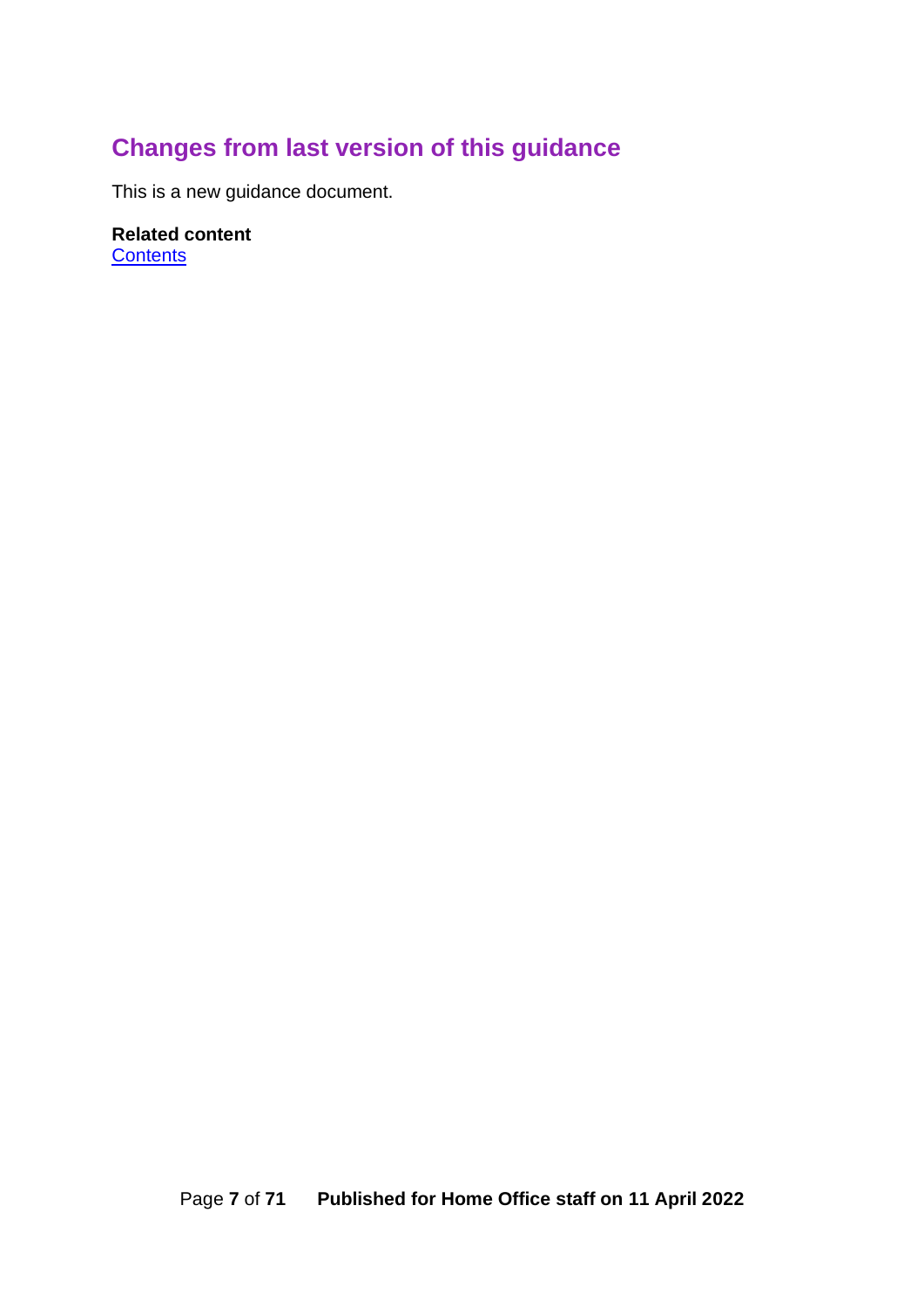## Changes from last version of this guidance

This is a new guidance document.

**Related content**
Contents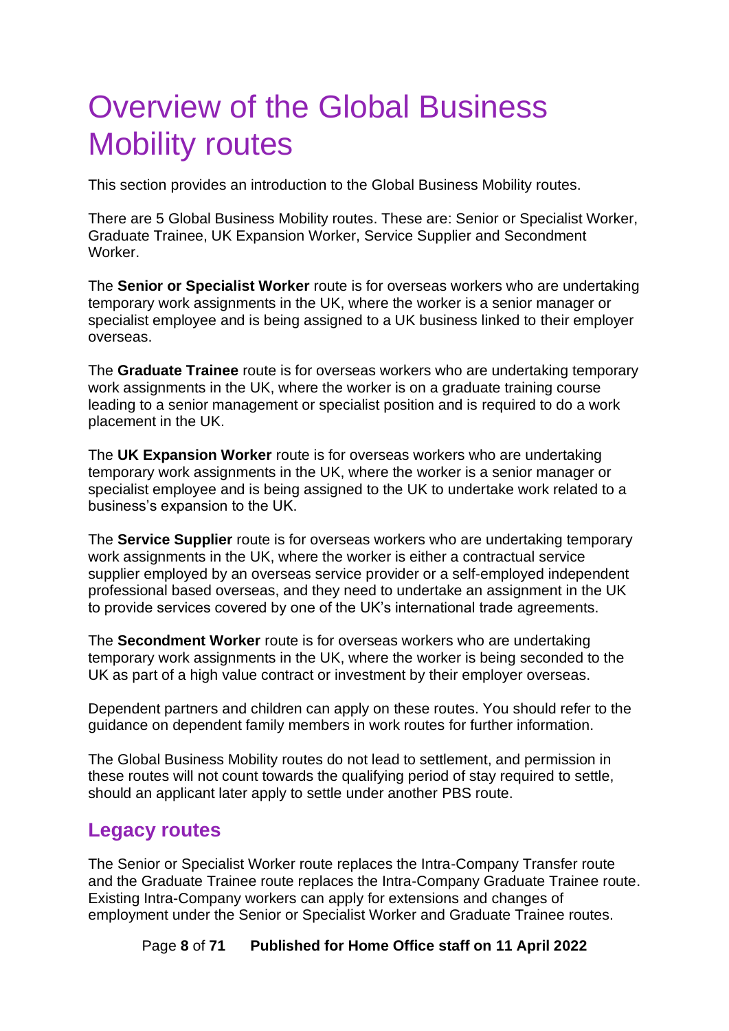# Overview of the Global Business Mobility routes

This section provides an introduction to the Global Business Mobility routes.

There are 5 Global Business Mobility routes. These are: Senior or Specialist Worker, Graduate Trainee, UK Expansion Worker, Service Supplier and Secondment Worker.

The **Senior or Specialist Worker** route is for overseas workers who are undertaking temporary work assignments in the UK, where the worker is a senior manager or specialist employee and is being assigned to a UK business linked to their employer overseas.

The **Graduate Trainee** route is for overseas workers who are undertaking temporary work assignments in the UK, where the worker is on a graduate training course leading to a senior management or specialist position and is required to do a work placement in the UK.

The **UK Expansion Worker** route is for overseas workers who are undertaking temporary work assignments in the UK, where the worker is a senior manager or specialist employee and is being assigned to the UK to undertake work related to a business's expansion to the UK.

The **Service Supplier** route is for overseas workers who are undertaking temporary work assignments in the UK, where the worker is either a contractual service supplier employed by an overseas service provider or a self-employed independent professional based overseas, and they need to undertake an assignment in the UK to provide services covered by one of the UK's international trade agreements.

The **Secondment Worker** route is for overseas workers who are undertaking temporary work assignments in the UK, where the worker is being seconded to the UK as part of a high value contract or investment by their employer overseas.

Dependent partners and children can apply on these routes. You should refer to the guidance on dependent family members in work routes for further information.

The Global Business Mobility routes do not lead to settlement, and permission in these routes will not count towards the qualifying period of stay required to settle, should an applicant later apply to settle under another PBS route.

## Legacy routes

The Senior or Specialist Worker route replaces the Intra-Company Transfer route and the Graduate Trainee route replaces the Intra-Company Graduate Trainee route. Existing Intra-Company workers can apply for extensions and changes of employment under the Senior or Specialist Worker and Graduate Trainee routes.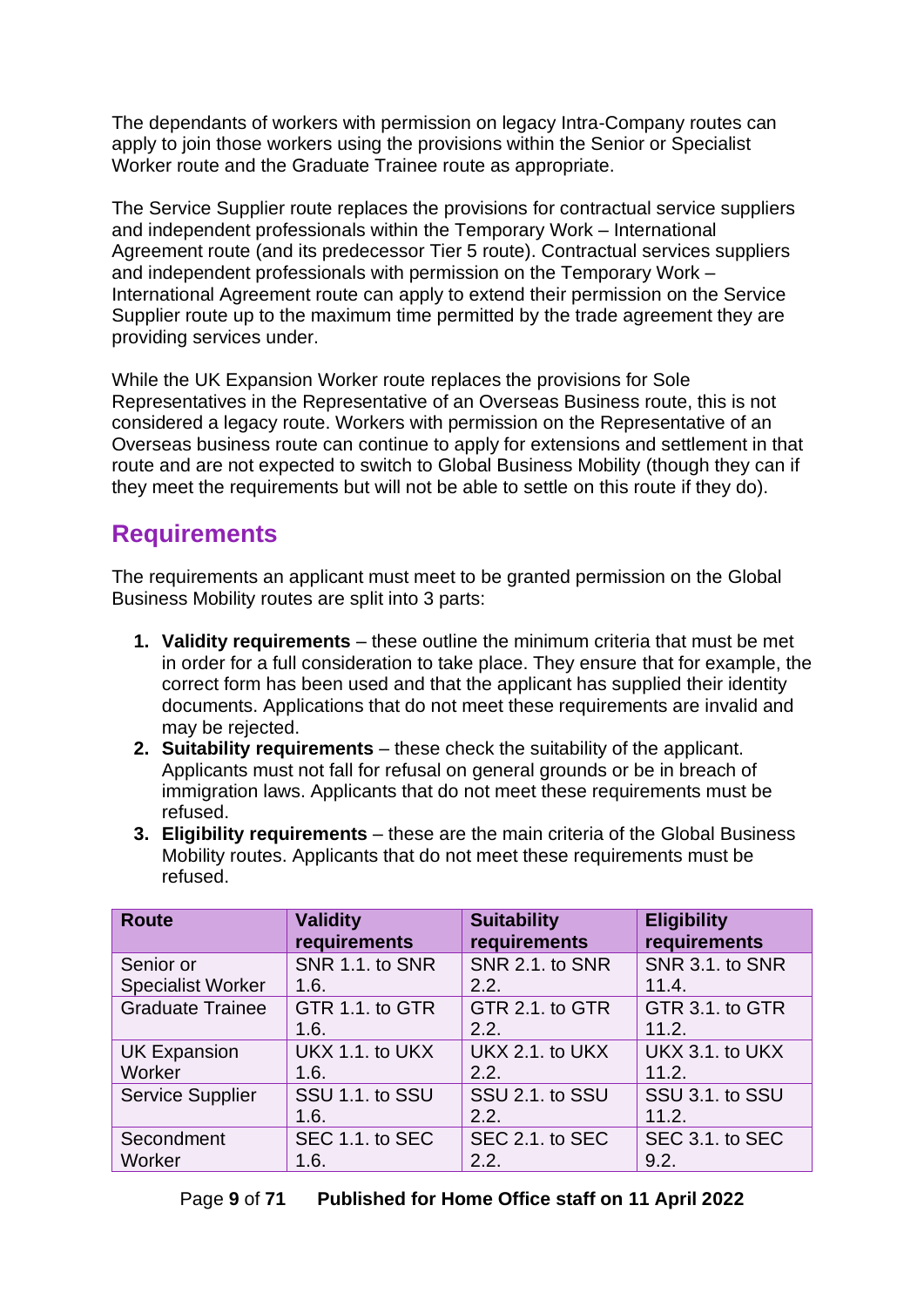The dependants of workers with permission on legacy Intra-Company routes can apply to join those workers using the provisions within the Senior or Specialist Worker route and the Graduate Trainee route as appropriate.

The Service Supplier route replaces the provisions for contractual service suppliers and independent professionals within the Temporary Work – International Agreement route (and its predecessor Tier 5 route). Contractual services suppliers and independent professionals with permission on the Temporary Work – International Agreement route can apply to extend their permission on the Service Supplier route up to the maximum time permitted by the trade agreement they are providing services under.

While the UK Expansion Worker route replaces the provisions for Sole Representatives in the Representative of an Overseas Business route, this is not considered a legacy route. Workers with permission on the Representative of an Overseas business route can continue to apply for extensions and settlement in that route and are not expected to switch to Global Business Mobility (though they can if they meet the requirements but will not be able to settle on this route if they do).

## Requirements

The requirements an applicant must meet to be granted permission on the Global Business Mobility routes are split into 3 parts:

1. **Validity requirements** – these outline the minimum criteria that must be met in order for a full consideration to take place. They ensure that for example, the correct form has been used and that the applicant has supplied their identity documents. Applications that do not meet these requirements are invalid and may be rejected.
2. **Suitability requirements** – these check the suitability of the applicant. Applicants must not fall for refusal on general grounds or be in breach of immigration laws. Applicants that do not meet these requirements must be refused.
3. **Eligibility requirements** – these are the main criteria of the Global Business Mobility routes. Applicants that do not meet these requirements must be refused.

| Route | Validity requirements | Suitability requirements | Eligibility requirements |
|---|---|---|---|
| Senior or Specialist Worker | SNR 1.1. to SNR 1.6. | SNR 2.1. to SNR 2.2. | SNR 3.1. to SNR 11.4. |
| Graduate Trainee | GTR 1.1. to GTR 1.6. | GTR 2.1. to GTR 2.2. | GTR 3.1. to GTR 11.2. |
| UK Expansion Worker | UKX 1.1. to UKX 1.6. | UKX 2.1. to UKX 2.2. | UKX 3.1. to UKX 11.2. |
| Service Supplier | SSU 1.1. to SSU 1.6. | SSU 2.1. to SSU 2.2. | SSU 3.1. to SSU 11.2. |
| Secondment Worker | SEC 1.1. to SEC 1.6. | SEC 2.1. to SEC 2.2. | SEC 3.1. to SEC 9.2. |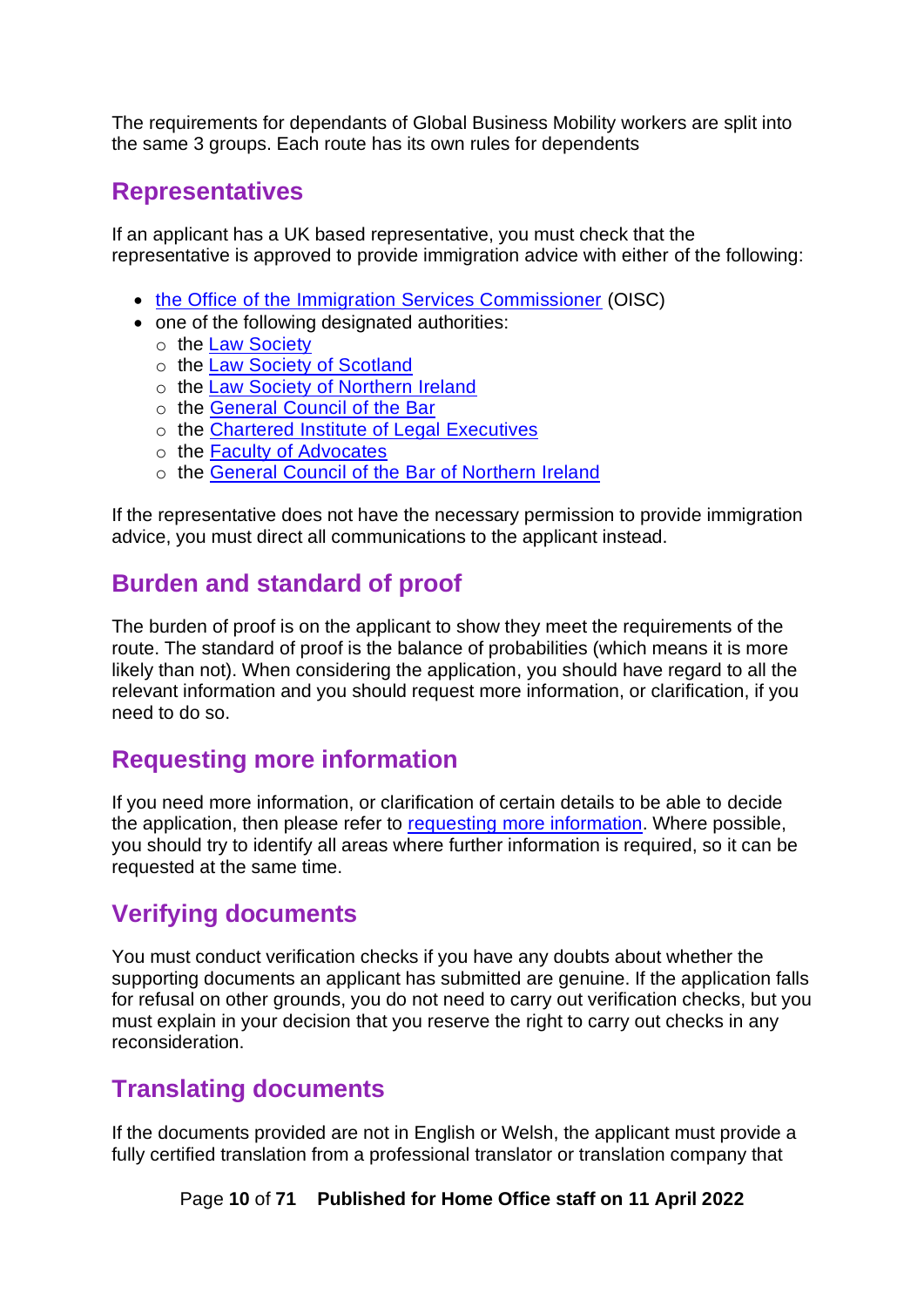The requirements for dependants of Global Business Mobility workers are split into the same 3 groups. Each route has its own rules for dependents

## Representatives

If an applicant has a UK based representative, you must check that the representative is approved to provide immigration advice with either of the following:

- the Office of the Immigration Services Commissioner (OISC)
- one of the following designated authorities:
  - the Law Society
  - the Law Society of Scotland
  - the Law Society of Northern Ireland
  - the General Council of the Bar
  - the Chartered Institute of Legal Executives
  - the Faculty of Advocates
  - the General Council of the Bar of Northern Ireland

If the representative does not have the necessary permission to provide immigration advice, you must direct all communications to the applicant instead.

## Burden and standard of proof

The burden of proof is on the applicant to show they meet the requirements of the route. The standard of proof is the balance of probabilities (which means it is more likely than not). When considering the application, you should have regard to all the relevant information and you should request more information, or clarification, if you need to do so.

## Requesting more information

If you need more information, or clarification of certain details to be able to decide the application, then please refer to requesting more information. Where possible, you should try to identify all areas where further information is required, so it can be requested at the same time.

## Verifying documents

You must conduct verification checks if you have any doubts about whether the supporting documents an applicant has submitted are genuine. If the application falls for refusal on other grounds, you do not need to carry out verification checks, but you must explain in your decision that you reserve the right to carry out checks in any reconsideration.

## Translating documents

If the documents provided are not in English or Welsh, the applicant must provide a fully certified translation from a professional translator or translation company that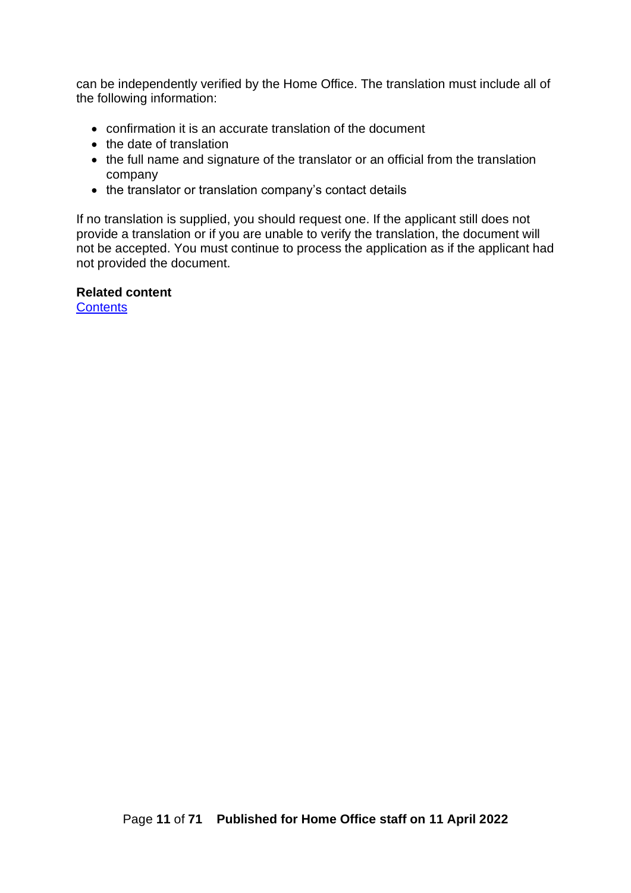can be independently verified by the Home Office. The translation must include all of the following information:

- confirmation it is an accurate translation of the document
- the date of translation
- the full name and signature of the translator or an official from the translation company
- the translator or translation company's contact details

If no translation is supplied, you should request one. If the applicant still does not provide a translation or if you are unable to verify the translation, the document will not be accepted. You must continue to process the application as if the applicant had not provided the document.

**Related content**
[Contents]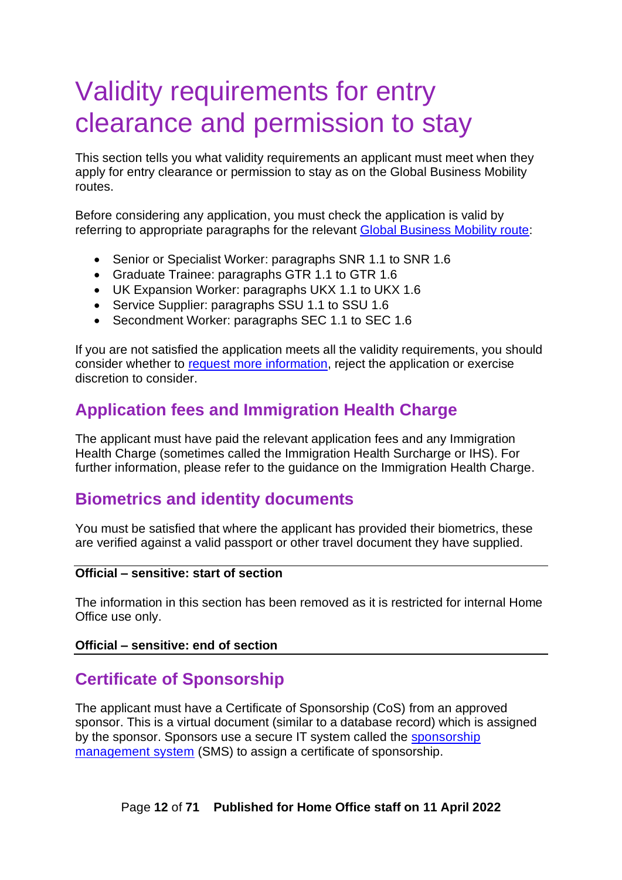# Validity requirements for entry clearance and permission to stay

This section tells you what validity requirements an applicant must meet when they apply for entry clearance or permission to stay as on the Global Business Mobility routes.

Before considering any application, you must check the application is valid by referring to appropriate paragraphs for the relevant Global Business Mobility route:

- Senior or Specialist Worker: paragraphs SNR 1.1 to SNR 1.6
- Graduate Trainee: paragraphs GTR 1.1 to GTR 1.6
- UK Expansion Worker: paragraphs UKX 1.1 to UKX 1.6
- Service Supplier: paragraphs SSU 1.1 to SSU 1.6
- Secondment Worker: paragraphs SEC 1.1 to SEC 1.6

If you are not satisfied the application meets all the validity requirements, you should consider whether to request more information, reject the application or exercise discretion to consider.

## Application fees and Immigration Health Charge

The applicant must have paid the relevant application fees and any Immigration Health Charge (sometimes called the Immigration Health Surcharge or IHS). For further information, please refer to the guidance on the Immigration Health Charge.

## Biometrics and identity documents

You must be satisfied that where the applicant has provided their biometrics, these are verified against a valid passport or other travel document they have supplied.

**Official – sensitive: start of section**

The information in this section has been removed as it is restricted for internal Home Office use only.

**Official – sensitive: end of section**

## Certificate of Sponsorship

The applicant must have a Certificate of Sponsorship (CoS) from an approved sponsor. This is a virtual document (similar to a database record) which is assigned by the sponsor. Sponsors use a secure IT system called the sponsorship management system (SMS) to assign a certificate of sponsorship.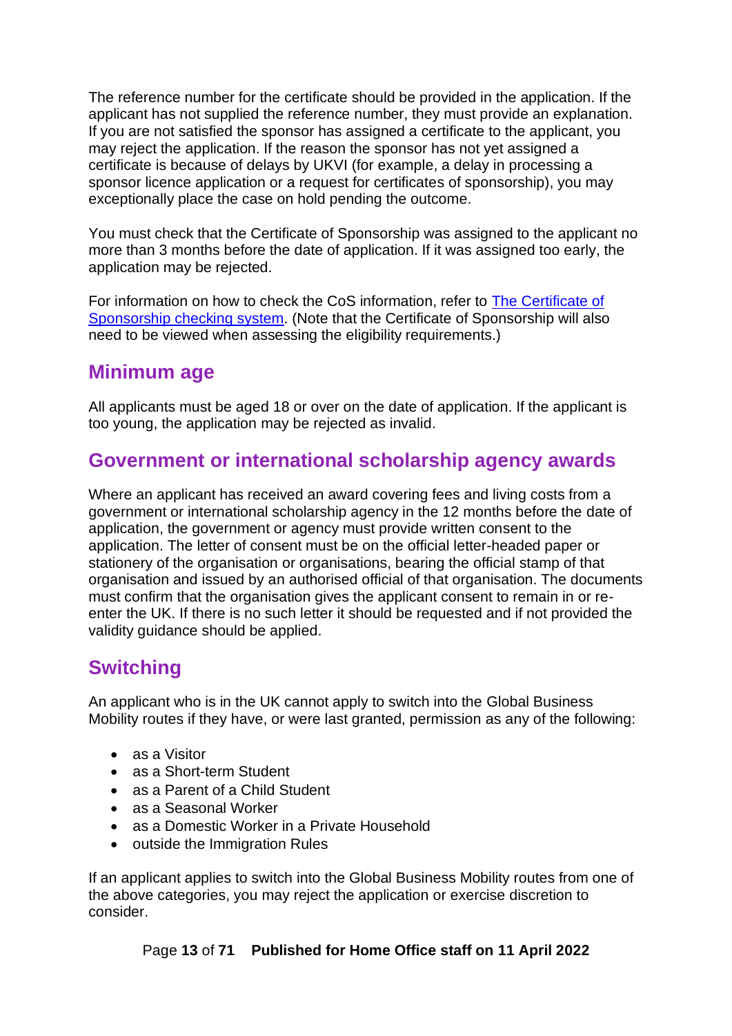The reference number for the certificate should be provided in the application. If the applicant has not supplied the reference number, they must provide an explanation. If you are not satisfied the sponsor has assigned a certificate to the applicant, you may reject the application. If the reason the sponsor has not yet assigned a certificate is because of delays by UKVI (for example, a delay in processing a sponsor licence application or a request for certificates of sponsorship), you may exceptionally place the case on hold pending the outcome.

You must check that the Certificate of Sponsorship was assigned to the applicant no more than 3 months before the date of application. If it was assigned too early, the application may be rejected.

For information on how to check the CoS information, refer to The Certificate of Sponsorship checking system. (Note that the Certificate of Sponsorship will also need to be viewed when assessing the eligibility requirements.)

## Minimum age

All applicants must be aged 18 or over on the date of application. If the applicant is too young, the application may be rejected as invalid.

## Government or international scholarship agency awards

Where an applicant has received an award covering fees and living costs from a government or international scholarship agency in the 12 months before the date of application, the government or agency must provide written consent to the application. The letter of consent must be on the official letter-headed paper or stationery of the organisation or organisations, bearing the official stamp of that organisation and issued by an authorised official of that organisation. The documents must confirm that the organisation gives the applicant consent to remain in or re-enter the UK. If there is no such letter it should be requested and if not provided the validity guidance should be applied.

## Switching

An applicant who is in the UK cannot apply to switch into the Global Business Mobility routes if they have, or were last granted, permission as any of the following:

- as a Visitor
- as a Short-term Student
- as a Parent of a Child Student
- as a Seasonal Worker
- as a Domestic Worker in a Private Household
- outside the Immigration Rules

If an applicant applies to switch into the Global Business Mobility routes from one of the above categories, you may reject the application or exercise discretion to consider.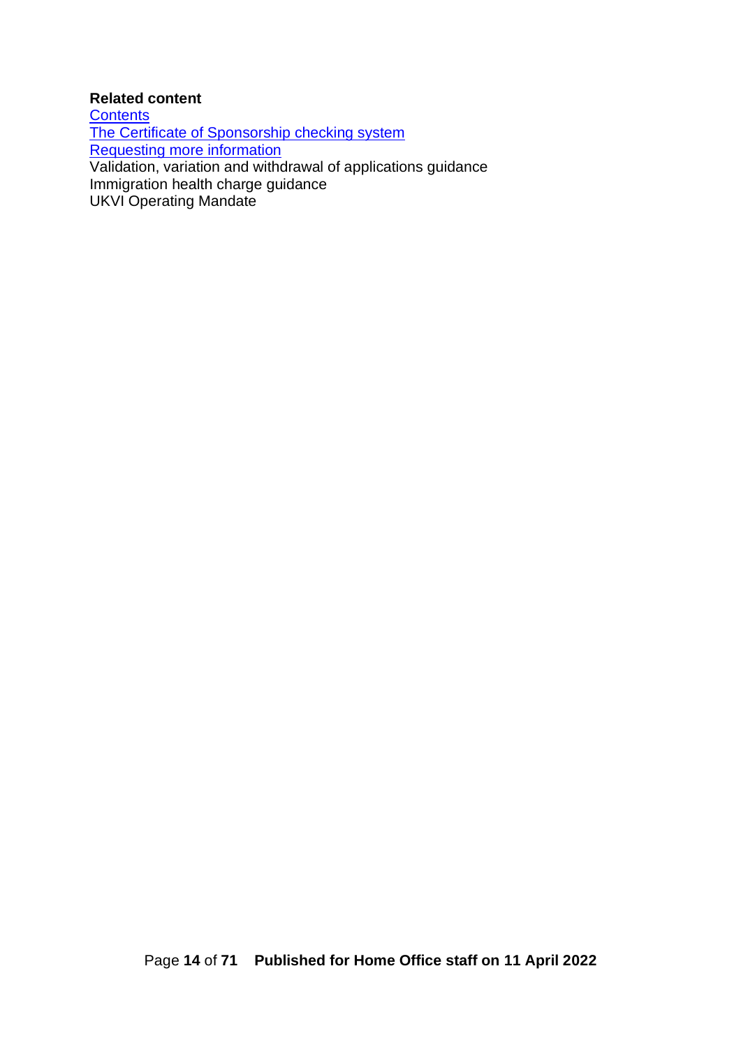**Related content**

[Contents]()

[The Certificate of Sponsorship checking system]()

[Requesting more information]()

Validation, variation and withdrawal of applications guidance

Immigration health charge guidance

UKVI Operating Mandate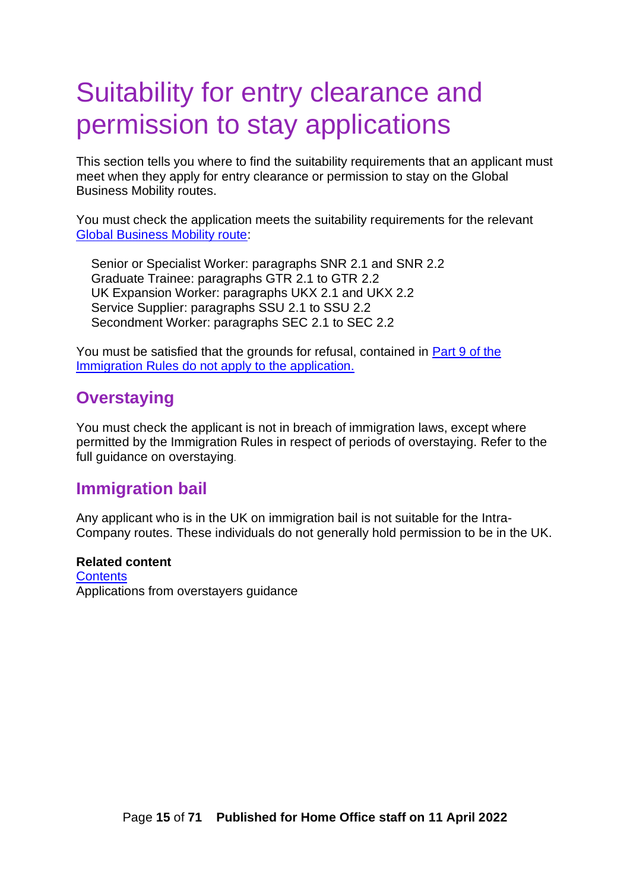# Suitability for entry clearance and permission to stay applications

This section tells you where to find the suitability requirements that an applicant must meet when they apply for entry clearance or permission to stay on the Global Business Mobility routes.

You must check the application meets the suitability requirements for the relevant Global Business Mobility route:

Senior or Specialist Worker: paragraphs SNR 2.1 and SNR 2.2
Graduate Trainee: paragraphs GTR 2.1 to GTR 2.2
UK Expansion Worker: paragraphs UKX 2.1 and UKX 2.2
Service Supplier: paragraphs SSU 2.1 to SSU 2.2
Secondment Worker: paragraphs SEC 2.1 to SEC 2.2

You must be satisfied that the grounds for refusal, contained in Part 9 of the Immigration Rules do not apply to the application.

## Overstaying

You must check the applicant is not in breach of immigration laws, except where permitted by the Immigration Rules in respect of periods of overstaying. Refer to the full guidance on overstaying.

## Immigration bail

Any applicant who is in the UK on immigration bail is not suitable for the Intra-Company routes. These individuals do not generally hold permission to be in the UK.

**Related content**
Contents
Applications from overstayers guidance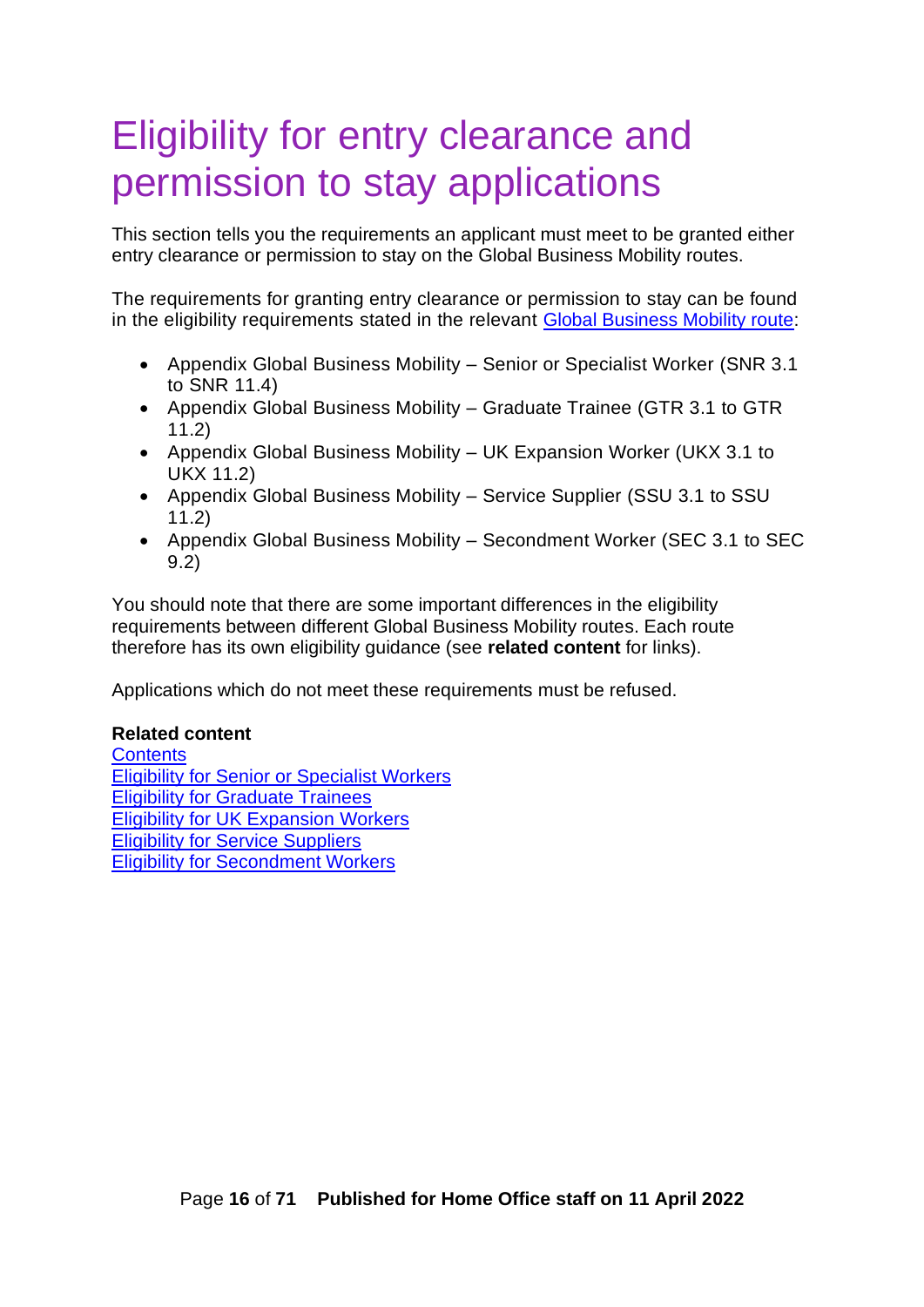# Eligibility for entry clearance and permission to stay applications

This section tells you the requirements an applicant must meet to be granted either entry clearance or permission to stay on the Global Business Mobility routes.

The requirements for granting entry clearance or permission to stay can be found in the eligibility requirements stated in the relevant [Global Business Mobility route](#):

- Appendix Global Business Mobility – Senior or Specialist Worker (SNR 3.1 to SNR 11.4)
- Appendix Global Business Mobility – Graduate Trainee (GTR 3.1 to GTR 11.2)
- Appendix Global Business Mobility – UK Expansion Worker (UKX 3.1 to UKX 11.2)
- Appendix Global Business Mobility – Service Supplier (SSU 3.1 to SSU 11.2)
- Appendix Global Business Mobility – Secondment Worker (SEC 3.1 to SEC 9.2)

You should note that there are some important differences in the eligibility requirements between different Global Business Mobility routes. Each route therefore has its own eligibility guidance (see **related content** for links).

Applications which do not meet these requirements must be refused.

**Related content**
[Contents](#)
[Eligibility for Senior or Specialist Workers](#)
[Eligibility for Graduate Trainees](#)
[Eligibility for UK Expansion Workers](#)
[Eligibility for Service Suppliers](#)
[Eligibility for Secondment Workers](#)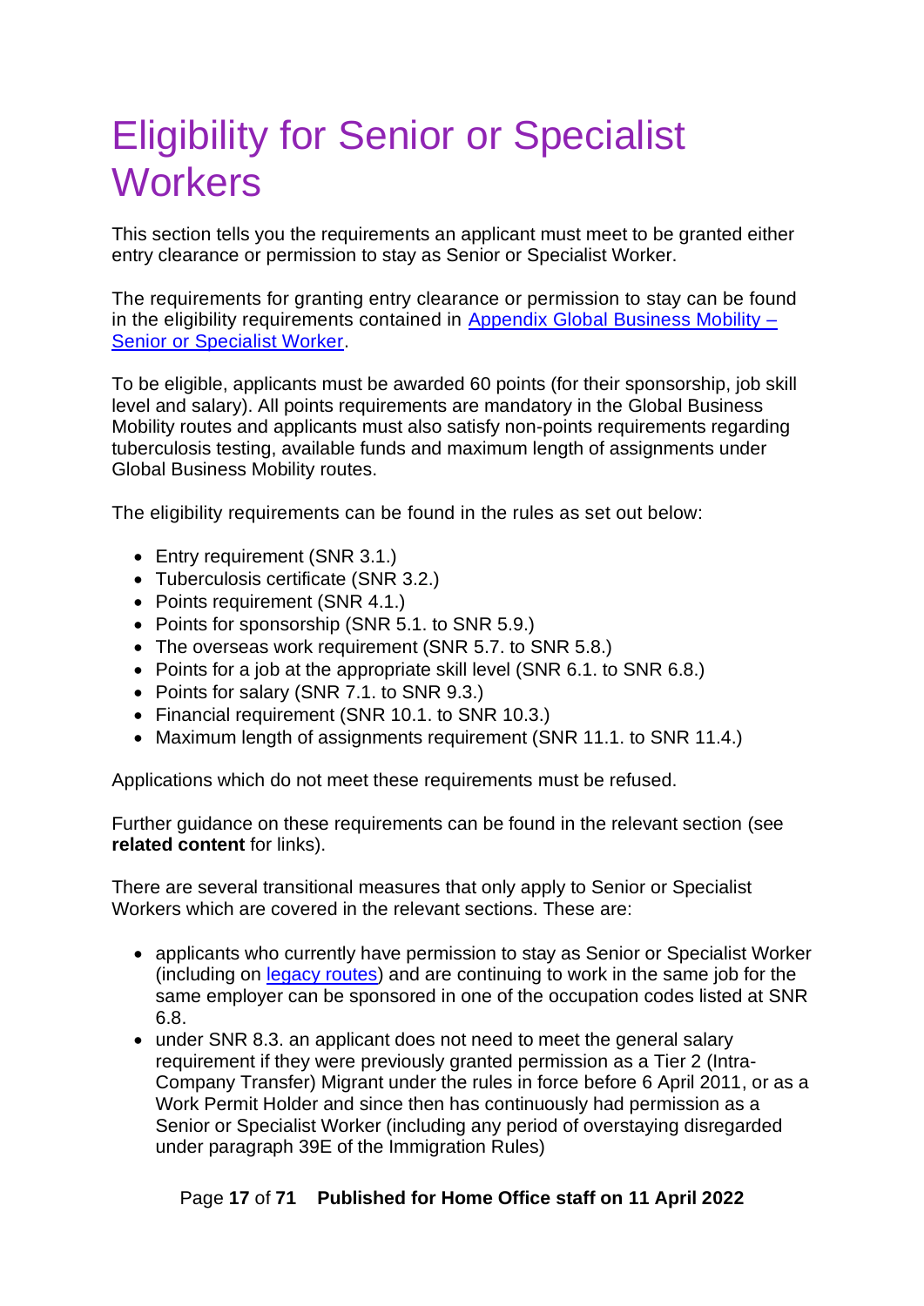# Eligibility for Senior or Specialist Workers

This section tells you the requirements an applicant must meet to be granted either entry clearance or permission to stay as Senior or Specialist Worker.

The requirements for granting entry clearance or permission to stay can be found in the eligibility requirements contained in [Appendix Global Business Mobility – Senior or Specialist Worker](#).

To be eligible, applicants must be awarded 60 points (for their sponsorship, job skill level and salary). All points requirements are mandatory in the Global Business Mobility routes and applicants must also satisfy non-points requirements regarding tuberculosis testing, available funds and maximum length of assignments under Global Business Mobility routes.

The eligibility requirements can be found in the rules as set out below:

- Entry requirement (SNR 3.1.)
- Tuberculosis certificate (SNR 3.2.)
- Points requirement (SNR 4.1.)
- Points for sponsorship (SNR 5.1. to SNR 5.9.)
- The overseas work requirement (SNR 5.7. to SNR 5.8.)
- Points for a job at the appropriate skill level (SNR 6.1. to SNR 6.8.)
- Points for salary (SNR 7.1. to SNR 9.3.)
- Financial requirement (SNR 10.1. to SNR 10.3.)
- Maximum length of assignments requirement (SNR 11.1. to SNR 11.4.)

Applications which do not meet these requirements must be refused.

Further guidance on these requirements can be found in the relevant section (see **related content** for links).

There are several transitional measures that only apply to Senior or Specialist Workers which are covered in the relevant sections. These are:

- applicants who currently have permission to stay as Senior or Specialist Worker (including on [legacy routes](#)) and are continuing to work in the same job for the same employer can be sponsored in one of the occupation codes listed at SNR 6.8.
- under SNR 8.3. an applicant does not need to meet the general salary requirement if they were previously granted permission as a Tier 2 (Intra-Company Transfer) Migrant under the rules in force before 6 April 2011, or as a Work Permit Holder and since then has continuously had permission as a Senior or Specialist Worker (including any period of overstaying disregarded under paragraph 39E of the Immigration Rules)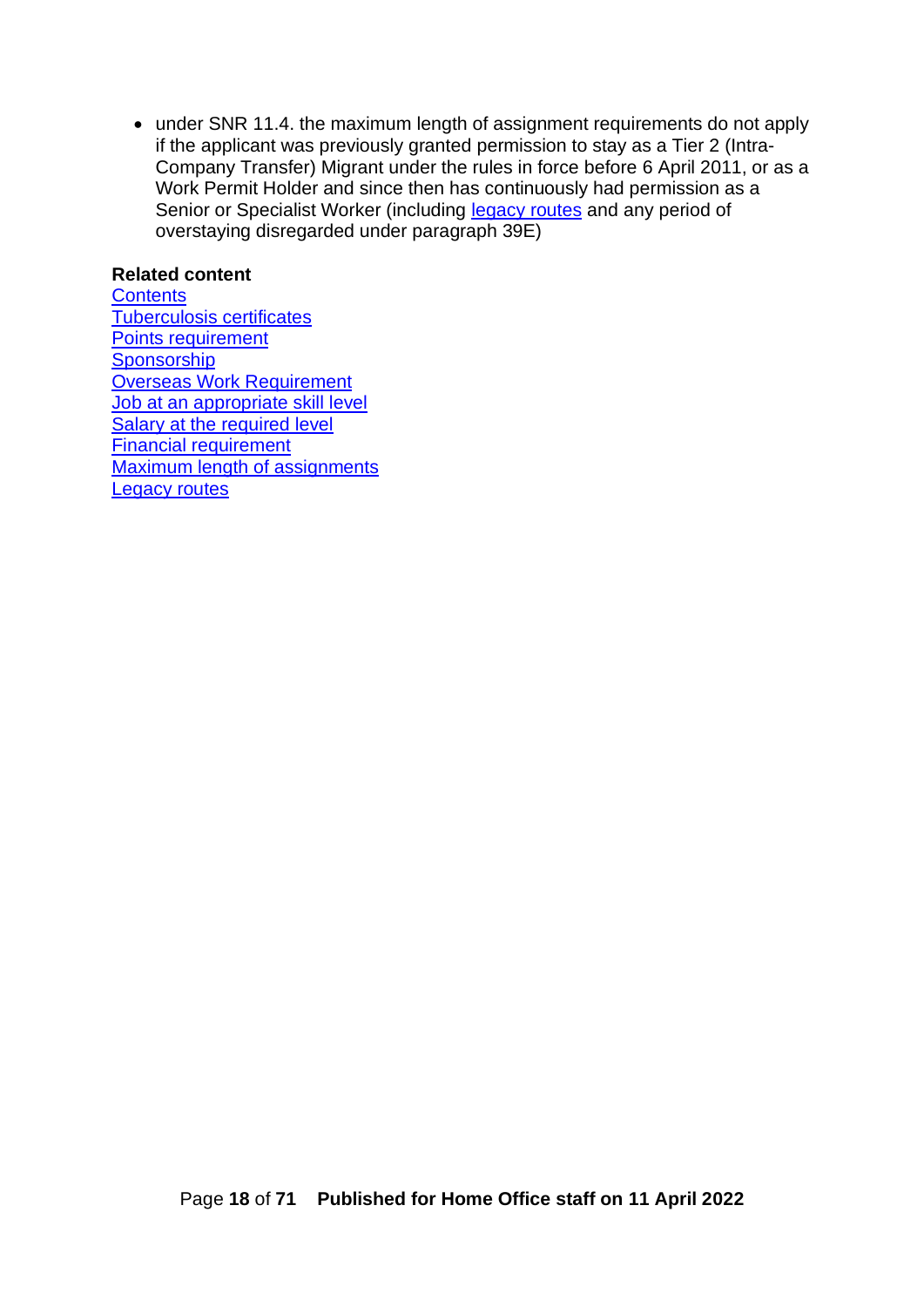- under SNR 11.4. the maximum length of assignment requirements do not apply if the applicant was previously granted permission to stay as a Tier 2 (Intra-Company Transfer) Migrant under the rules in force before 6 April 2011, or as a Work Permit Holder and since then has continuously had permission as a Senior or Specialist Worker (including legacy routes and any period of overstaying disregarded under paragraph 39E)

**Related content**
Contents
Tuberculosis certificates
Points requirement
Sponsorship
Overseas Work Requirement
Job at an appropriate skill level
Salary at the required level
Financial requirement
Maximum length of assignments
Legacy routes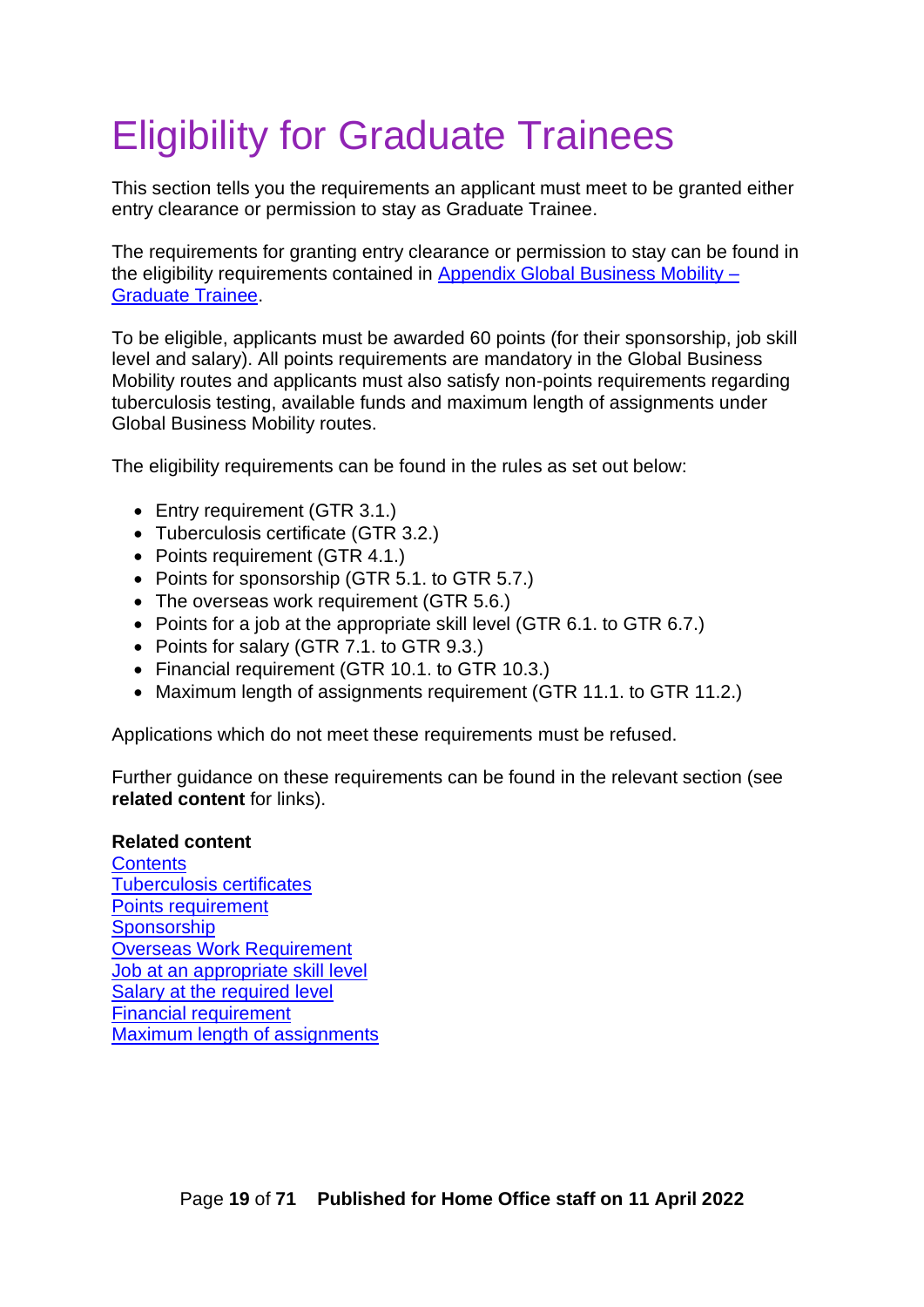# Eligibility for Graduate Trainees

This section tells you the requirements an applicant must meet to be granted either entry clearance or permission to stay as Graduate Trainee.

The requirements for granting entry clearance or permission to stay can be found in the eligibility requirements contained in Appendix Global Business Mobility – Graduate Trainee.

To be eligible, applicants must be awarded 60 points (for their sponsorship, job skill level and salary). All points requirements are mandatory in the Global Business Mobility routes and applicants must also satisfy non-points requirements regarding tuberculosis testing, available funds and maximum length of assignments under Global Business Mobility routes.

The eligibility requirements can be found in the rules as set out below:

- Entry requirement (GTR 3.1.)
- Tuberculosis certificate (GTR 3.2.)
- Points requirement (GTR 4.1.)
- Points for sponsorship (GTR 5.1. to GTR 5.7.)
- The overseas work requirement (GTR 5.6.)
- Points for a job at the appropriate skill level (GTR 6.1. to GTR 6.7.)
- Points for salary (GTR 7.1. to GTR 9.3.)
- Financial requirement (GTR 10.1. to GTR 10.3.)
- Maximum length of assignments requirement (GTR 11.1. to GTR 11.2.)

Applications which do not meet these requirements must be refused.

Further guidance on these requirements can be found in the relevant section (see **related content** for links).

**Related content**
Contents
Tuberculosis certificates
Points requirement
Sponsorship
Overseas Work Requirement
Job at an appropriate skill level
Salary at the required level
Financial requirement
Maximum length of assignments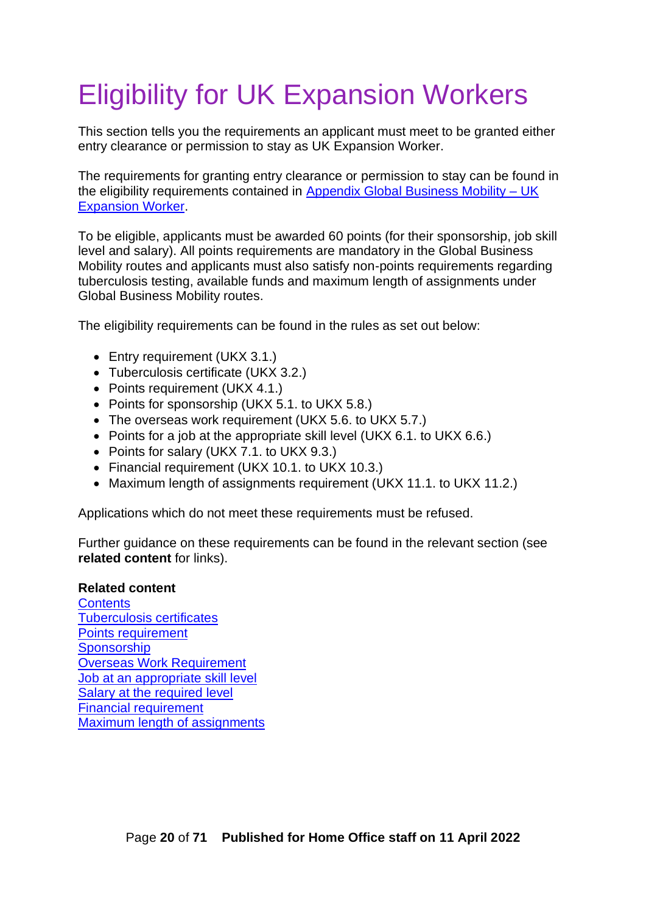# Eligibility for UK Expansion Workers

This section tells you the requirements an applicant must meet to be granted either entry clearance or permission to stay as UK Expansion Worker.

The requirements for granting entry clearance or permission to stay can be found in the eligibility requirements contained in [Appendix Global Business Mobility – UK Expansion Worker](#).

To be eligible, applicants must be awarded 60 points (for their sponsorship, job skill level and salary). All points requirements are mandatory in the Global Business Mobility routes and applicants must also satisfy non-points requirements regarding tuberculosis testing, available funds and maximum length of assignments under Global Business Mobility routes.

The eligibility requirements can be found in the rules as set out below:

- Entry requirement (UKX 3.1.)
- Tuberculosis certificate (UKX 3.2.)
- Points requirement (UKX 4.1.)
- Points for sponsorship (UKX 5.1. to UKX 5.8.)
- The overseas work requirement (UKX 5.6. to UKX 5.7.)
- Points for a job at the appropriate skill level (UKX 6.1. to UKX 6.6.)
- Points for salary (UKX 7.1. to UKX 9.3.)
- Financial requirement (UKX 10.1. to UKX 10.3.)
- Maximum length of assignments requirement (UKX 11.1. to UKX 11.2.)

Applications which do not meet these requirements must be refused.

Further guidance on these requirements can be found in the relevant section (see **related content** for links).

**Related content**
Contents
Tuberculosis certificates
Points requirement
Sponsorship
Overseas Work Requirement
Job at an appropriate skill level
Salary at the required level
Financial requirement
Maximum length of assignments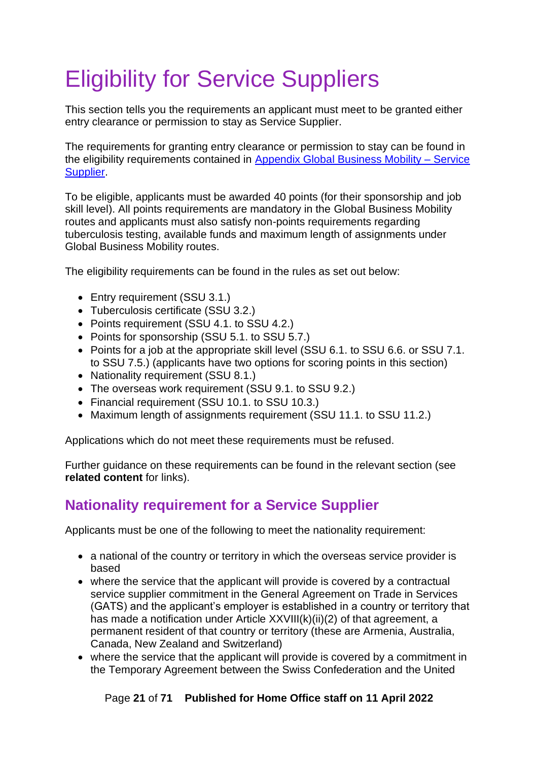# Eligibility for Service Suppliers

This section tells you the requirements an applicant must meet to be granted either entry clearance or permission to stay as Service Supplier.

The requirements for granting entry clearance or permission to stay can be found in the eligibility requirements contained in [Appendix Global Business Mobility – Service Supplier](#).

To be eligible, applicants must be awarded 40 points (for their sponsorship and job skill level). All points requirements are mandatory in the Global Business Mobility routes and applicants must also satisfy non-points requirements regarding tuberculosis testing, available funds and maximum length of assignments under Global Business Mobility routes.

The eligibility requirements can be found in the rules as set out below:

- Entry requirement (SSU 3.1.)
- Tuberculosis certificate (SSU 3.2.)
- Points requirement (SSU 4.1. to SSU 4.2.)
- Points for sponsorship (SSU 5.1. to SSU 5.7.)
- Points for a job at the appropriate skill level (SSU 6.1. to SSU 6.6. or SSU 7.1. to SSU 7.5.) (applicants have two options for scoring points in this section)
- Nationality requirement (SSU 8.1.)
- The overseas work requirement (SSU 9.1. to SSU 9.2.)
- Financial requirement (SSU 10.1. to SSU 10.3.)
- Maximum length of assignments requirement (SSU 11.1. to SSU 11.2.)

Applications which do not meet these requirements must be refused.

Further guidance on these requirements can be found in the relevant section (see **related content** for links).

## Nationality requirement for a Service Supplier

Applicants must be one of the following to meet the nationality requirement:

- a national of the country or territory in which the overseas service provider is based
- where the service that the applicant will provide is covered by a contractual service supplier commitment in the General Agreement on Trade in Services (GATS) and the applicant's employer is established in a country or territory that has made a notification under Article XXVIII(k)(ii)(2) of that agreement, a permanent resident of that country or territory (these are Armenia, Australia, Canada, New Zealand and Switzerland)
- where the service that the applicant will provide is covered by a commitment in the Temporary Agreement between the Swiss Confederation and the United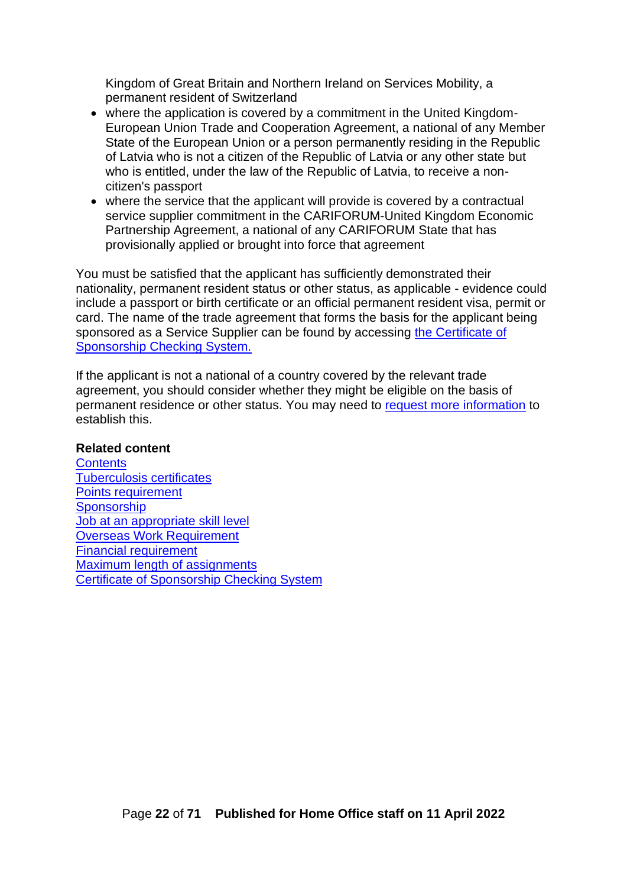Kingdom of Great Britain and Northern Ireland on Services Mobility, a permanent resident of Switzerland

- where the application is covered by a commitment in the United Kingdom-European Union Trade and Cooperation Agreement, a national of any Member State of the European Union or a person permanently residing in the Republic of Latvia who is not a citizen of the Republic of Latvia or any other state but who is entitled, under the law of the Republic of Latvia, to receive a non-citizen's passport
- where the service that the applicant will provide is covered by a contractual service supplier commitment in the CARIFORUM-United Kingdom Economic Partnership Agreement, a national of any CARIFORUM State that has provisionally applied or brought into force that agreement

You must be satisfied that the applicant has sufficiently demonstrated their nationality, permanent resident status or other status, as applicable - evidence could include a passport or birth certificate or an official permanent resident visa, permit or card. The name of the trade agreement that forms the basis for the applicant being sponsored as a Service Supplier can be found by accessing the Certificate of Sponsorship Checking System.

If the applicant is not a national of a country covered by the relevant trade agreement, you should consider whether they might be eligible on the basis of permanent residence or other status. You may need to request more information to establish this.

**Related content**
Contents
Tuberculosis certificates
Points requirement
Sponsorship
Job at an appropriate skill level
Overseas Work Requirement
Financial requirement
Maximum length of assignments
Certificate of Sponsorship Checking System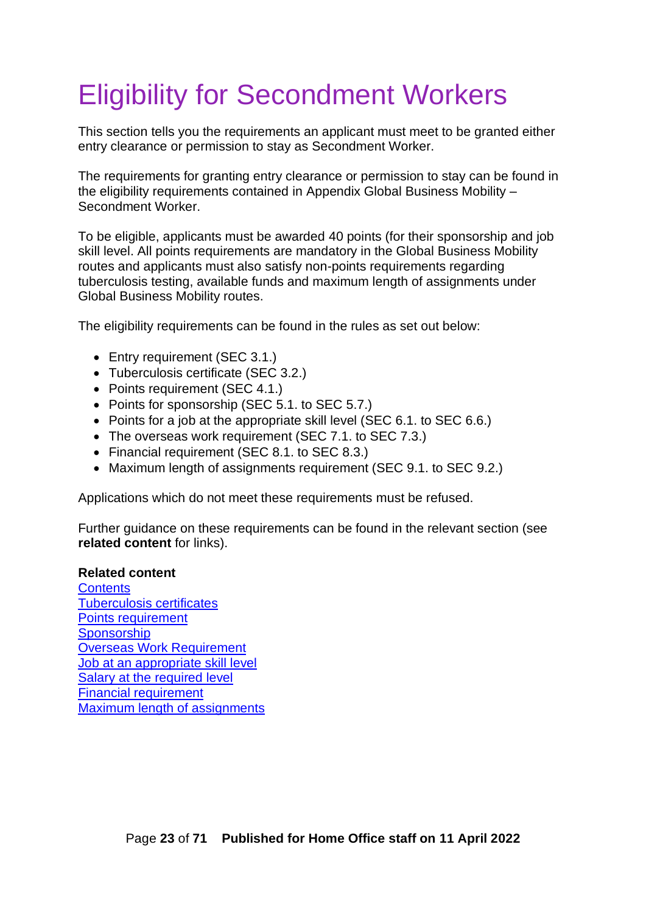# Eligibility for Secondment Workers

This section tells you the requirements an applicant must meet to be granted either entry clearance or permission to stay as Secondment Worker.

The requirements for granting entry clearance or permission to stay can be found in the eligibility requirements contained in Appendix Global Business Mobility – Secondment Worker.

To be eligible, applicants must be awarded 40 points (for their sponsorship and job skill level. All points requirements are mandatory in the Global Business Mobility routes and applicants must also satisfy non-points requirements regarding tuberculosis testing, available funds and maximum length of assignments under Global Business Mobility routes.

The eligibility requirements can be found in the rules as set out below:

- Entry requirement (SEC 3.1.)
- Tuberculosis certificate (SEC 3.2.)
- Points requirement (SEC 4.1.)
- Points for sponsorship (SEC 5.1. to SEC 5.7.)
- Points for a job at the appropriate skill level (SEC 6.1. to SEC 6.6.)
- The overseas work requirement (SEC 7.1. to SEC 7.3.)
- Financial requirement (SEC 8.1. to SEC 8.3.)
- Maximum length of assignments requirement (SEC 9.1. to SEC 9.2.)

Applications which do not meet these requirements must be refused.

Further guidance on these requirements can be found in the relevant section (see **related content** for links).

**Related content**
Contents
Tuberculosis certificates
Points requirement
Sponsorship
Overseas Work Requirement
Job at an appropriate skill level
Salary at the required level
Financial requirement
Maximum length of assignments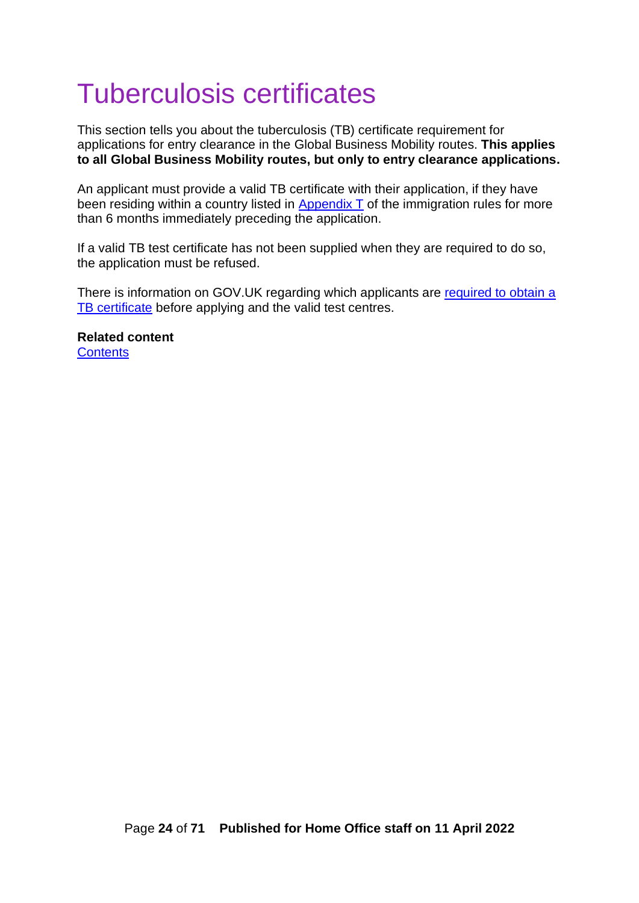# Tuberculosis certificates

This section tells you about the tuberculosis (TB) certificate requirement for applications for entry clearance in the Global Business Mobility routes. **This applies to all Global Business Mobility routes, but only to entry clearance applications.**

An applicant must provide a valid TB certificate with their application, if they have been residing within a country listed in Appendix T of the immigration rules for more than 6 months immediately preceding the application.

If a valid TB test certificate has not been supplied when they are required to do so, the application must be refused.

There is information on GOV.UK regarding which applicants are required to obtain a TB certificate before applying and the valid test centres.

**Related content**
Contents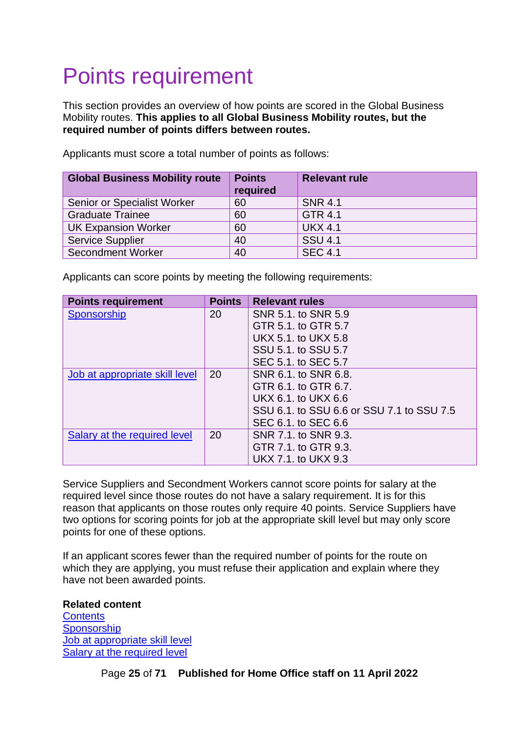# Points requirement

This section provides an overview of how points are scored in the Global Business Mobility routes. **This applies to all Global Business Mobility routes, but the required number of points differs between routes.**

Applicants must score a total number of points as follows:

| Global Business Mobility route | Points required | Relevant rule |
|---|---|---|
| Senior or Specialist Worker | 60 | SNR 4.1 |
| Graduate Trainee | 60 | GTR 4.1 |
| UK Expansion Worker | 60 | UKX 4.1 |
| Service Supplier | 40 | SSU 4.1 |
| Secondment Worker | 40 | SEC 4.1 |

Applicants can score points by meeting the following requirements:

| Points requirement | Points | Relevant rules |
|---|---|---|
| Sponsorship | 20 | SNR 5.1. to SNR 5.9<br>GTR 5.1. to GTR 5.7<br>UKX 5.1. to UKX 5.8<br>SSU 5.1. to SSU 5.7<br>SEC 5.1. to SEC 5.7 |
| Job at appropriate skill level | 20 | SNR 6.1. to SNR 6.8.<br>GTR 6.1. to GTR 6.7.<br>UKX 6.1. to UKX 6.6<br>SSU 6.1. to SSU 6.6 or SSU 7.1 to SSU 7.5<br>SEC 6.1. to SEC 6.6 |
| Salary at the required level | 20 | SNR 7.1. to SNR 9.3.<br>GTR 7.1. to GTR 9.3.<br>UKX 7.1. to UKX 9.3 |

Service Suppliers and Secondment Workers cannot score points for salary at the required level since those routes do not have a salary requirement. It is for this reason that applicants on those routes only require 40 points. Service Suppliers have two options for scoring points for job at the appropriate skill level but may only score points for one of these options.

If an applicant scores fewer than the required number of points for the route on which they are applying, you must refuse their application and explain where they have not been awarded points.

**Related content**
Contents
Sponsorship
Job at appropriate skill level
Salary at the required level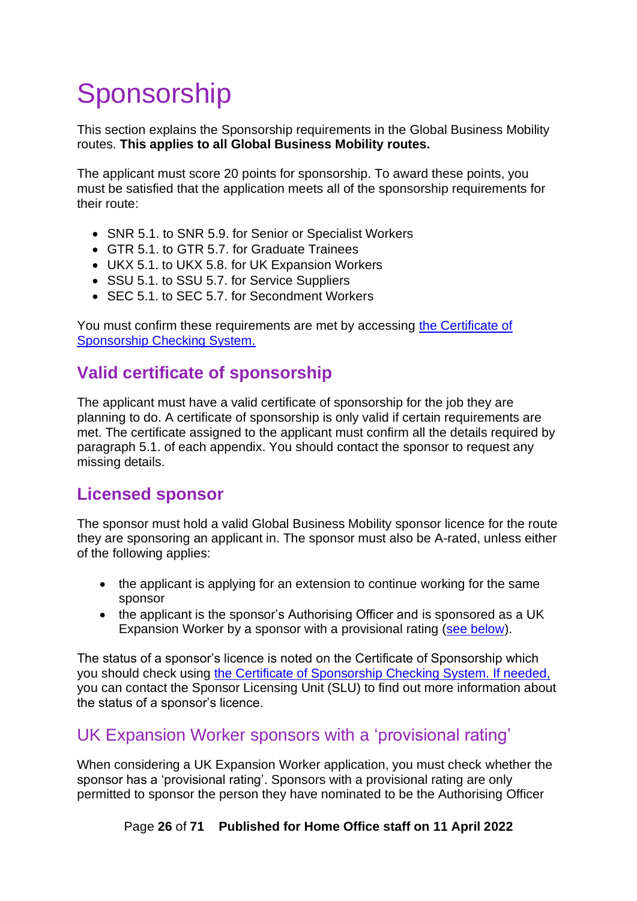# Sponsorship

This section explains the Sponsorship requirements in the Global Business Mobility routes. **This applies to all Global Business Mobility routes.**

The applicant must score 20 points for sponsorship. To award these points, you must be satisfied that the application meets all of the sponsorship requirements for their route:

- SNR 5.1. to SNR 5.9. for Senior or Specialist Workers
- GTR 5.1. to GTR 5.7. for Graduate Trainees
- UKX 5.1. to UKX 5.8. for UK Expansion Workers
- SSU 5.1. to SSU 5.7. for Service Suppliers
- SEC 5.1. to SEC 5.7. for Secondment Workers

You must confirm these requirements are met by accessing the Certificate of Sponsorship Checking System.

## Valid certificate of sponsorship

The applicant must have a valid certificate of sponsorship for the job they are planning to do. A certificate of sponsorship is only valid if certain requirements are met. The certificate assigned to the applicant must confirm all the details required by paragraph 5.1. of each appendix. You should contact the sponsor to request any missing details.

## Licensed sponsor

The sponsor must hold a valid Global Business Mobility sponsor licence for the route they are sponsoring an applicant in. The sponsor must also be A-rated, unless either of the following applies:

- the applicant is applying for an extension to continue working for the same sponsor
- the applicant is the sponsor's Authorising Officer and is sponsored as a UK Expansion Worker by a sponsor with a provisional rating (see below).

The status of a sponsor's licence is noted on the Certificate of Sponsorship which you should check using the Certificate of Sponsorship Checking System. If needed, you can contact the Sponsor Licensing Unit (SLU) to find out more information about the status of a sponsor's licence.

### UK Expansion Worker sponsors with a 'provisional rating'

When considering a UK Expansion Worker application, you must check whether the sponsor has a 'provisional rating'. Sponsors with a provisional rating are only permitted to sponsor the person they have nominated to be the Authorising Officer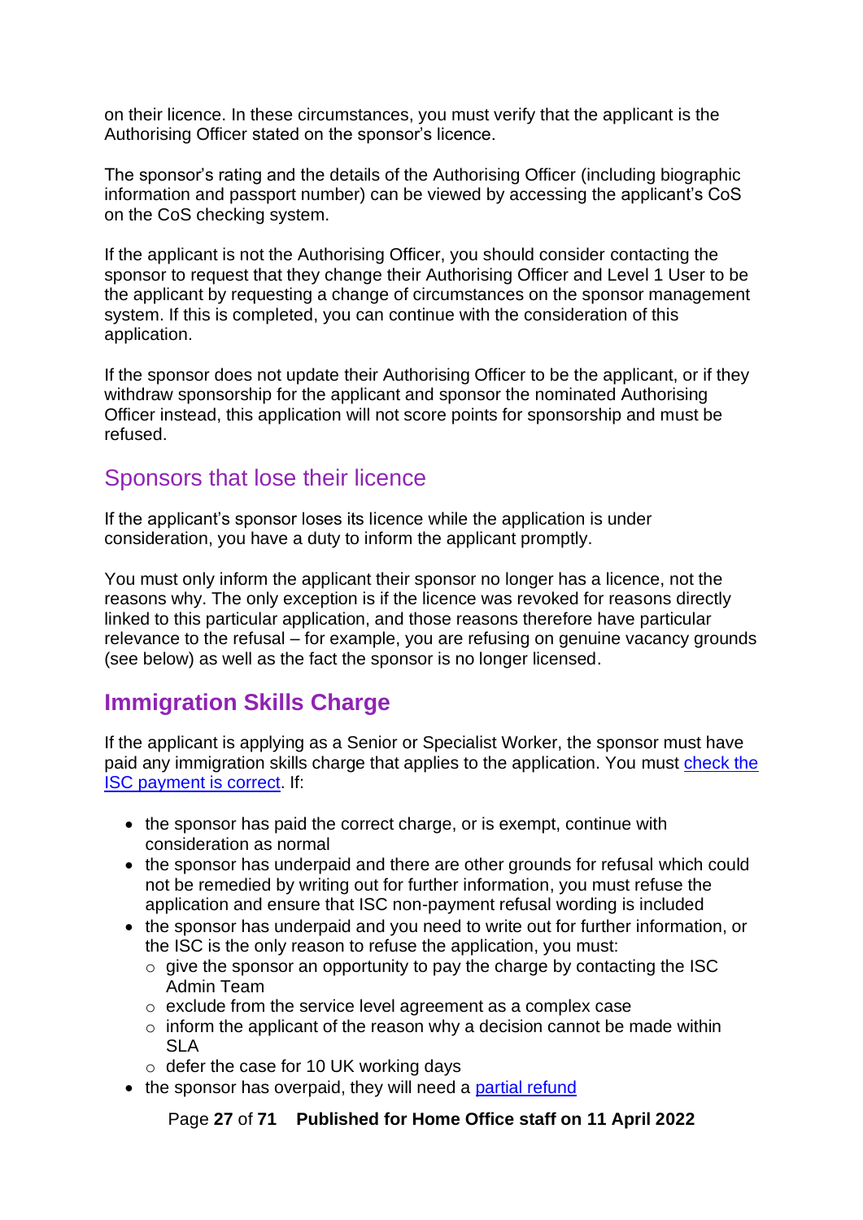on their licence. In these circumstances, you must verify that the applicant is the Authorising Officer stated on the sponsor's licence.

The sponsor's rating and the details of the Authorising Officer (including biographic information and passport number) can be viewed by accessing the applicant's CoS on the CoS checking system.

If the applicant is not the Authorising Officer, you should consider contacting the sponsor to request that they change their Authorising Officer and Level 1 User to be the applicant by requesting a change of circumstances on the sponsor management system. If this is completed, you can continue with the consideration of this application.

If the sponsor does not update their Authorising Officer to be the applicant, or if they withdraw sponsorship for the applicant and sponsor the nominated Authorising Officer instead, this application will not score points for sponsorship and must be refused.

## Sponsors that lose their licence

If the applicant's sponsor loses its licence while the application is under consideration, you have a duty to inform the applicant promptly.

You must only inform the applicant their sponsor no longer has a licence, not the reasons why. The only exception is if the licence was revoked for reasons directly linked to this particular application, and those reasons therefore have particular relevance to the refusal – for example, you are refusing on genuine vacancy grounds (see below) as well as the fact the sponsor is no longer licensed.

## Immigration Skills Charge

If the applicant is applying as a Senior or Specialist Worker, the sponsor must have paid any immigration skills charge that applies to the application. You must check the ISC payment is correct. If:

- the sponsor has paid the correct charge, or is exempt, continue with consideration as normal
- the sponsor has underpaid and there are other grounds for refusal which could not be remedied by writing out for further information, you must refuse the application and ensure that ISC non-payment refusal wording is included
- the sponsor has underpaid and you need to write out for further information, or the ISC is the only reason to refuse the application, you must:
  - give the sponsor an opportunity to pay the charge by contacting the ISC Admin Team
  - exclude from the service level agreement as a complex case
  - inform the applicant of the reason why a decision cannot be made within SLA
  - defer the case for 10 UK working days
- the sponsor has overpaid, they will need a partial refund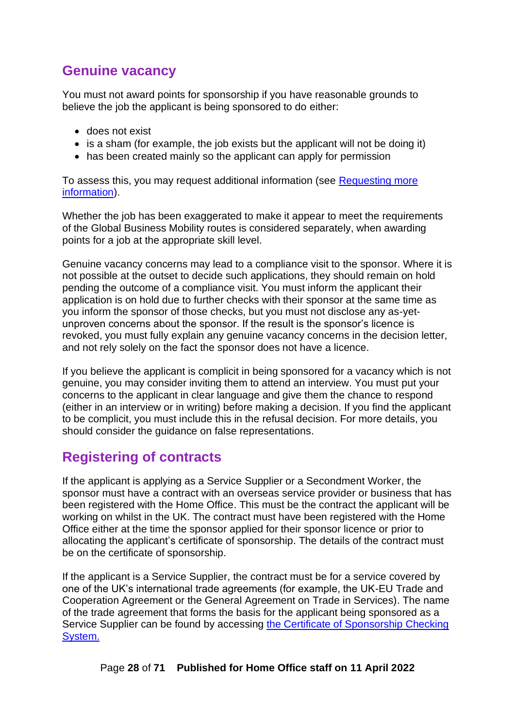## Genuine vacancy

You must not award points for sponsorship if you have reasonable grounds to believe the job the applicant is being sponsored to do either:

- does not exist
- is a sham (for example, the job exists but the applicant will not be doing it)
- has been created mainly so the applicant can apply for permission

To assess this, you may request additional information (see [Requesting more information]()).

Whether the job has been exaggerated to make it appear to meet the requirements of the Global Business Mobility routes is considered separately, when awarding points for a job at the appropriate skill level.

Genuine vacancy concerns may lead to a compliance visit to the sponsor. Where it is not possible at the outset to decide such applications, they should remain on hold pending the outcome of a compliance visit. You must inform the applicant their application is on hold due to further checks with their sponsor at the same time as you inform the sponsor of those checks, but you must not disclose any as-yet-unproven concerns about the sponsor. If the result is the sponsor's licence is revoked, you must fully explain any genuine vacancy concerns in the decision letter, and not rely solely on the fact the sponsor does not have a licence.

If you believe the applicant is complicit in being sponsored for a vacancy which is not genuine, you may consider inviting them to attend an interview. You must put your concerns to the applicant in clear language and give them the chance to respond (either in an interview or in writing) before making a decision. If you find the applicant to be complicit, you must include this in the refusal decision. For more details, you should consider the guidance on false representations.

## Registering of contracts

If the applicant is applying as a Service Supplier or a Secondment Worker, the sponsor must have a contract with an overseas service provider or business that has been registered with the Home Office. This must be the contract the applicant will be working on whilst in the UK. The contract must have been registered with the Home Office either at the time the sponsor applied for their sponsor licence or prior to allocating the applicant's certificate of sponsorship. The details of the contract must be on the certificate of sponsorship.

If the applicant is a Service Supplier, the contract must be for a service covered by one of the UK's international trade agreements (for example, the UK-EU Trade and Cooperation Agreement or the General Agreement on Trade in Services). The name of the trade agreement that forms the basis for the applicant being sponsored as a Service Supplier can be found by accessing [the Certificate of Sponsorship Checking System.]()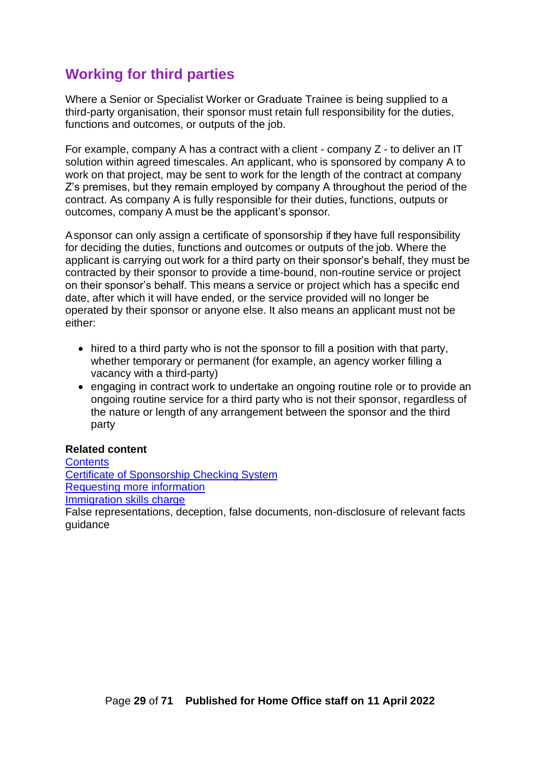## Working for third parties

Where a Senior or Specialist Worker or Graduate Trainee is being supplied to a third-party organisation, their sponsor must retain full responsibility for the duties, functions and outcomes, or outputs of the job.

For example, company A has a contract with a client - company Z - to deliver an IT solution within agreed timescales. An applicant, who is sponsored by company A to work on that project, may be sent to work for the length of the contract at company Z's premises, but they remain employed by company A throughout the period of the contract. As company A is fully responsible for their duties, functions, outputs or outcomes, company A must be the applicant's sponsor.

A sponsor can only assign a certificate of sponsorship if they have full responsibility for deciding the duties, functions and outcomes or outputs of the job. Where the applicant is carrying out work for a third party on their sponsor's behalf, they must be contracted by their sponsor to provide a time-bound, non-routine service or project on their sponsor's behalf. This means a service or project which has a specific end date, after which it will have ended, or the service provided will no longer be operated by their sponsor or anyone else. It also means an applicant must not be either:

- hired to a third party who is not the sponsor to fill a position with that party, whether temporary or permanent (for example, an agency worker filling a vacancy with a third-party)
- engaging in contract work to undertake an ongoing routine role or to provide an ongoing routine service for a third party who is not their sponsor, regardless of the nature or length of any arrangement between the sponsor and the third party

**Related content**
Contents
Certificate of Sponsorship Checking System
Requesting more information
Immigration skills charge
False representations, deception, false documents, non-disclosure of relevant facts guidance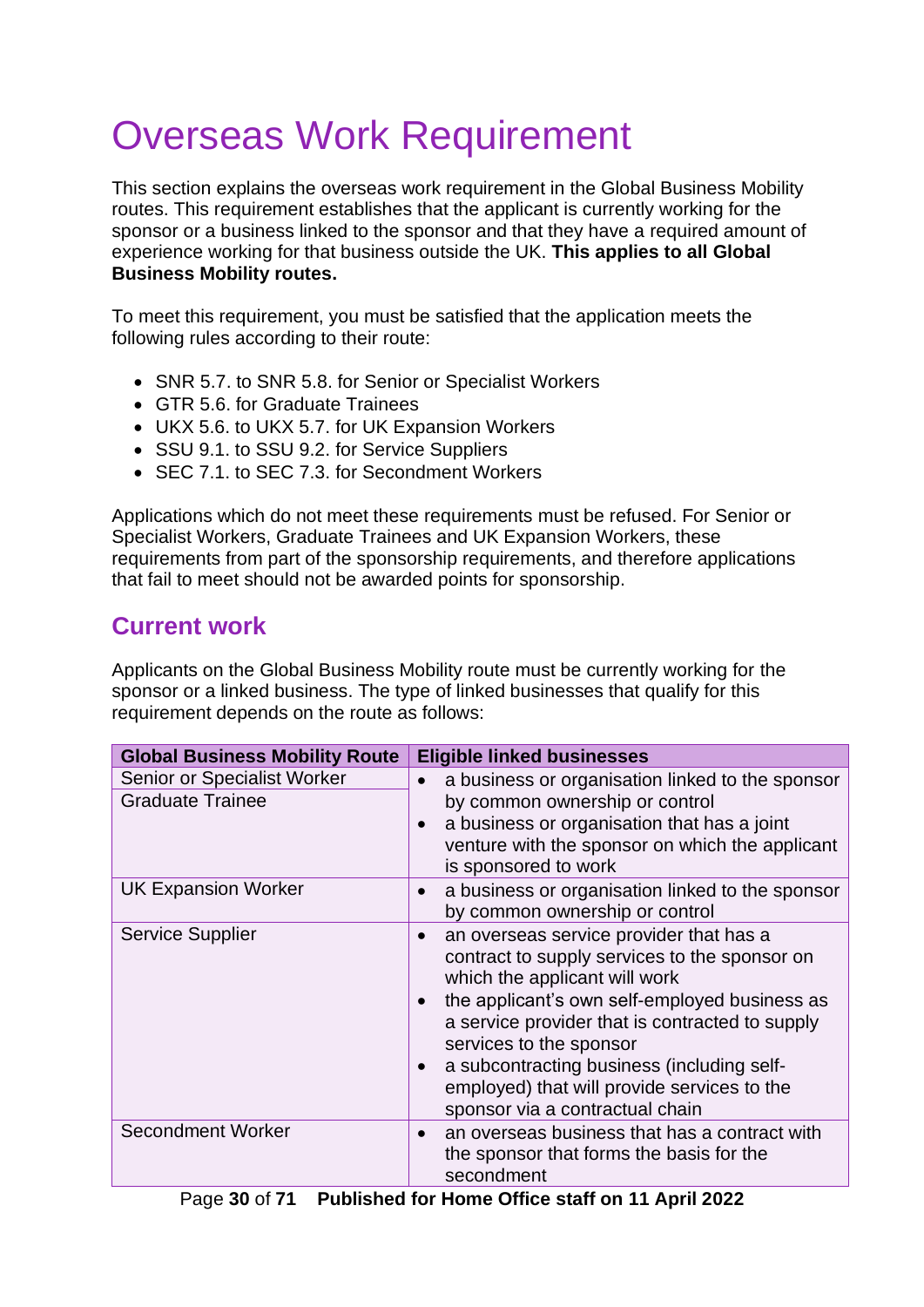# Overseas Work Requirement

This section explains the overseas work requirement in the Global Business Mobility routes. This requirement establishes that the applicant is currently working for the sponsor or a business linked to the sponsor and that they have a required amount of experience working for that business outside the UK. **This applies to all Global Business Mobility routes.**

To meet this requirement, you must be satisfied that the application meets the following rules according to their route:

- SNR 5.7. to SNR 5.8. for Senior or Specialist Workers
- GTR 5.6. for Graduate Trainees
- UKX 5.6. to UKX 5.7. for UK Expansion Workers
- SSU 9.1. to SSU 9.2. for Service Suppliers
- SEC 7.1. to SEC 7.3. for Secondment Workers

Applications which do not meet these requirements must be refused. For Senior or Specialist Workers, Graduate Trainees and UK Expansion Workers, these requirements from part of the sponsorship requirements, and therefore applications that fail to meet should not be awarded points for sponsorship.

## Current work

Applicants on the Global Business Mobility route must be currently working for the sponsor or a linked business. The type of linked businesses that qualify for this requirement depends on the route as follows:

| Global Business Mobility Route | Eligible linked businesses |
|---|---|
| Senior or Specialist Worker<br>Graduate Trainee | • a business or organisation linked to the sponsor by common ownership or control<br>• a business or organisation that has a joint venture with the sponsor on which the applicant is sponsored to work |
| UK Expansion Worker | • a business or organisation linked to the sponsor by common ownership or control |
| Service Supplier | • an overseas service provider that has a contract to supply services to the sponsor on which the applicant will work<br>• the applicant's own self-employed business as a service provider that is contracted to supply services to the sponsor<br>• a subcontracting business (including self-employed) that will provide services to the sponsor via a contractual chain |
| Secondment Worker | • an overseas business that has a contract with the sponsor that forms the basis for the secondment |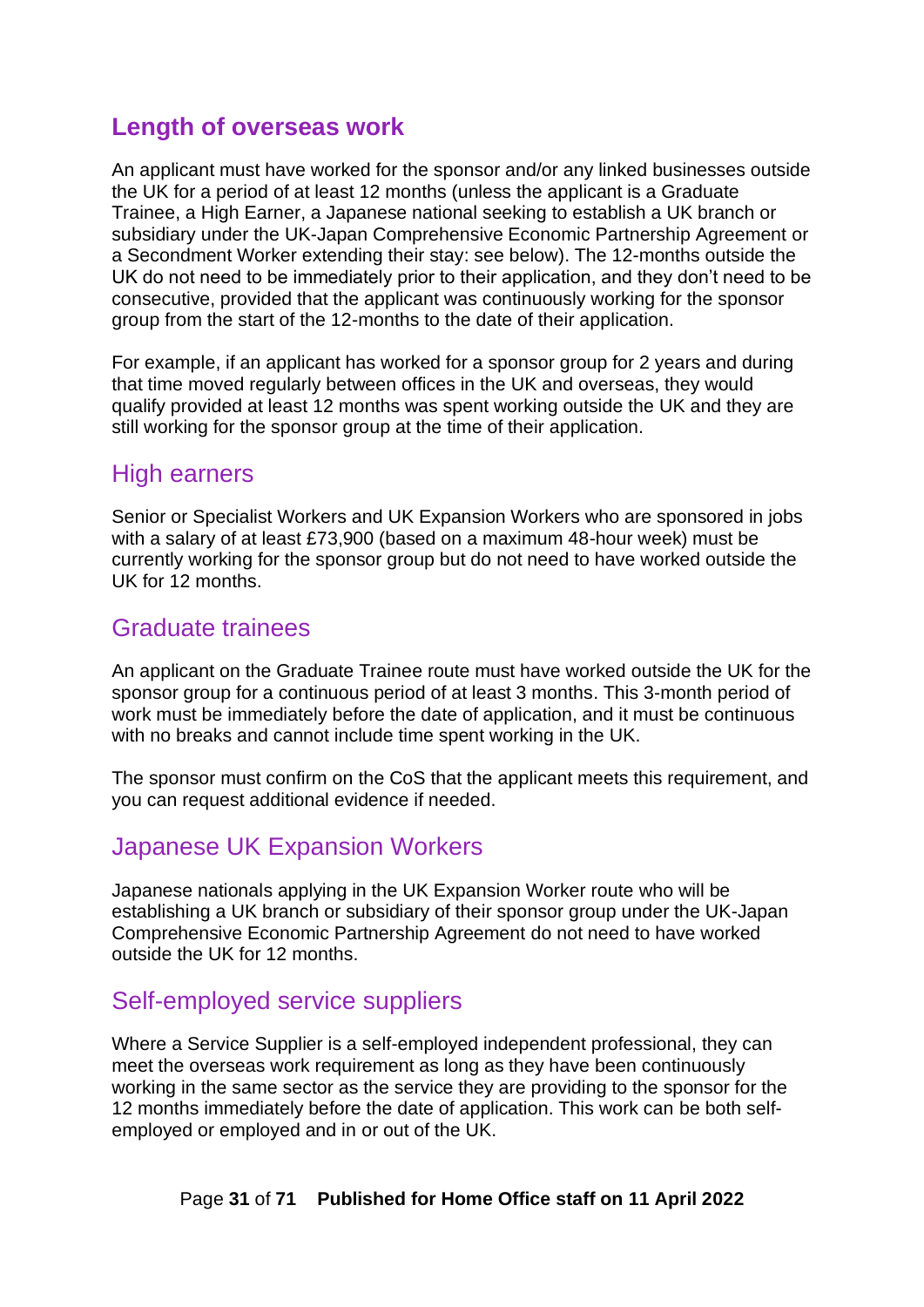## Length of overseas work

An applicant must have worked for the sponsor and/or any linked businesses outside the UK for a period of at least 12 months (unless the applicant is a Graduate Trainee, a High Earner, a Japanese national seeking to establish a UK branch or subsidiary under the UK-Japan Comprehensive Economic Partnership Agreement or a Secondment Worker extending their stay: see below). The 12-months outside the UK do not need to be immediately prior to their application, and they don't need to be consecutive, provided that the applicant was continuously working for the sponsor group from the start of the 12-months to the date of their application.

For example, if an applicant has worked for a sponsor group for 2 years and during that time moved regularly between offices in the UK and overseas, they would qualify provided at least 12 months was spent working outside the UK and they are still working for the sponsor group at the time of their application.

### High earners

Senior or Specialist Workers and UK Expansion Workers who are sponsored in jobs with a salary of at least £73,900 (based on a maximum 48-hour week) must be currently working for the sponsor group but do not need to have worked outside the UK for 12 months.

### Graduate trainees

An applicant on the Graduate Trainee route must have worked outside the UK for the sponsor group for a continuous period of at least 3 months. This 3-month period of work must be immediately before the date of application, and it must be continuous with no breaks and cannot include time spent working in the UK.

The sponsor must confirm on the CoS that the applicant meets this requirement, and you can request additional evidence if needed.

### Japanese UK Expansion Workers

Japanese nationals applying in the UK Expansion Worker route who will be establishing a UK branch or subsidiary of their sponsor group under the UK-Japan Comprehensive Economic Partnership Agreement do not need to have worked outside the UK for 12 months.

### Self-employed service suppliers

Where a Service Supplier is a self-employed independent professional, they can meet the overseas work requirement as long as they have been continuously working in the same sector as the service they are providing to the sponsor for the 12 months immediately before the date of application. This work can be both self-employed or employed and in or out of the UK.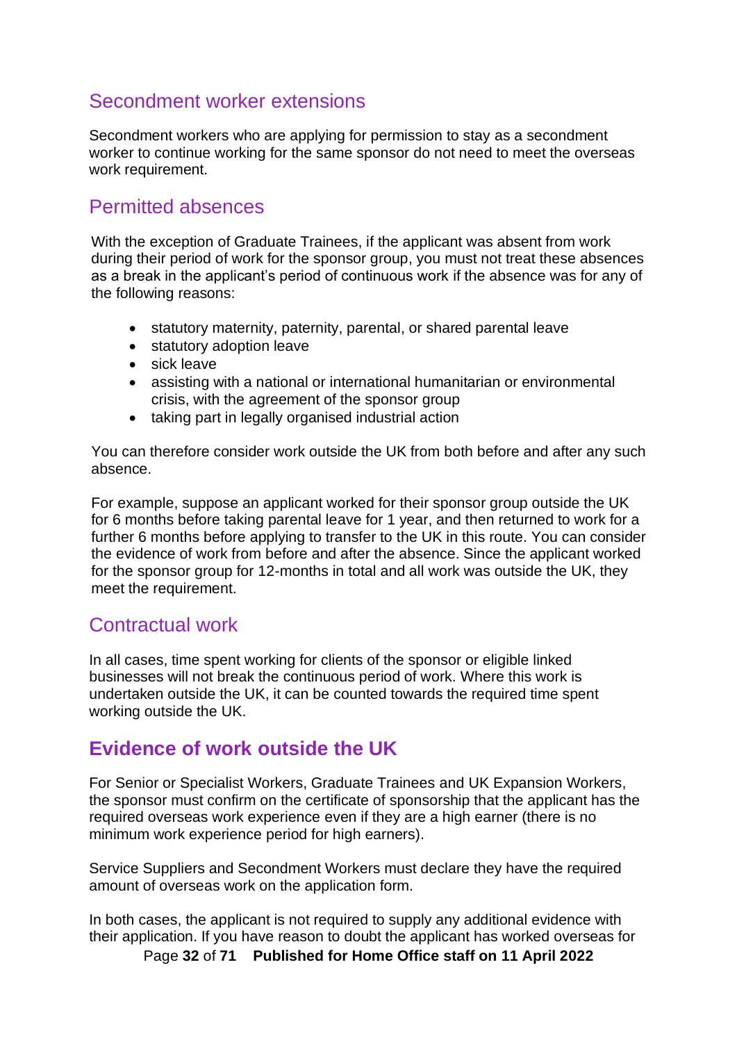## Secondment worker extensions

Secondment workers who are applying for permission to stay as a secondment worker to continue working for the same sponsor do not need to meet the overseas work requirement.

## Permitted absences

With the exception of Graduate Trainees, if the applicant was absent from work during their period of work for the sponsor group, you must not treat these absences as a break in the applicant's period of continuous work if the absence was for any of the following reasons:

- statutory maternity, paternity, parental, or shared parental leave
- statutory adoption leave
- sick leave
- assisting with a national or international humanitarian or environmental crisis, with the agreement of the sponsor group
- taking part in legally organised industrial action

You can therefore consider work outside the UK from both before and after any such absence.

For example, suppose an applicant worked for their sponsor group outside the UK for 6 months before taking parental leave for 1 year, and then returned to work for a further 6 months before applying to transfer to the UK in this route. You can consider the evidence of work from before and after the absence. Since the applicant worked for the sponsor group for 12-months in total and all work was outside the UK, they meet the requirement.

## Contractual work

In all cases, time spent working for clients of the sponsor or eligible linked businesses will not break the continuous period of work. Where this work is undertaken outside the UK, it can be counted towards the required time spent working outside the UK.

# Evidence of work outside the UK

For Senior or Specialist Workers, Graduate Trainees and UK Expansion Workers, the sponsor must confirm on the certificate of sponsorship that the applicant has the required overseas work experience even if they are a high earner (there is no minimum work experience period for high earners).

Service Suppliers and Secondment Workers must declare they have the required amount of overseas work on the application form.

In both cases, the applicant is not required to supply any additional evidence with their application. If you have reason to doubt the applicant has worked overseas for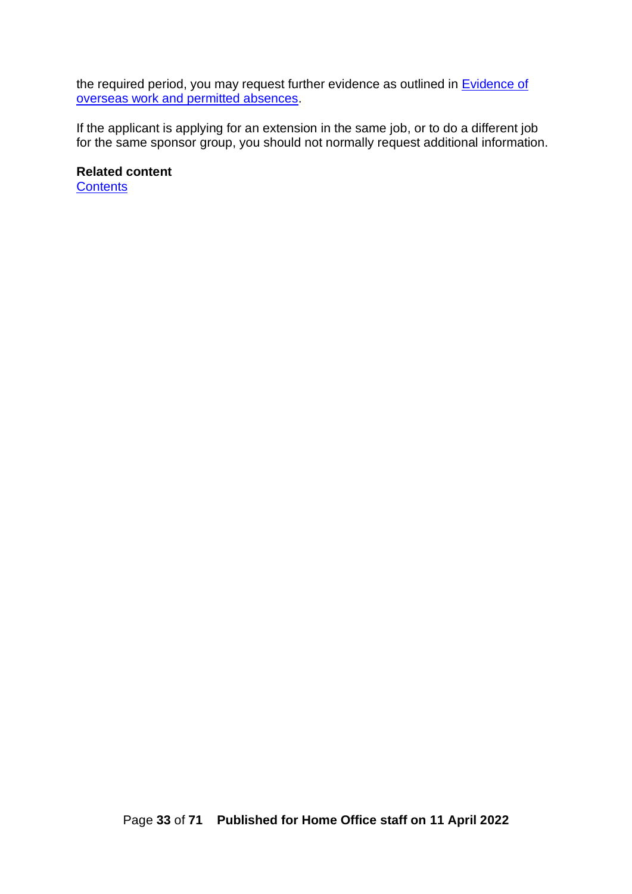the required period, you may request further evidence as outlined in [Evidence of overseas work and permitted absences].

If the applicant is applying for an extension in the same job, or to do a different job for the same sponsor group, you should not normally request additional information.

**Related content**
[Contents]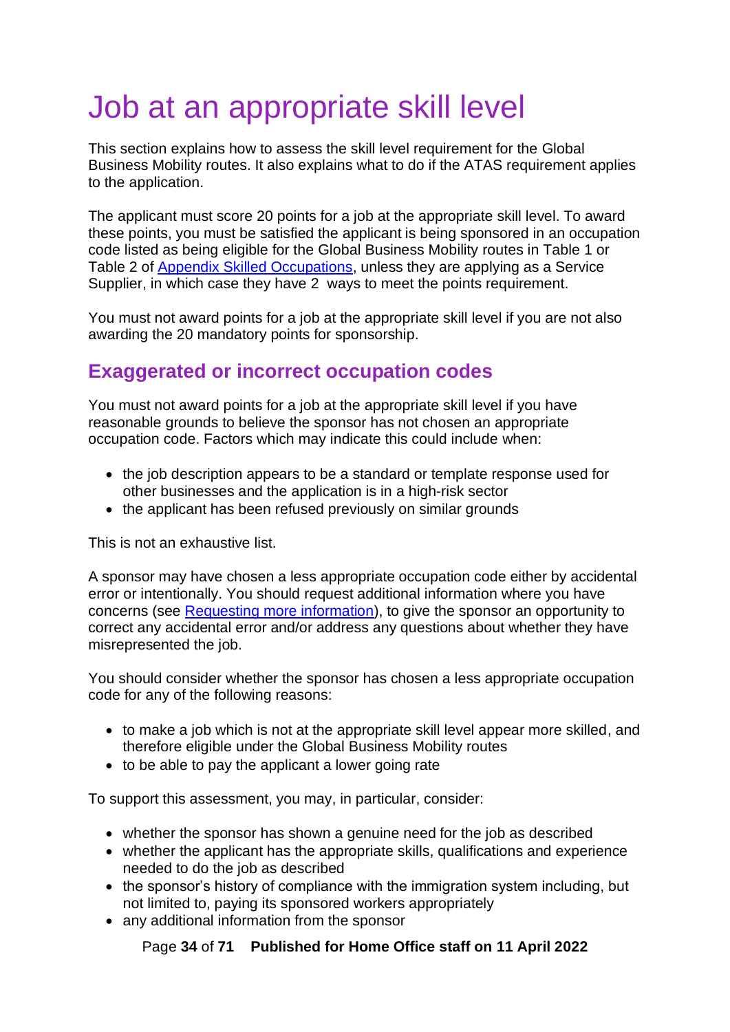# Job at an appropriate skill level

This section explains how to assess the skill level requirement for the Global Business Mobility routes. It also explains what to do if the ATAS requirement applies to the application.

The applicant must score 20 points for a job at the appropriate skill level. To award these points, you must be satisfied the applicant is being sponsored in an occupation code listed as being eligible for the Global Business Mobility routes in Table 1 or Table 2 of [Appendix Skilled Occupations](), unless they are applying as a Service Supplier, in which case they have 2 ways to meet the points requirement.

You must not award points for a job at the appropriate skill level if you are not also awarding the 20 mandatory points for sponsorship.

## Exaggerated or incorrect occupation codes

You must not award points for a job at the appropriate skill level if you have reasonable grounds to believe the sponsor has not chosen an appropriate occupation code. Factors which may indicate this could include when:

- the job description appears to be a standard or template response used for other businesses and the application is in a high-risk sector
- the applicant has been refused previously on similar grounds

This is not an exhaustive list.

A sponsor may have chosen a less appropriate occupation code either by accidental error or intentionally. You should request additional information where you have concerns (see [Requesting more information]()), to give the sponsor an opportunity to correct any accidental error and/or address any questions about whether they have misrepresented the job.

You should consider whether the sponsor has chosen a less appropriate occupation code for any of the following reasons:

- to make a job which is not at the appropriate skill level appear more skilled, and therefore eligible under the Global Business Mobility routes
- to be able to pay the applicant a lower going rate

To support this assessment, you may, in particular, consider:

- whether the sponsor has shown a genuine need for the job as described
- whether the applicant has the appropriate skills, qualifications and experience needed to do the job as described
- the sponsor's history of compliance with the immigration system including, but not limited to, paying its sponsored workers appropriately
- any additional information from the sponsor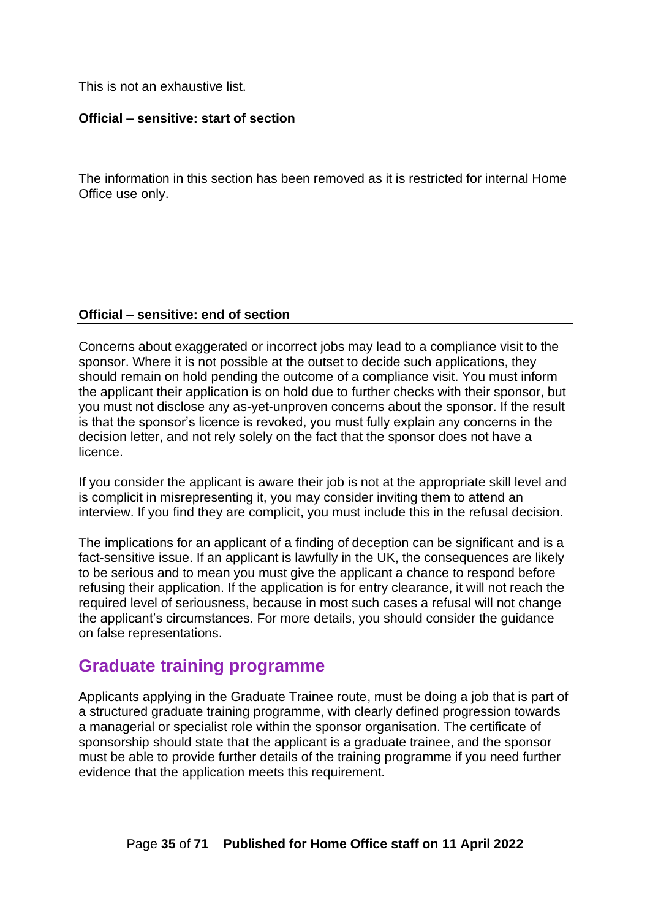This is not an exhaustive list.

**Official – sensitive: start of section**

The information in this section has been removed as it is restricted for internal Home Office use only.

**Official – sensitive: end of section**

Concerns about exaggerated or incorrect jobs may lead to a compliance visit to the sponsor. Where it is not possible at the outset to decide such applications, they should remain on hold pending the outcome of a compliance visit. You must inform the applicant their application is on hold due to further checks with their sponsor, but you must not disclose any as-yet-unproven concerns about the sponsor. If the result is that the sponsor's licence is revoked, you must fully explain any concerns in the decision letter, and not rely solely on the fact that the sponsor does not have a licence.

If you consider the applicant is aware their job is not at the appropriate skill level and is complicit in misrepresenting it, you may consider inviting them to attend an interview. If you find they are complicit, you must include this in the refusal decision.

The implications for an applicant of a finding of deception can be significant and is a fact-sensitive issue. If an applicant is lawfully in the UK, the consequences are likely to be serious and to mean you must give the applicant a chance to respond before refusing their application. If the application is for entry clearance, it will not reach the required level of seriousness, because in most such cases a refusal will not change the applicant's circumstances. For more details, you should consider the guidance on false representations.

## Graduate training programme

Applicants applying in the Graduate Trainee route, must be doing a job that is part of a structured graduate training programme, with clearly defined progression towards a managerial or specialist role within the sponsor organisation. The certificate of sponsorship should state that the applicant is a graduate trainee, and the sponsor must be able to provide further details of the training programme if you need further evidence that the application meets this requirement.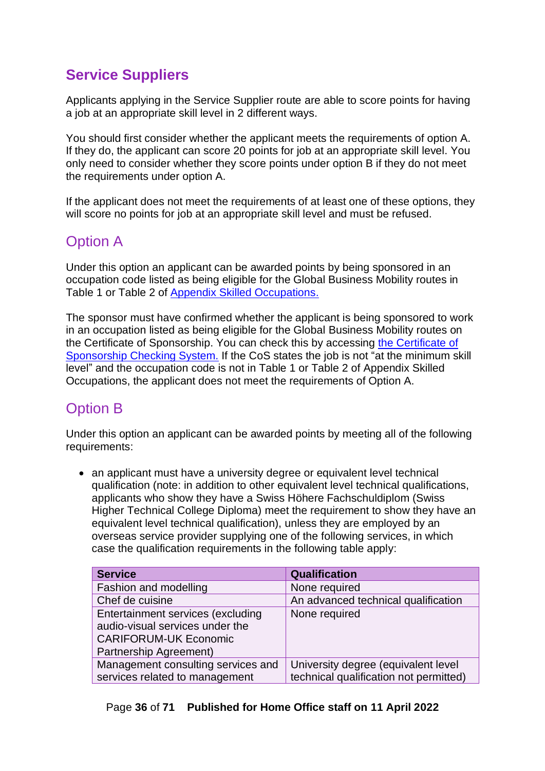## Service Suppliers

Applicants applying in the Service Supplier route are able to score points for having a job at an appropriate skill level in 2 different ways.

You should first consider whether the applicant meets the requirements of option A. If they do, the applicant can score 20 points for job at an appropriate skill level. You only need to consider whether they score points under option B if they do not meet the requirements under option A.

If the applicant does not meet the requirements of at least one of these options, they will score no points for job at an appropriate skill level and must be refused.

### Option A

Under this option an applicant can be awarded points by being sponsored in an occupation code listed as being eligible for the Global Business Mobility routes in Table 1 or Table 2 of [Appendix Skilled Occupations.]

The sponsor must have confirmed whether the applicant is being sponsored to work in an occupation listed as being eligible for the Global Business Mobility routes on the Certificate of Sponsorship. You can check this by accessing [the Certificate of Sponsorship Checking System.] If the CoS states the job is not "at the minimum skill level" and the occupation code is not in Table 1 or Table 2 of Appendix Skilled Occupations, the applicant does not meet the requirements of Option A.

### Option B

Under this option an applicant can be awarded points by meeting all of the following requirements:

- an applicant must have a university degree or equivalent level technical qualification (note: in addition to other equivalent level technical qualifications, applicants who show they have a Swiss Höhere Fachschuldiplom (Swiss Higher Technical College Diploma) meet the requirement to show they have an equivalent level technical qualification), unless they are employed by an overseas service provider supplying one of the following services, in which case the qualification requirements in the following table apply:

| Service | Qualification |
|---|---|
| Fashion and modelling | None required |
| Chef de cuisine | An advanced technical qualification |
| Entertainment services (excluding audio-visual services under the CARIFORUM-UK Economic Partnership Agreement) | None required |
| Management consulting services and services related to management | University degree (equivalent level technical qualification not permitted) |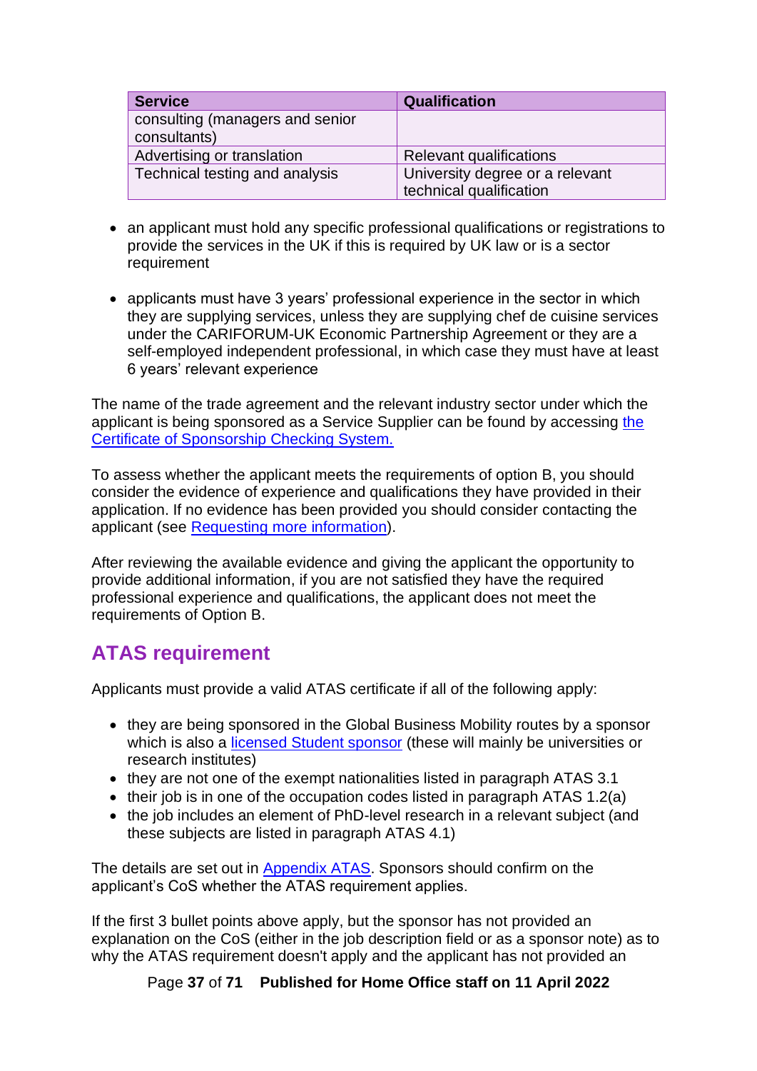| Service | Qualification |
| --- | --- |
| consulting (managers and senior consultants) | |
| Advertising or translation | Relevant qualifications |
| Technical testing and analysis | University degree or a relevant technical qualification |

- an applicant must hold any specific professional qualifications or registrations to provide the services in the UK if this is required by UK law or is a sector requirement

- applicants must have 3 years' professional experience in the sector in which they are supplying services, unless they are supplying chef de cuisine services under the CARIFORUM-UK Economic Partnership Agreement or they are a self-employed independent professional, in which case they must have at least 6 years' relevant experience

The name of the trade agreement and the relevant industry sector under which the applicant is being sponsored as a Service Supplier can be found by accessing [the Certificate of Sponsorship Checking System.]()

To assess whether the applicant meets the requirements of option B, you should consider the evidence of experience and qualifications they have provided in their application. If no evidence has been provided you should consider contacting the applicant (see [Requesting more information]()).

After reviewing the available evidence and giving the applicant the opportunity to provide additional information, if you are not satisfied they have the required professional experience and qualifications, the applicant does not meet the requirements of Option B.

## ATAS requirement

Applicants must provide a valid ATAS certificate if all of the following apply:

- they are being sponsored in the Global Business Mobility routes by a sponsor which is also a [licensed Student sponsor]() (these will mainly be universities or research institutes)
- they are not one of the exempt nationalities listed in paragraph ATAS 3.1
- their job is in one of the occupation codes listed in paragraph ATAS 1.2(a)
- the job includes an element of PhD-level research in a relevant subject (and these subjects are listed in paragraph ATAS 4.1)

The details are set out in [Appendix ATAS](). Sponsors should confirm on the applicant's CoS whether the ATAS requirement applies.

If the first 3 bullet points above apply, but the sponsor has not provided an explanation on the CoS (either in the job description field or as a sponsor note) as to why the ATAS requirement doesn't apply and the applicant has not provided an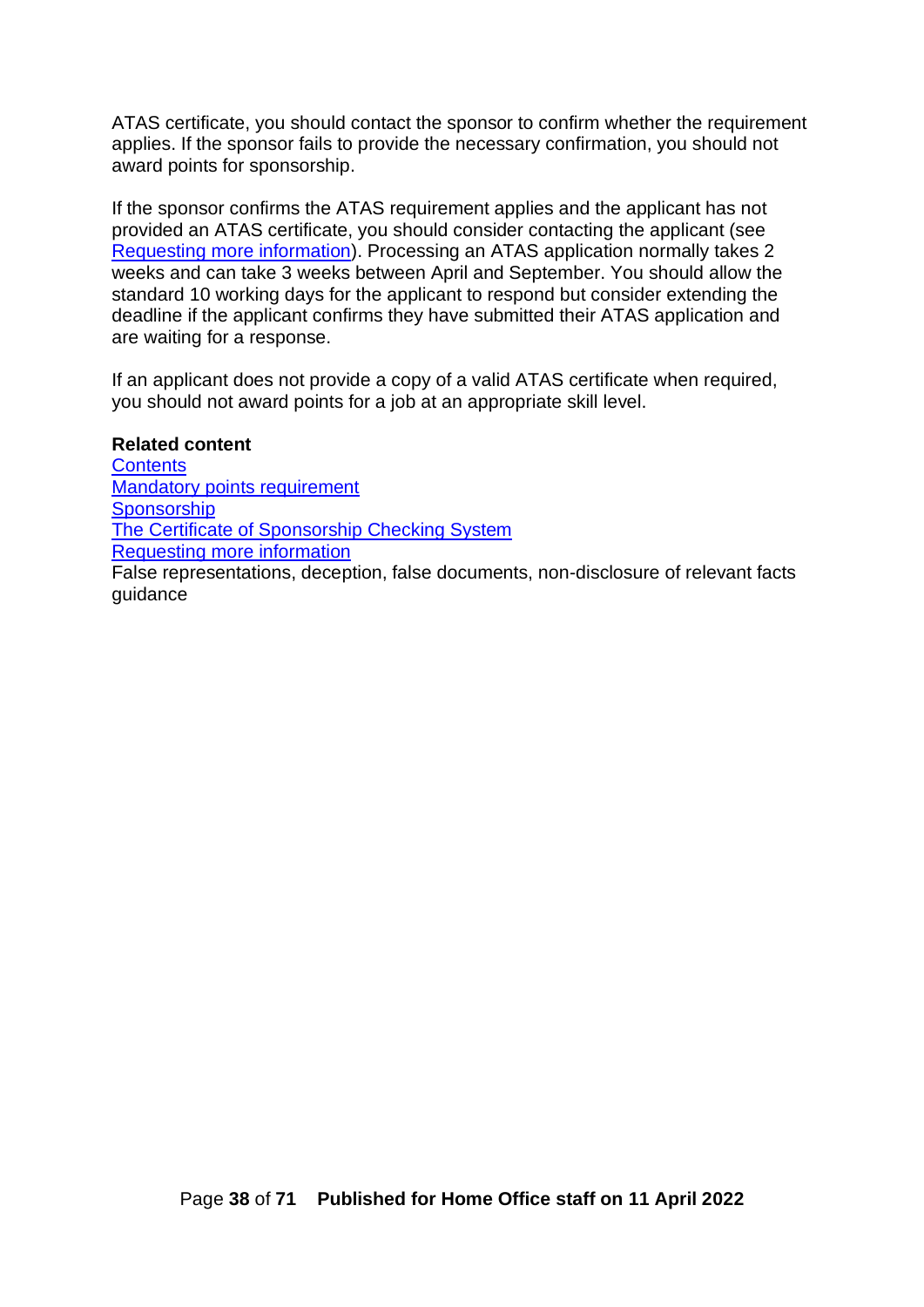ATAS certificate, you should contact the sponsor to confirm whether the requirement applies. If the sponsor fails to provide the necessary confirmation, you should not award points for sponsorship.

If the sponsor confirms the ATAS requirement applies and the applicant has not provided an ATAS certificate, you should consider contacting the applicant (see Requesting more information). Processing an ATAS application normally takes 2 weeks and can take 3 weeks between April and September. You should allow the standard 10 working days for the applicant to respond but consider extending the deadline if the applicant confirms they have submitted their ATAS application and are waiting for a response.

If an applicant does not provide a copy of a valid ATAS certificate when required, you should not award points for a job at an appropriate skill level.

**Related content**
Contents
Mandatory points requirement
Sponsorship
The Certificate of Sponsorship Checking System
Requesting more information
False representations, deception, false documents, non-disclosure of relevant facts guidance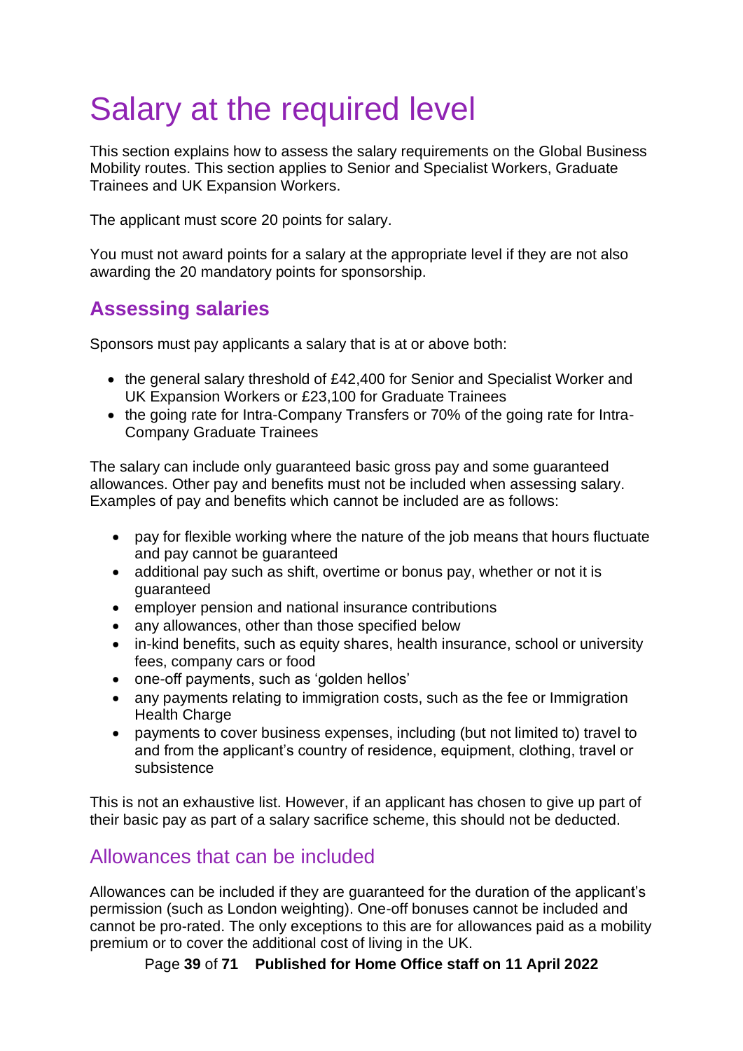# Salary at the required level

This section explains how to assess the salary requirements on the Global Business Mobility routes. This section applies to Senior and Specialist Workers, Graduate Trainees and UK Expansion Workers.

The applicant must score 20 points for salary.

You must not award points for a salary at the appropriate level if they are not also awarding the 20 mandatory points for sponsorship.

## Assessing salaries

Sponsors must pay applicants a salary that is at or above both:

- the general salary threshold of £42,400 for Senior and Specialist Worker and UK Expansion Workers or £23,100 for Graduate Trainees
- the going rate for Intra-Company Transfers or 70% of the going rate for Intra-Company Graduate Trainees

The salary can include only guaranteed basic gross pay and some guaranteed allowances. Other pay and benefits must not be included when assessing salary. Examples of pay and benefits which cannot be included are as follows:

- pay for flexible working where the nature of the job means that hours fluctuate and pay cannot be guaranteed
- additional pay such as shift, overtime or bonus pay, whether or not it is guaranteed
- employer pension and national insurance contributions
- any allowances, other than those specified below
- in-kind benefits, such as equity shares, health insurance, school or university fees, company cars or food
- one-off payments, such as 'golden hellos'
- any payments relating to immigration costs, such as the fee or Immigration Health Charge
- payments to cover business expenses, including (but not limited to) travel to and from the applicant's country of residence, equipment, clothing, travel or subsistence

This is not an exhaustive list. However, if an applicant has chosen to give up part of their basic pay as part of a salary sacrifice scheme, this should not be deducted.

### Allowances that can be included

Allowances can be included if they are guaranteed for the duration of the applicant's permission (such as London weighting). One-off bonuses cannot be included and cannot be pro-rated. The only exceptions to this are for allowances paid as a mobility premium or to cover the additional cost of living in the UK.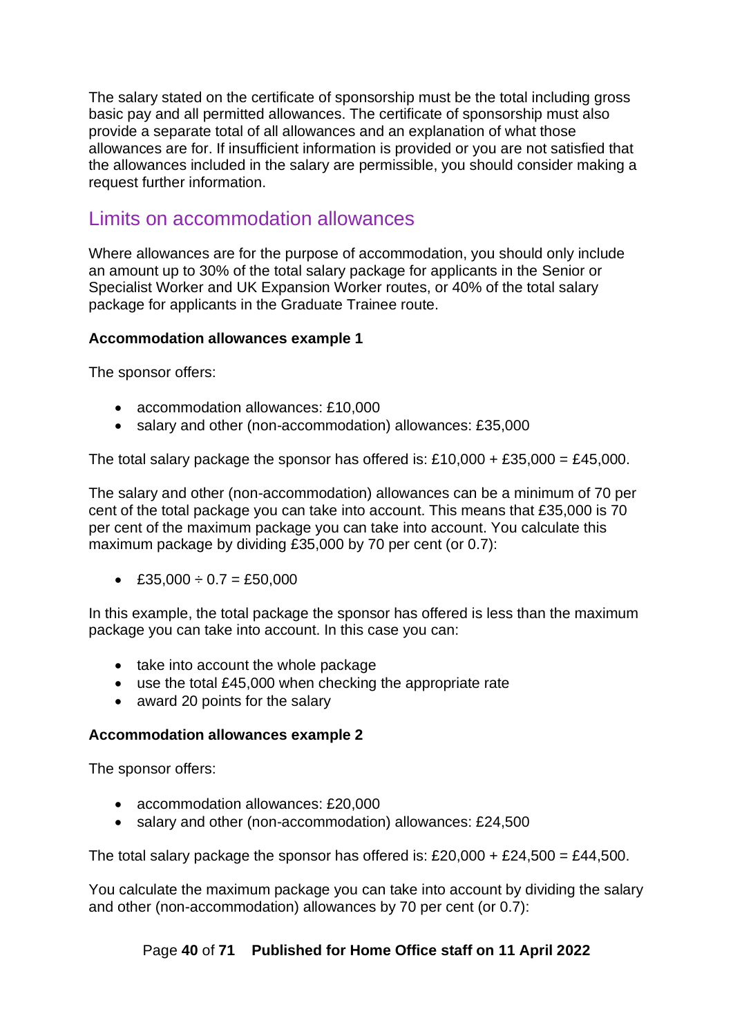The salary stated on the certificate of sponsorship must be the total including gross basic pay and all permitted allowances. The certificate of sponsorship must also provide a separate total of all allowances and an explanation of what those allowances are for. If insufficient information is provided or you are not satisfied that the allowances included in the salary are permissible, you should consider making a request further information.

## Limits on accommodation allowances

Where allowances are for the purpose of accommodation, you should only include an amount up to 30% of the total salary package for applicants in the Senior or Specialist Worker and UK Expansion Worker routes, or 40% of the total salary package for applicants in the Graduate Trainee route.

**Accommodation allowances example 1**

The sponsor offers:

- accommodation allowances: £10,000
- salary and other (non-accommodation) allowances: £35,000

The total salary package the sponsor has offered is: £10,000 + £35,000 = £45,000.

The salary and other (non-accommodation) allowances can be a minimum of 70 per cent of the total package you can take into account. This means that £35,000 is 70 per cent of the maximum package you can take into account. You calculate this maximum package by dividing £35,000 by 70 per cent (or 0.7):

- £35,000 ÷ 0.7 = £50,000

In this example, the total package the sponsor has offered is less than the maximum package you can take into account. In this case you can:

- take into account the whole package
- use the total £45,000 when checking the appropriate rate
- award 20 points for the salary

**Accommodation allowances example 2**

The sponsor offers:

- accommodation allowances: £20,000
- salary and other (non-accommodation) allowances: £24,500

The total salary package the sponsor has offered is: £20,000 + £24,500 = £44,500.

You calculate the maximum package you can take into account by dividing the salary and other (non-accommodation) allowances by 70 per cent (or 0.7):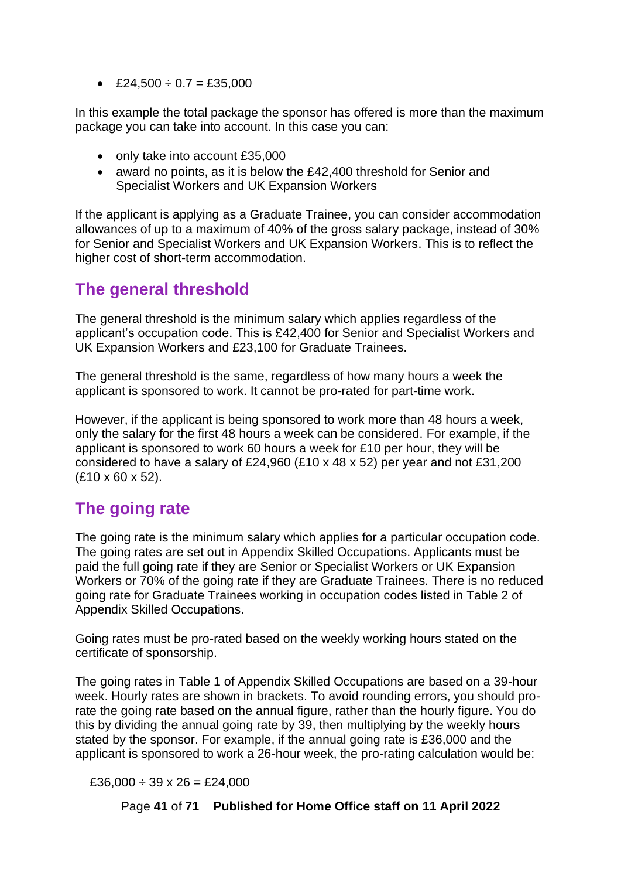- £24,500 ÷ 0.7 = £35,000

In this example the total package the sponsor has offered is more than the maximum package you can take into account. In this case you can:

- only take into account £35,000
- award no points, as it is below the £42,400 threshold for Senior and Specialist Workers and UK Expansion Workers

If the applicant is applying as a Graduate Trainee, you can consider accommodation allowances of up to a maximum of 40% of the gross salary package, instead of 30% for Senior and Specialist Workers and UK Expansion Workers. This is to reflect the higher cost of short-term accommodation.

## The general threshold

The general threshold is the minimum salary which applies regardless of the applicant's occupation code. This is £42,400 for Senior and Specialist Workers and UK Expansion Workers and £23,100 for Graduate Trainees.

The general threshold is the same, regardless of how many hours a week the applicant is sponsored to work. It cannot be pro-rated for part-time work.

However, if the applicant is being sponsored to work more than 48 hours a week, only the salary for the first 48 hours a week can be considered. For example, if the applicant is sponsored to work 60 hours a week for £10 per hour, they will be considered to have a salary of £24,960 (£10 x 48 x 52) per year and not £31,200 (£10 x 60 x 52).

## The going rate

The going rate is the minimum salary which applies for a particular occupation code. The going rates are set out in Appendix Skilled Occupations. Applicants must be paid the full going rate if they are Senior or Specialist Workers or UK Expansion Workers or 70% of the going rate if they are Graduate Trainees. There is no reduced going rate for Graduate Trainees working in occupation codes listed in Table 2 of Appendix Skilled Occupations.

Going rates must be pro-rated based on the weekly working hours stated on the certificate of sponsorship.

The going rates in Table 1 of Appendix Skilled Occupations are based on a 39-hour week. Hourly rates are shown in brackets. To avoid rounding errors, you should pro-rate the going rate based on the annual figure, rather than the hourly figure. You do this by dividing the annual going rate by 39, then multiplying by the weekly hours stated by the sponsor. For example, if the annual going rate is £36,000 and the applicant is sponsored to work a 26-hour week, the pro-rating calculation would be:

£36,000 ÷ 39 x 26 = £24,000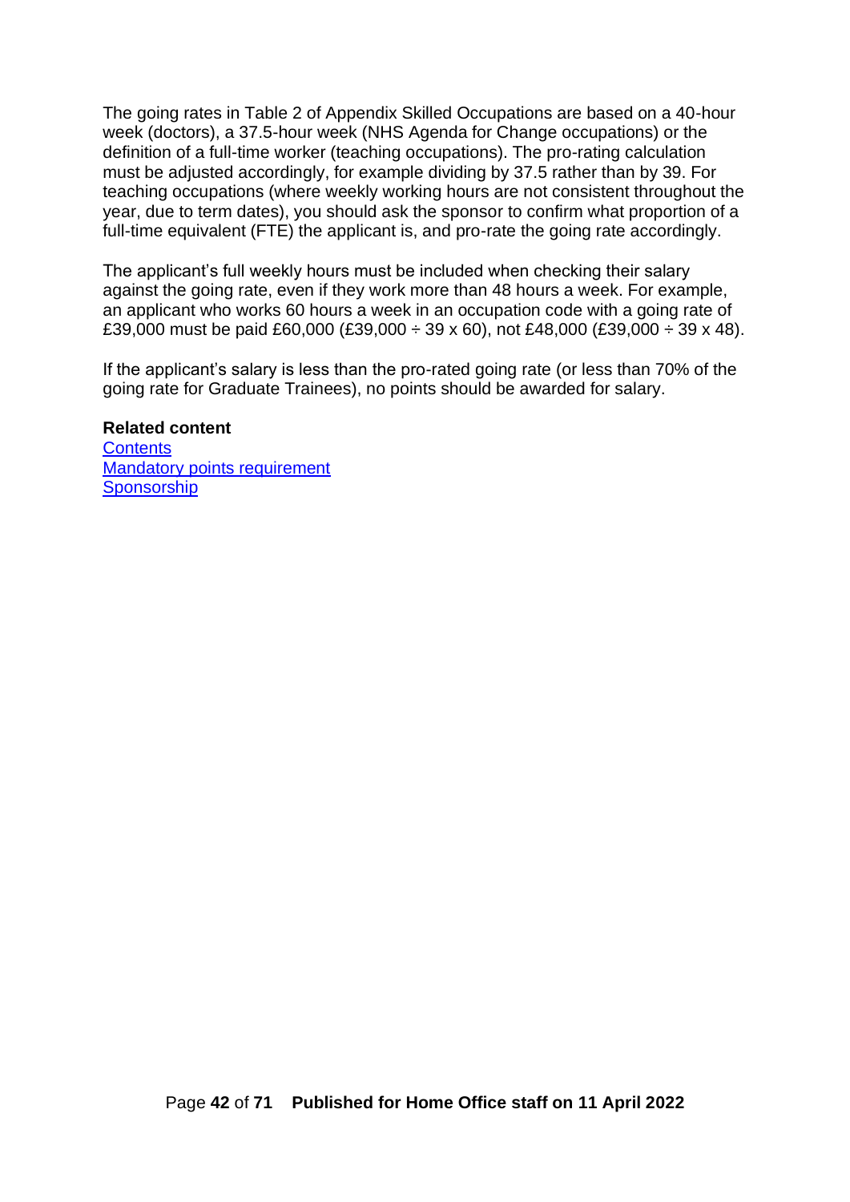The going rates in Table 2 of Appendix Skilled Occupations are based on a 40-hour week (doctors), a 37.5-hour week (NHS Agenda for Change occupations) or the definition of a full-time worker (teaching occupations). The pro-rating calculation must be adjusted accordingly, for example dividing by 37.5 rather than by 39. For teaching occupations (where weekly working hours are not consistent throughout the year, due to term dates), you should ask the sponsor to confirm what proportion of a full-time equivalent (FTE) the applicant is, and pro-rate the going rate accordingly.

The applicant's full weekly hours must be included when checking their salary against the going rate, even if they work more than 48 hours a week. For example, an applicant who works 60 hours a week in an occupation code with a going rate of £39,000 must be paid £60,000 (£39,000 ÷ 39 x 60), not £48,000 (£39,000 ÷ 39 x 48).

If the applicant's salary is less than the pro-rated going rate (or less than 70% of the going rate for Graduate Trainees), no points should be awarded for salary.

**Related content**
Contents
Mandatory points requirement
Sponsorship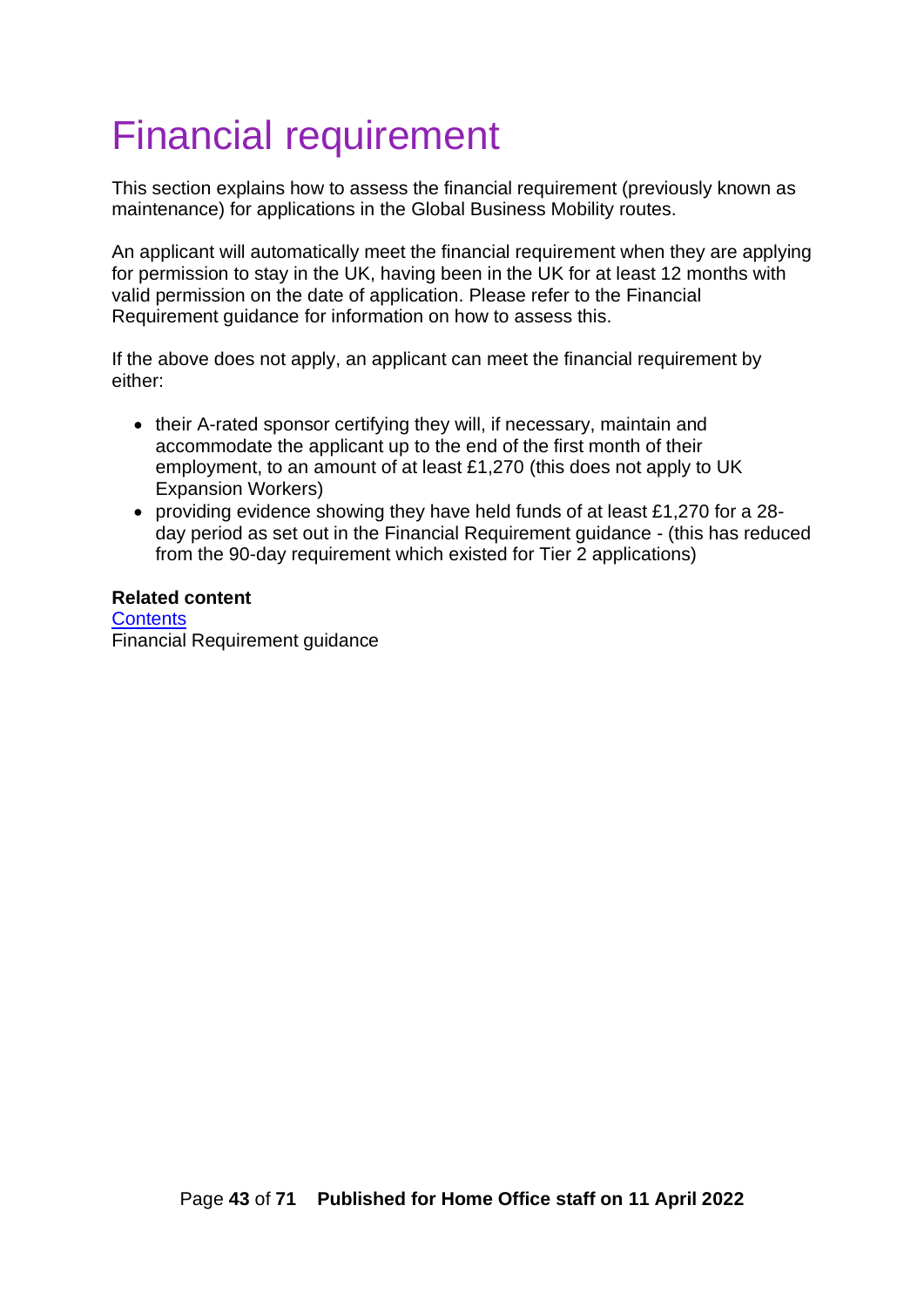# Financial requirement

This section explains how to assess the financial requirement (previously known as maintenance) for applications in the Global Business Mobility routes.

An applicant will automatically meet the financial requirement when they are applying for permission to stay in the UK, having been in the UK for at least 12 months with valid permission on the date of application. Please refer to the Financial Requirement guidance for information on how to assess this.

If the above does not apply, an applicant can meet the financial requirement by either:

- their A-rated sponsor certifying they will, if necessary, maintain and accommodate the applicant up to the end of the first month of their employment, to an amount of at least £1,270 (this does not apply to UK Expansion Workers)
- providing evidence showing they have held funds of at least £1,270 for a 28-day period as set out in the Financial Requirement guidance - (this has reduced from the 90-day requirement which existed for Tier 2 applications)

**Related content**
[Contents]
Financial Requirement guidance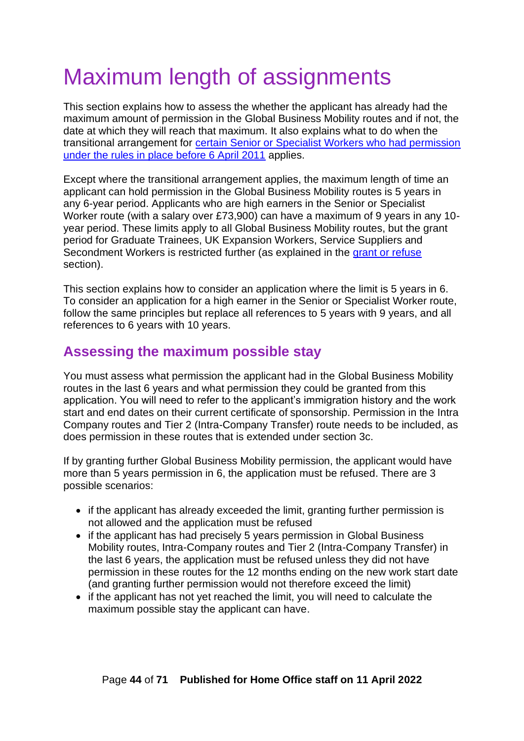# Maximum length of assignments

This section explains how to assess the whether the applicant has already had the maximum amount of permission in the Global Business Mobility routes and if not, the date at which they will reach that maximum. It also explains what to do when the transitional arrangement for certain Senior or Specialist Workers who had permission under the rules in place before 6 April 2011 applies.

Except where the transitional arrangement applies, the maximum length of time an applicant can hold permission in the Global Business Mobility routes is 5 years in any 6-year period. Applicants who are high earners in the Senior or Specialist Worker route (with a salary over £73,900) can have a maximum of 9 years in any 10-year period. These limits apply to all Global Business Mobility routes, but the grant period for Graduate Trainees, UK Expansion Workers, Service Suppliers and Secondment Workers is restricted further (as explained in the grant or refuse section).

This section explains how to consider an application where the limit is 5 years in 6. To consider an application for a high earner in the Senior or Specialist Worker route, follow the same principles but replace all references to 5 years with 9 years, and all references to 6 years with 10 years.

## Assessing the maximum possible stay

You must assess what permission the applicant had in the Global Business Mobility routes in the last 6 years and what permission they could be granted from this application. You will need to refer to the applicant's immigration history and the work start and end dates on their current certificate of sponsorship. Permission in the Intra Company routes and Tier 2 (Intra-Company Transfer) route needs to be included, as does permission in these routes that is extended under section 3c.

If by granting further Global Business Mobility permission, the applicant would have more than 5 years permission in 6, the application must be refused. There are 3 possible scenarios:

- if the applicant has already exceeded the limit, granting further permission is not allowed and the application must be refused
- if the applicant has had precisely 5 years permission in Global Business Mobility routes, Intra-Company routes and Tier 2 (Intra-Company Transfer) in the last 6 years, the application must be refused unless they did not have permission in these routes for the 12 months ending on the new work start date (and granting further permission would not therefore exceed the limit)
- if the applicant has not yet reached the limit, you will need to calculate the maximum possible stay the applicant can have.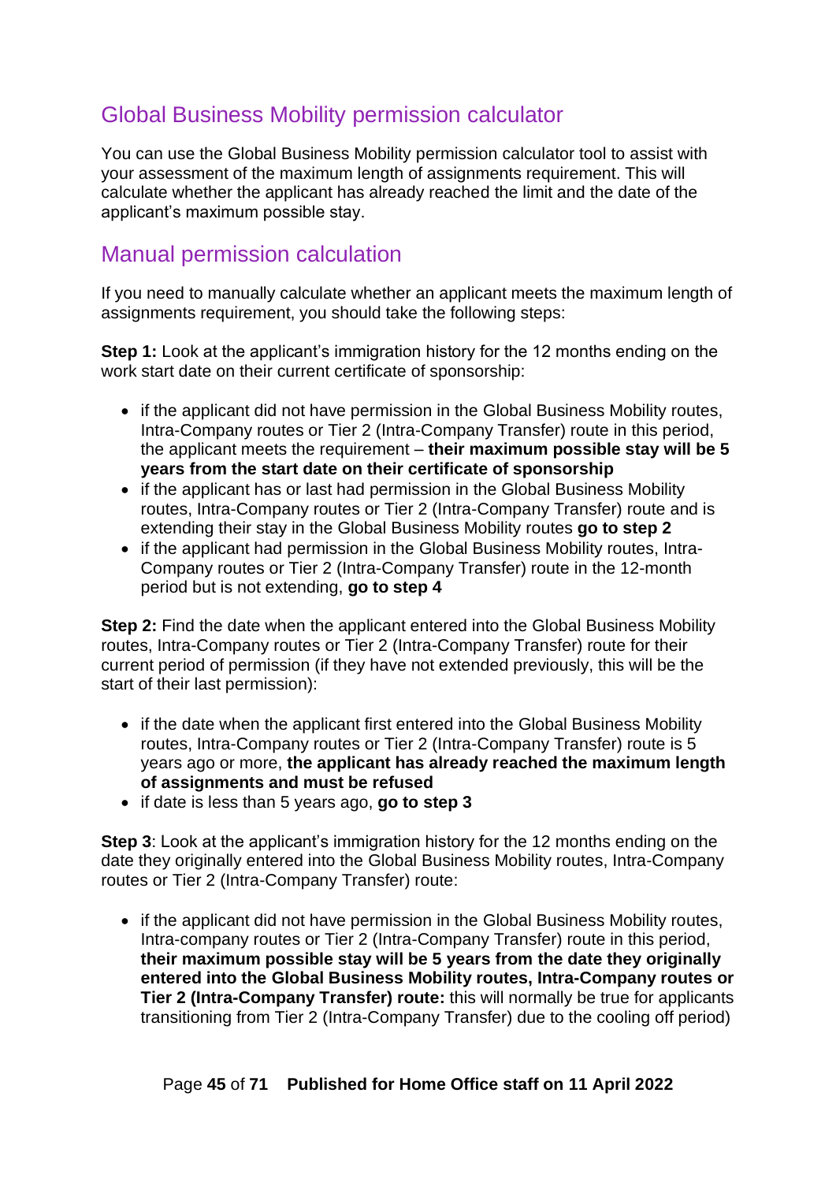## Global Business Mobility permission calculator

You can use the Global Business Mobility permission calculator tool to assist with your assessment of the maximum length of assignments requirement. This will calculate whether the applicant has already reached the limit and the date of the applicant's maximum possible stay.

## Manual permission calculation

If you need to manually calculate whether an applicant meets the maximum length of assignments requirement, you should take the following steps:

**Step 1:** Look at the applicant's immigration history for the 12 months ending on the work start date on their current certificate of sponsorship:

- if the applicant did not have permission in the Global Business Mobility routes, Intra-Company routes or Tier 2 (Intra-Company Transfer) route in this period, the applicant meets the requirement – **their maximum possible stay will be 5 years from the start date on their certificate of sponsorship**
- if the applicant has or last had permission in the Global Business Mobility routes, Intra-Company routes or Tier 2 (Intra-Company Transfer) route and is extending their stay in the Global Business Mobility routes **go to step 2**
- if the applicant had permission in the Global Business Mobility routes, Intra-Company routes or Tier 2 (Intra-Company Transfer) route in the 12-month period but is not extending, **go to step 4**

**Step 2:** Find the date when the applicant entered into the Global Business Mobility routes, Intra-Company routes or Tier 2 (Intra-Company Transfer) route for their current period of permission (if they have not extended previously, this will be the start of their last permission):

- if the date when the applicant first entered into the Global Business Mobility routes, Intra-Company routes or Tier 2 (Intra-Company Transfer) route is 5 years ago or more, **the applicant has already reached the maximum length of assignments and must be refused**
- if date is less than 5 years ago, **go to step 3**

**Step 3**: Look at the applicant's immigration history for the 12 months ending on the date they originally entered into the Global Business Mobility routes, Intra-Company routes or Tier 2 (Intra-Company Transfer) route:

- if the applicant did not have permission in the Global Business Mobility routes, Intra-company routes or Tier 2 (Intra-Company Transfer) route in this period, **their maximum possible stay will be 5 years from the date they originally entered into the Global Business Mobility routes, Intra-Company routes or Tier 2 (Intra-Company Transfer) route:** this will normally be true for applicants transitioning from Tier 2 (Intra-Company Transfer) due to the cooling off period)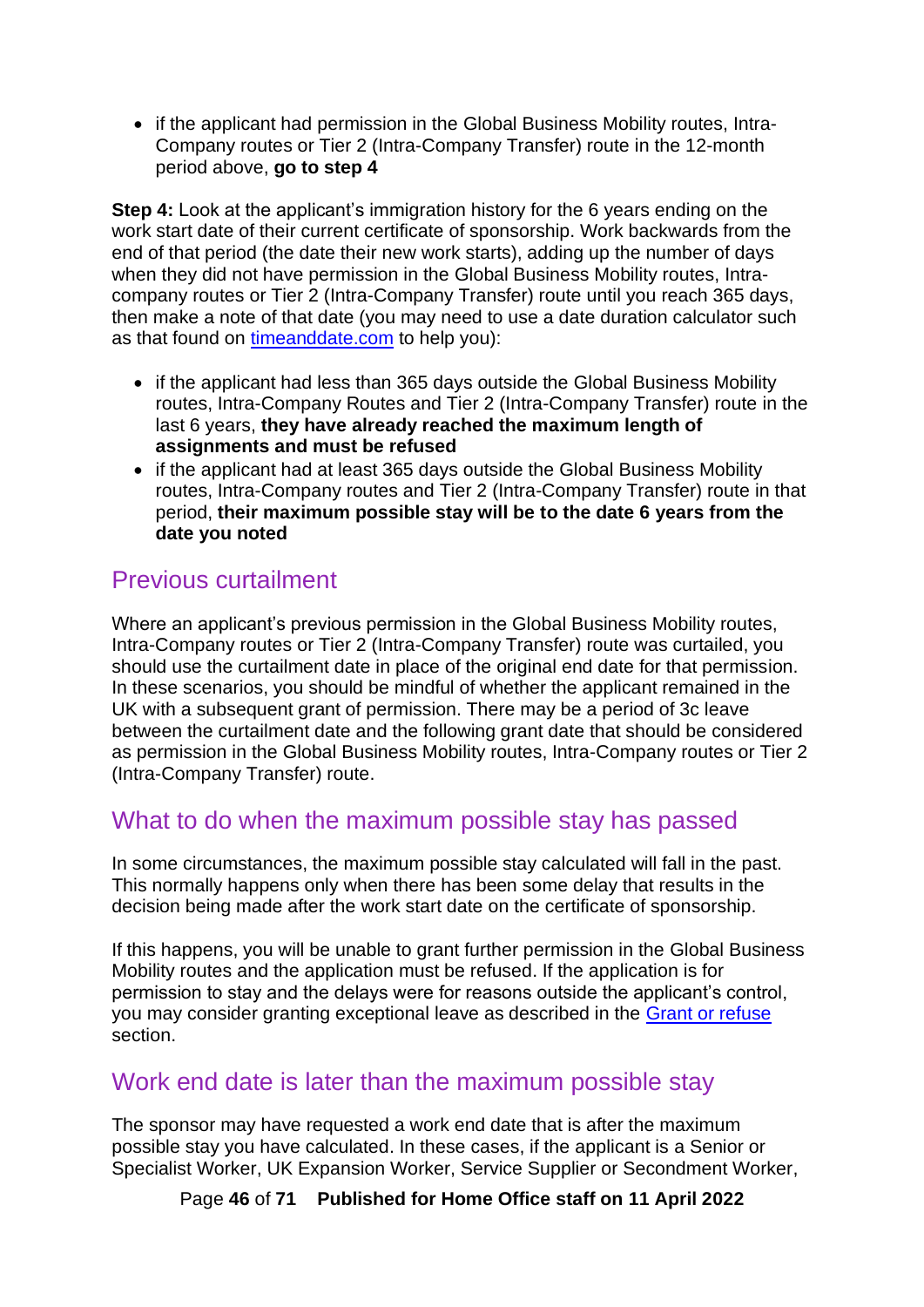- if the applicant had permission in the Global Business Mobility routes, Intra-Company routes or Tier 2 (Intra-Company Transfer) route in the 12-month period above, **go to step 4**

**Step 4:** Look at the applicant's immigration history for the 6 years ending on the work start date of their current certificate of sponsorship. Work backwards from the end of that period (the date their new work starts), adding up the number of days when they did not have permission in the Global Business Mobility routes, Intra-company routes or Tier 2 (Intra-Company Transfer) route until you reach 365 days, then make a note of that date (you may need to use a date duration calculator such as that found on [timeanddate.com](timeanddate.com) to help you):

- if the applicant had less than 365 days outside the Global Business Mobility routes, Intra-Company Routes and Tier 2 (Intra-Company Transfer) route in the last 6 years, **they have already reached the maximum length of assignments and must be refused**
- if the applicant had at least 365 days outside the Global Business Mobility routes, Intra-Company routes and Tier 2 (Intra-Company Transfer) route in that period, **their maximum possible stay will be to the date 6 years from the date you noted**

## Previous curtailment

Where an applicant's previous permission in the Global Business Mobility routes, Intra-Company routes or Tier 2 (Intra-Company Transfer) route was curtailed, you should use the curtailment date in place of the original end date for that permission. In these scenarios, you should be mindful of whether the applicant remained in the UK with a subsequent grant of permission. There may be a period of 3c leave between the curtailment date and the following grant date that should be considered as permission in the Global Business Mobility routes, Intra-Company routes or Tier 2 (Intra-Company Transfer) route.

## What to do when the maximum possible stay has passed

In some circumstances, the maximum possible stay calculated will fall in the past. This normally happens only when there has been some delay that results in the decision being made after the work start date on the certificate of sponsorship.

If this happens, you will be unable to grant further permission in the Global Business Mobility routes and the application must be refused. If the application is for permission to stay and the delays were for reasons outside the applicant's control, you may consider granting exceptional leave as described in the [Grant or refuse]() section.

## Work end date is later than the maximum possible stay

The sponsor may have requested a work end date that is after the maximum possible stay you have calculated. In these cases, if the applicant is a Senior or Specialist Worker, UK Expansion Worker, Service Supplier or Secondment Worker,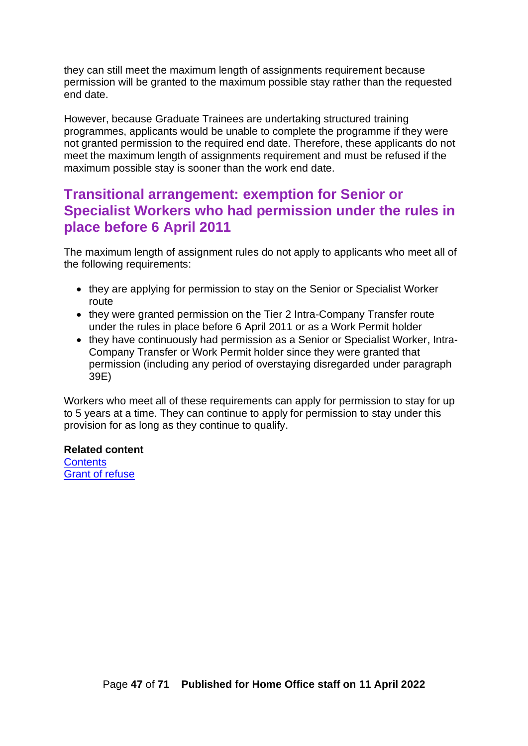they can still meet the maximum length of assignments requirement because permission will be granted to the maximum possible stay rather than the requested end date.

However, because Graduate Trainees are undertaking structured training programmes, applicants would be unable to complete the programme if they were not granted permission to the required end date. Therefore, these applicants do not meet the maximum length of assignments requirement and must be refused if the maximum possible stay is sooner than the work end date.

## Transitional arrangement: exemption for Senior or Specialist Workers who had permission under the rules in place before 6 April 2011

The maximum length of assignment rules do not apply to applicants who meet all of the following requirements:

- they are applying for permission to stay on the Senior or Specialist Worker route
- they were granted permission on the Tier 2 Intra-Company Transfer route under the rules in place before 6 April 2011 or as a Work Permit holder
- they have continuously had permission as a Senior or Specialist Worker, Intra-Company Transfer or Work Permit holder since they were granted that permission (including any period of overstaying disregarded under paragraph 39E)

Workers who meet all of these requirements can apply for permission to stay for up to 5 years at a time. They can continue to apply for permission to stay under this provision for as long as they continue to qualify.

**Related content**
[Contents]
[Grant of refuse]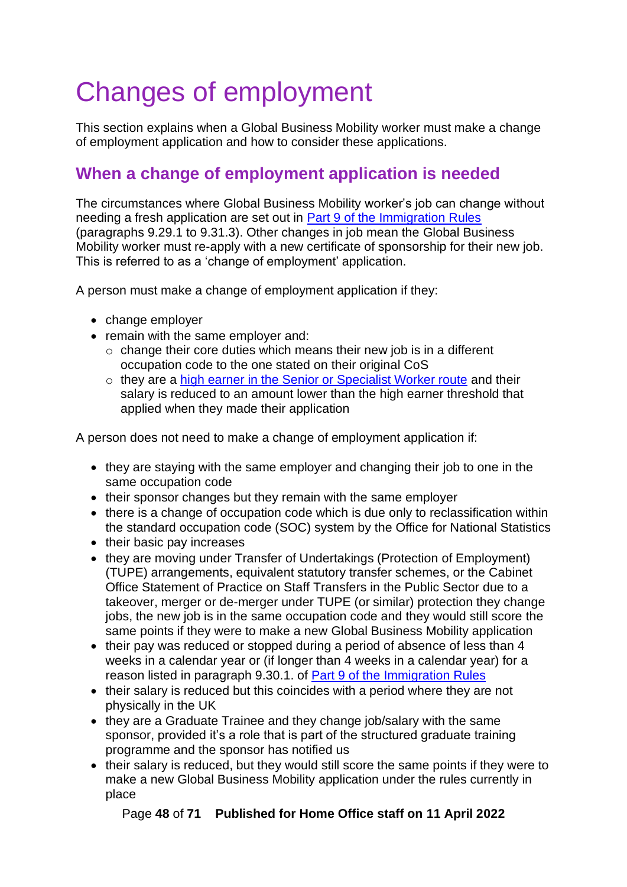# Changes of employment

This section explains when a Global Business Mobility worker must make a change of employment application and how to consider these applications.

## When a change of employment application is needed

The circumstances where Global Business Mobility worker's job can change without needing a fresh application are set out in [Part 9 of the Immigration Rules](#) (paragraphs 9.29.1 to 9.31.3). Other changes in job mean the Global Business Mobility worker must re-apply with a new certificate of sponsorship for their new job. This is referred to as a 'change of employment' application.

A person must make a change of employment application if they:

- change employer
- remain with the same employer and:
  - change their core duties which means their new job is in a different occupation code to the one stated on their original CoS
  - they are a [high earner in the Senior or Specialist Worker route](#) and their salary is reduced to an amount lower than the high earner threshold that applied when they made their application

A person does not need to make a change of employment application if:

- they are staying with the same employer and changing their job to one in the same occupation code
- their sponsor changes but they remain with the same employer
- there is a change of occupation code which is due only to reclassification within the standard occupation code (SOC) system by the Office for National Statistics
- their basic pay increases
- they are moving under Transfer of Undertakings (Protection of Employment) (TUPE) arrangements, equivalent statutory transfer schemes, or the Cabinet Office Statement of Practice on Staff Transfers in the Public Sector due to a takeover, merger or de-merger under TUPE (or similar) protection they change jobs, the new job is in the same occupation code and they would still score the same points if they were to make a new Global Business Mobility application
- their pay was reduced or stopped during a period of absence of less than 4 weeks in a calendar year or (if longer than 4 weeks in a calendar year) for a reason listed in paragraph 9.30.1. of [Part 9 of the Immigration Rules](#)
- their salary is reduced but this coincides with a period where they are not physically in the UK
- they are a Graduate Trainee and they change job/salary with the same sponsor, provided it's a role that is part of the structured graduate training programme and the sponsor has notified us
- their salary is reduced, but they would still score the same points if they were to make a new Global Business Mobility application under the rules currently in place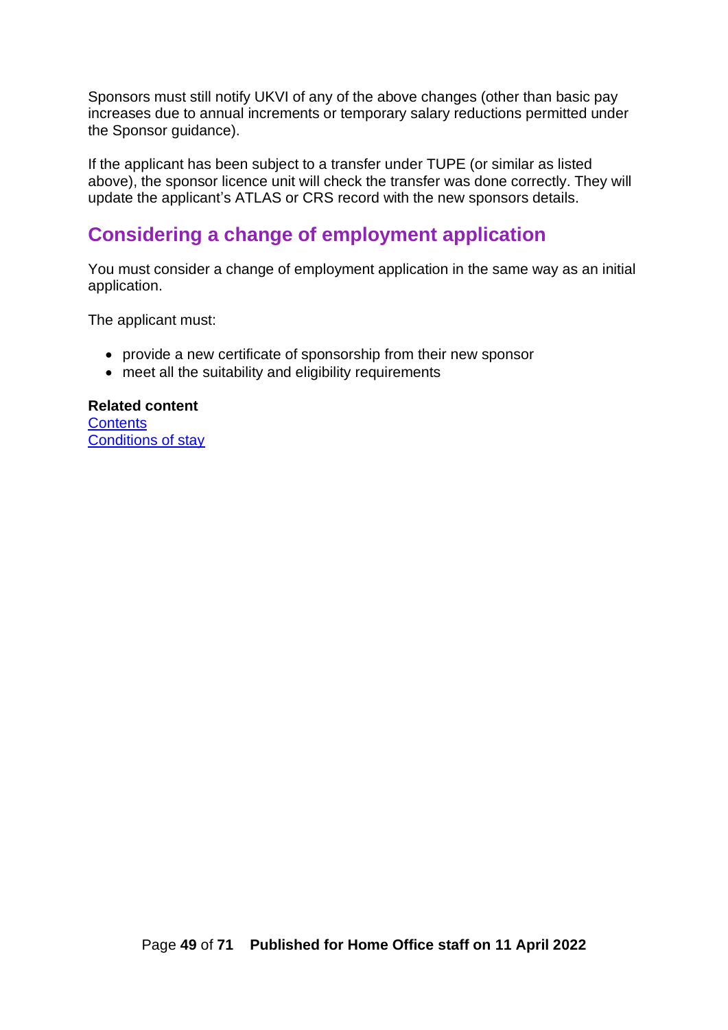Sponsors must still notify UKVI of any of the above changes (other than basic pay increases due to annual increments or temporary salary reductions permitted under the Sponsor guidance).

If the applicant has been subject to a transfer under TUPE (or similar as listed above), the sponsor licence unit will check the transfer was done correctly. They will update the applicant's ATLAS or CRS record with the new sponsors details.

## Considering a change of employment application

You must consider a change of employment application in the same way as an initial application.

The applicant must:

- provide a new certificate of sponsorship from their new sponsor
- meet all the suitability and eligibility requirements

**Related content**
Contents
Conditions of stay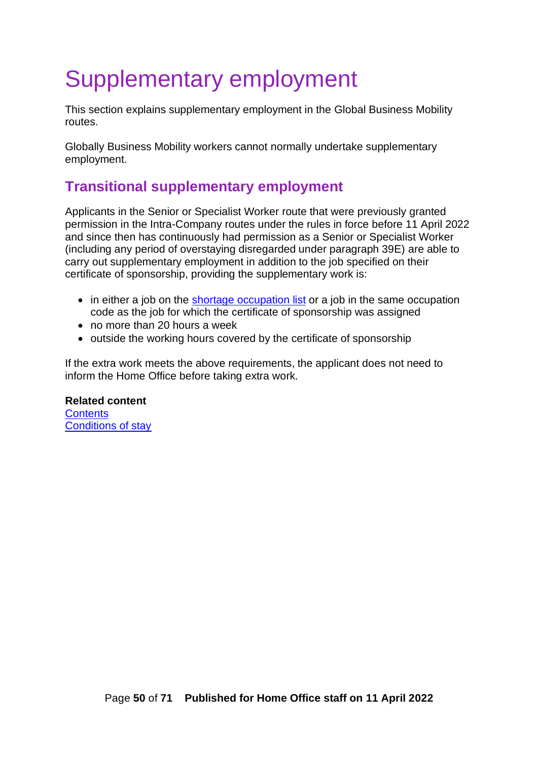# Supplementary employment

This section explains supplementary employment in the Global Business Mobility routes.

Globally Business Mobility workers cannot normally undertake supplementary employment.

## Transitional supplementary employment

Applicants in the Senior or Specialist Worker route that were previously granted permission in the Intra-Company routes under the rules in force before 11 April 2022 and since then has continuously had permission as a Senior or Specialist Worker (including any period of overstaying disregarded under paragraph 39E) are able to carry out supplementary employment in addition to the job specified on their certificate of sponsorship, providing the supplementary work is:

- in either a job on the shortage occupation list or a job in the same occupation code as the job for which the certificate of sponsorship was assigned
- no more than 20 hours a week
- outside the working hours covered by the certificate of sponsorship

If the extra work meets the above requirements, the applicant does not need to inform the Home Office before taking extra work.

**Related content**
Contents
Conditions of stay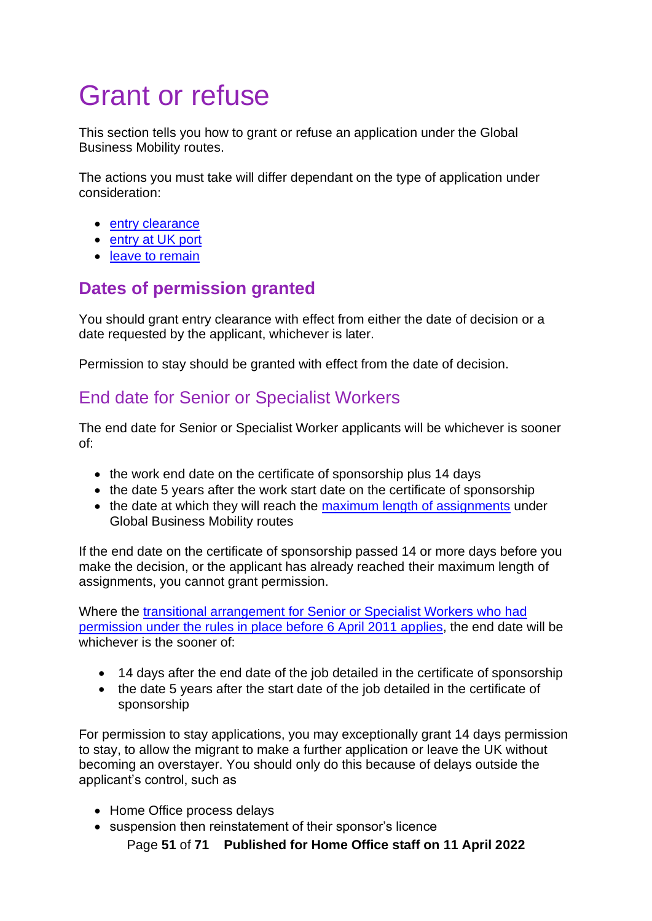# Grant or refuse

This section tells you how to grant or refuse an application under the Global Business Mobility routes.

The actions you must take will differ dependant on the type of application under consideration:

- entry clearance
- entry at UK port
- leave to remain

## Dates of permission granted

You should grant entry clearance with effect from either the date of decision or a date requested by the applicant, whichever is later.

Permission to stay should be granted with effect from the date of decision.

### End date for Senior or Specialist Workers

The end date for Senior or Specialist Worker applicants will be whichever is sooner of:

- the work end date on the certificate of sponsorship plus 14 days
- the date 5 years after the work start date on the certificate of sponsorship
- the date at which they will reach the maximum length of assignments under Global Business Mobility routes

If the end date on the certificate of sponsorship passed 14 or more days before you make the decision, or the applicant has already reached their maximum length of assignments, you cannot grant permission.

Where the transitional arrangement for Senior or Specialist Workers who had permission under the rules in place before 6 April 2011 applies, the end date will be whichever is the sooner of:

- 14 days after the end date of the job detailed in the certificate of sponsorship
- the date 5 years after the start date of the job detailed in the certificate of sponsorship

For permission to stay applications, you may exceptionally grant 14 days permission to stay, to allow the migrant to make a further application or leave the UK without becoming an overstayer. You should only do this because of delays outside the applicant's control, such as

- Home Office process delays
- suspension then reinstatement of their sponsor's licence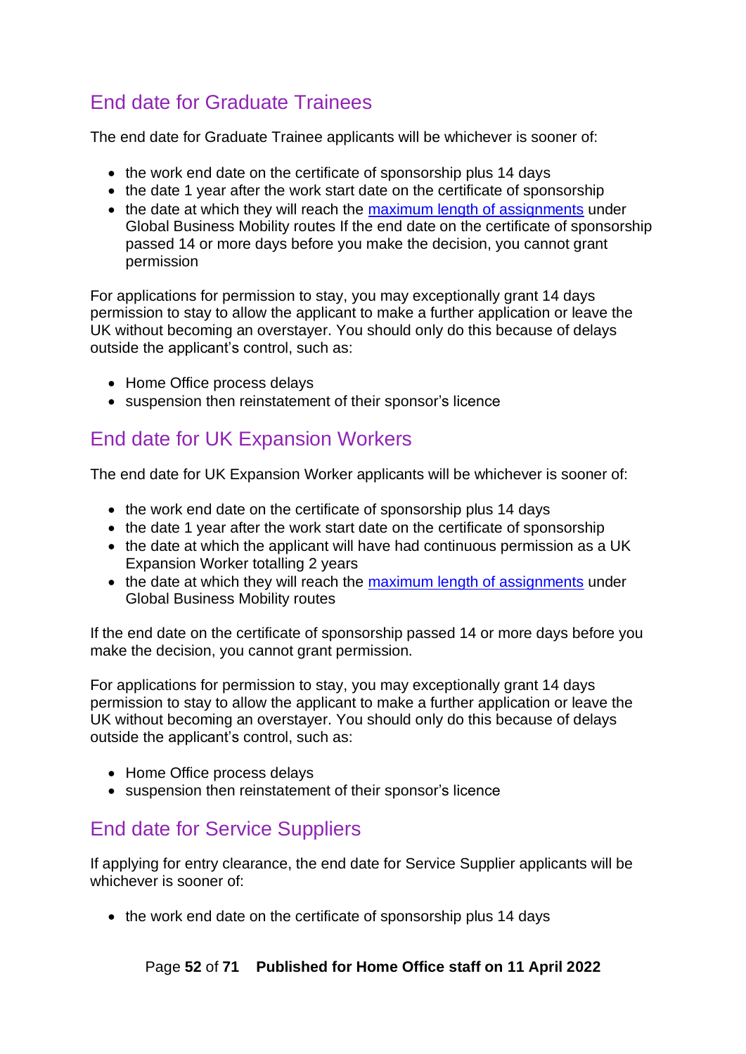## End date for Graduate Trainees

The end date for Graduate Trainee applicants will be whichever is sooner of:

- the work end date on the certificate of sponsorship plus 14 days
- the date 1 year after the work start date on the certificate of sponsorship
- the date at which they will reach the [maximum length of assignments](#) under Global Business Mobility routes If the end date on the certificate of sponsorship passed 14 or more days before you make the decision, you cannot grant permission

For applications for permission to stay, you may exceptionally grant 14 days permission to stay to allow the applicant to make a further application or leave the UK without becoming an overstayer. You should only do this because of delays outside the applicant's control, such as:

- Home Office process delays
- suspension then reinstatement of their sponsor's licence

## End date for UK Expansion Workers

The end date for UK Expansion Worker applicants will be whichever is sooner of:

- the work end date on the certificate of sponsorship plus 14 days
- the date 1 year after the work start date on the certificate of sponsorship
- the date at which the applicant will have had continuous permission as a UK Expansion Worker totalling 2 years
- the date at which they will reach the [maximum length of assignments](#) under Global Business Mobility routes

If the end date on the certificate of sponsorship passed 14 or more days before you make the decision, you cannot grant permission.

For applications for permission to stay, you may exceptionally grant 14 days permission to stay to allow the applicant to make a further application or leave the UK without becoming an overstayer. You should only do this because of delays outside the applicant's control, such as:

- Home Office process delays
- suspension then reinstatement of their sponsor's licence

## End date for Service Suppliers

If applying for entry clearance, the end date for Service Supplier applicants will be whichever is sooner of:

- the work end date on the certificate of sponsorship plus 14 days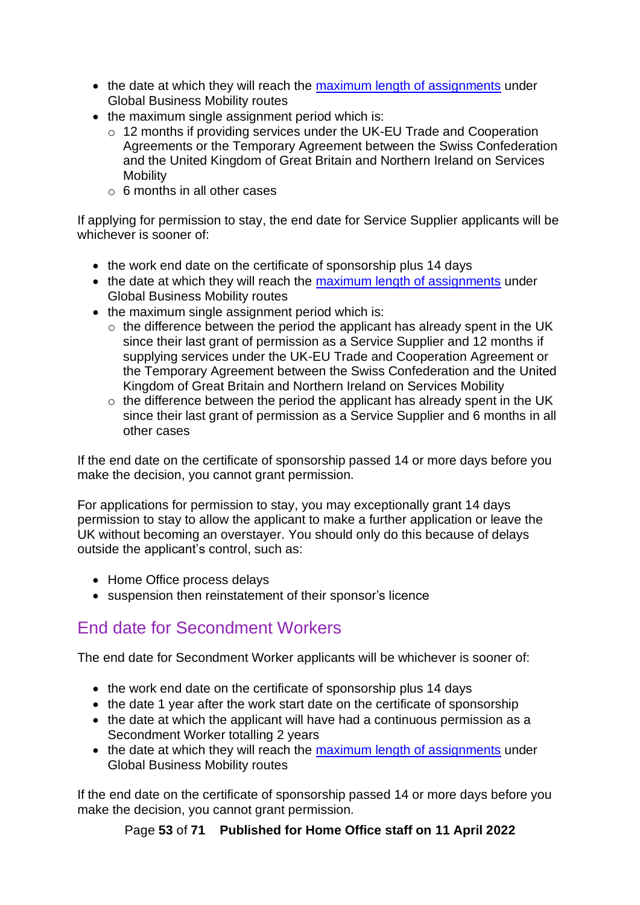- the date at which they will reach the [maximum length of assignments] under Global Business Mobility routes
- the maximum single assignment period which is:
  - 12 months if providing services under the UK-EU Trade and Cooperation Agreements or the Temporary Agreement between the Swiss Confederation and the United Kingdom of Great Britain and Northern Ireland on Services Mobility
  - 6 months in all other cases

If applying for permission to stay, the end date for Service Supplier applicants will be whichever is sooner of:

- the work end date on the certificate of sponsorship plus 14 days
- the date at which they will reach the [maximum length of assignments] under Global Business Mobility routes
- the maximum single assignment period which is:
  - the difference between the period the applicant has already spent in the UK since their last grant of permission as a Service Supplier and 12 months if supplying services under the UK-EU Trade and Cooperation Agreement or the Temporary Agreement between the Swiss Confederation and the United Kingdom of Great Britain and Northern Ireland on Services Mobility
  - the difference between the period the applicant has already spent in the UK since their last grant of permission as a Service Supplier and 6 months in all other cases

If the end date on the certificate of sponsorship passed 14 or more days before you make the decision, you cannot grant permission.

For applications for permission to stay, you may exceptionally grant 14 days permission to stay to allow the applicant to make a further application or leave the UK without becoming an overstayer. You should only do this because of delays outside the applicant's control, such as:

- Home Office process delays
- suspension then reinstatement of their sponsor's licence

## End date for Secondment Workers

The end date for Secondment Worker applicants will be whichever is sooner of:

- the work end date on the certificate of sponsorship plus 14 days
- the date 1 year after the work start date on the certificate of sponsorship
- the date at which the applicant will have had a continuous permission as a Secondment Worker totalling 2 years
- the date at which they will reach the [maximum length of assignments] under Global Business Mobility routes

If the end date on the certificate of sponsorship passed 14 or more days before you make the decision, you cannot grant permission.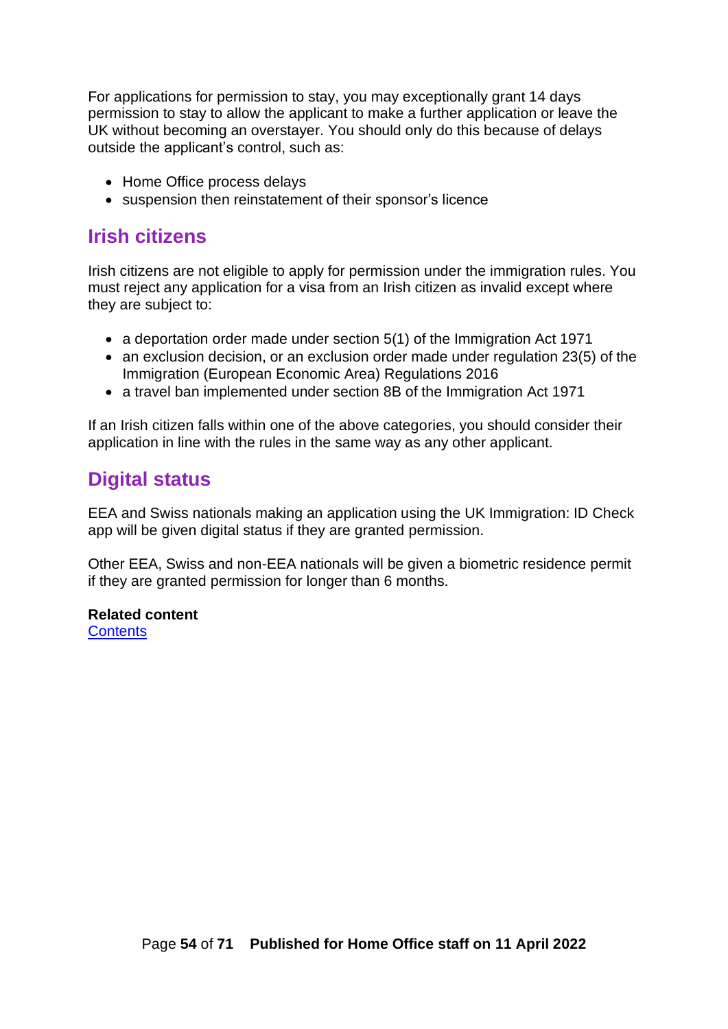For applications for permission to stay, you may exceptionally grant 14 days permission to stay to allow the applicant to make a further application or leave the UK without becoming an overstayer. You should only do this because of delays outside the applicant's control, such as:

- Home Office process delays
- suspension then reinstatement of their sponsor's licence

## Irish citizens

Irish citizens are not eligible to apply for permission under the immigration rules. You must reject any application for a visa from an Irish citizen as invalid except where they are subject to:

- a deportation order made under section 5(1) of the Immigration Act 1971
- an exclusion decision, or an exclusion order made under regulation 23(5) of the Immigration (European Economic Area) Regulations 2016
- a travel ban implemented under section 8B of the Immigration Act 1971

If an Irish citizen falls within one of the above categories, you should consider their application in line with the rules in the same way as any other applicant.

## Digital status

EEA and Swiss nationals making an application using the UK Immigration: ID Check app will be given digital status if they are granted permission.

Other EEA, Swiss and non-EEA nationals will be given a biometric residence permit if they are granted permission for longer than 6 months.

**Related content**
Contents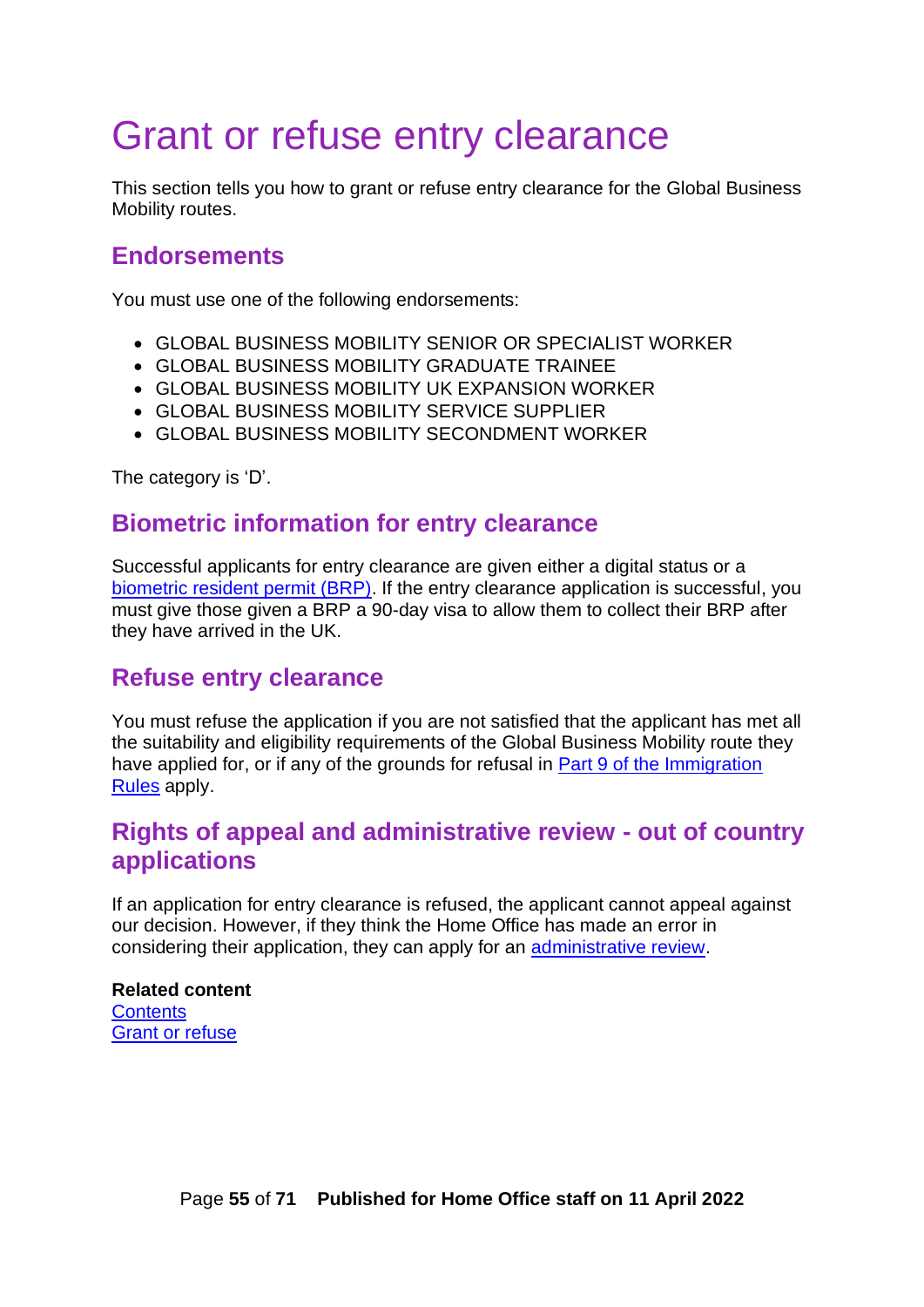# Grant or refuse entry clearance

This section tells you how to grant or refuse entry clearance for the Global Business Mobility routes.

## Endorsements

You must use one of the following endorsements:

- GLOBAL BUSINESS MOBILITY SENIOR OR SPECIALIST WORKER
- GLOBAL BUSINESS MOBILITY GRADUATE TRAINEE
- GLOBAL BUSINESS MOBILITY UK EXPANSION WORKER
- GLOBAL BUSINESS MOBILITY SERVICE SUPPLIER
- GLOBAL BUSINESS MOBILITY SECONDMENT WORKER

The category is 'D'.

## Biometric information for entry clearance

Successful applicants for entry clearance are given either a digital status or a biometric resident permit (BRP). If the entry clearance application is successful, you must give those given a BRP a 90-day visa to allow them to collect their BRP after they have arrived in the UK.

## Refuse entry clearance

You must refuse the application if you are not satisfied that the applicant has met all the suitability and eligibility requirements of the Global Business Mobility route they have applied for, or if any of the grounds for refusal in Part 9 of the Immigration Rules apply.

## Rights of appeal and administrative review - out of country applications

If an application for entry clearance is refused, the applicant cannot appeal against our decision. However, if they think the Home Office has made an error in considering their application, they can apply for an administrative review.

**Related content**
Contents
Grant or refuse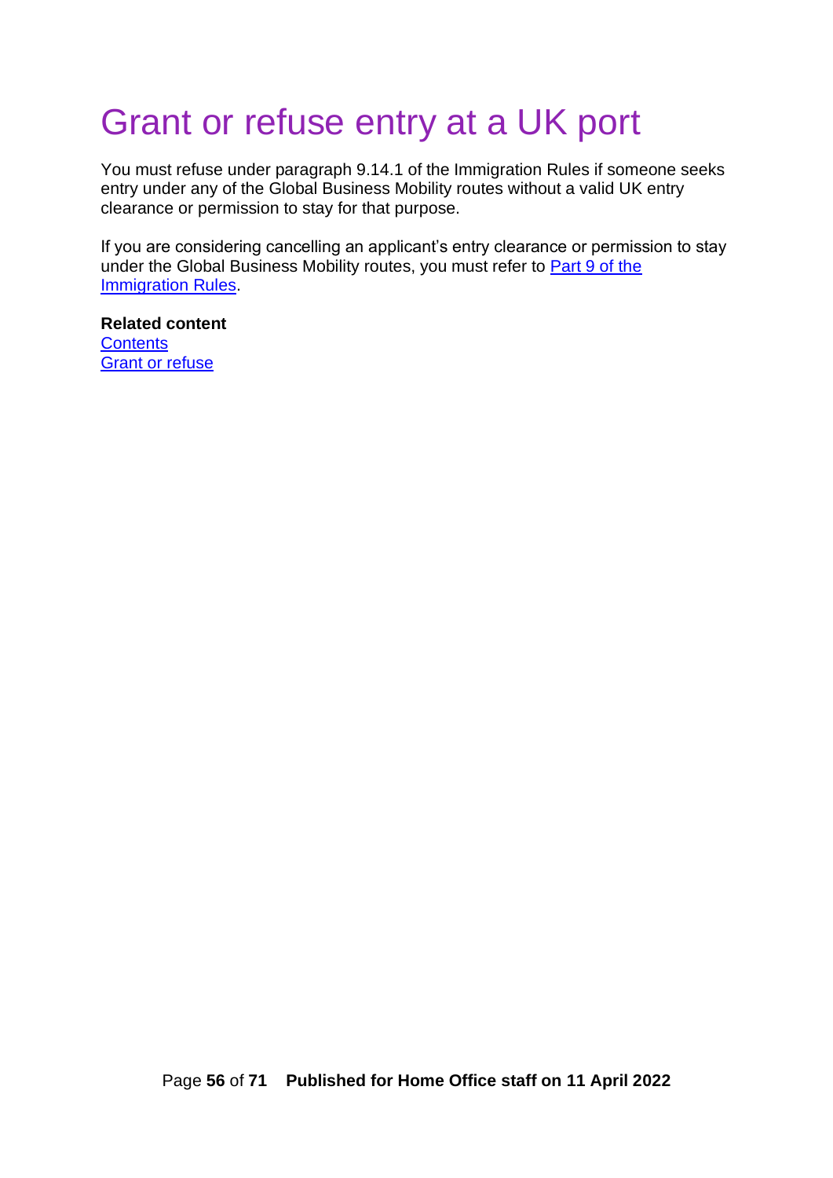# Grant or refuse entry at a UK port

You must refuse under paragraph 9.14.1 of the Immigration Rules if someone seeks entry under any of the Global Business Mobility routes without a valid UK entry clearance or permission to stay for that purpose.

If you are considering cancelling an applicant's entry clearance or permission to stay under the Global Business Mobility routes, you must refer to Part 9 of the Immigration Rules.

**Related content**
Contents
Grant or refuse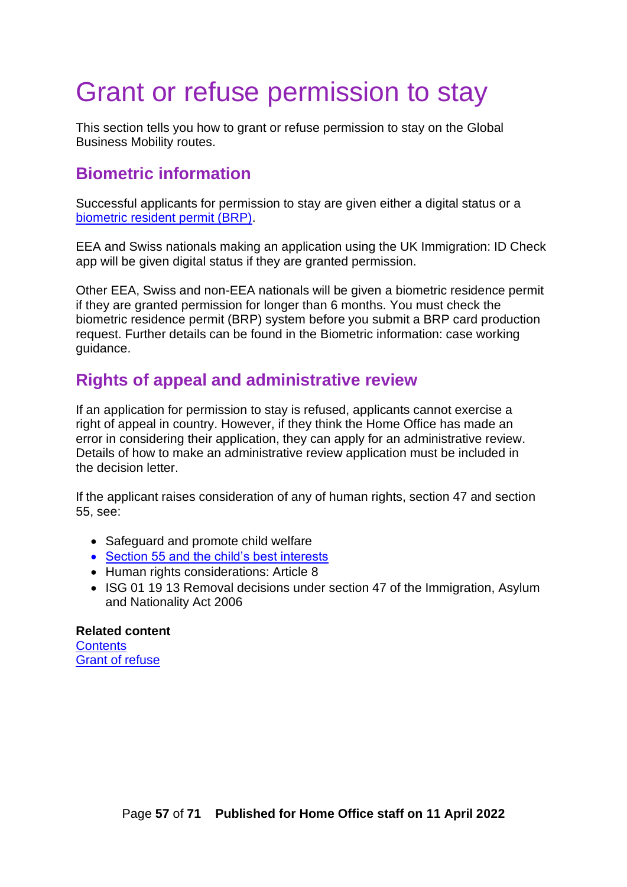# Grant or refuse permission to stay

This section tells you how to grant or refuse permission to stay on the Global Business Mobility routes.

## Biometric information

Successful applicants for permission to stay are given either a digital status or a biometric resident permit (BRP).

EEA and Swiss nationals making an application using the UK Immigration: ID Check app will be given digital status if they are granted permission.

Other EEA, Swiss and non-EEA nationals will be given a biometric residence permit if they are granted permission for longer than 6 months. You must check the biometric residence permit (BRP) system before you submit a BRP card production request. Further details can be found in the Biometric information: case working guidance.

## Rights of appeal and administrative review

If an application for permission to stay is refused, applicants cannot exercise a right of appeal in country. However, if they think the Home Office has made an error in considering their application, they can apply for an administrative review. Details of how to make an administrative review application must be included in the decision letter.

If the applicant raises consideration of any of human rights, section 47 and section 55, see:

- Safeguard and promote child welfare
- Section 55 and the child's best interests
- Human rights considerations: Article 8
- ISG 01 19 13 Removal decisions under section 47 of the Immigration, Asylum and Nationality Act 2006

**Related content**
Contents
Grant of refuse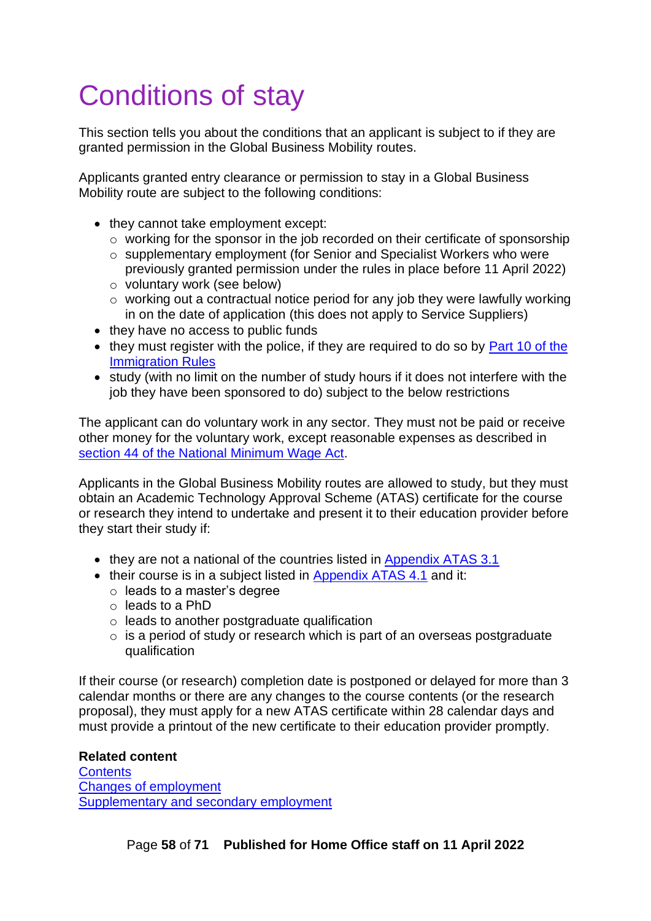# Conditions of stay

This section tells you about the conditions that an applicant is subject to if they are granted permission in the Global Business Mobility routes.

Applicants granted entry clearance or permission to stay in a Global Business Mobility route are subject to the following conditions:

- they cannot take employment except:
  - working for the sponsor in the job recorded on their certificate of sponsorship
  - supplementary employment (for Senior and Specialist Workers who were previously granted permission under the rules in place before 11 April 2022)
  - voluntary work (see below)
  - working out a contractual notice period for any job they were lawfully working in on the date of application (this does not apply to Service Suppliers)
- they have no access to public funds
- they must register with the police, if they are required to do so by [Part 10 of the Immigration Rules](#)
- study (with no limit on the number of study hours if it does not interfere with the job they have been sponsored to do) subject to the below restrictions

The applicant can do voluntary work in any sector. They must not be paid or receive other money for the voluntary work, except reasonable expenses as described in [section 44 of the National Minimum Wage Act](#).

Applicants in the Global Business Mobility routes are allowed to study, but they must obtain an Academic Technology Approval Scheme (ATAS) certificate for the course or research they intend to undertake and present it to their education provider before they start their study if:

- they are not a national of the countries listed in [Appendix ATAS 3.1](#)
- their course is in a subject listed in [Appendix ATAS 4.1](#) and it:
  - leads to a master's degree
  - leads to a PhD
  - leads to another postgraduate qualification
  - is a period of study or research which is part of an overseas postgraduate qualification

If their course (or research) completion date is postponed or delayed for more than 3 calendar months or there are any changes to the course contents (or the research proposal), they must apply for a new ATAS certificate within 28 calendar days and must provide a printout of the new certificate to their education provider promptly.

**Related content**
[Contents](#)
[Changes of employment](#)
[Supplementary and secondary employment](#)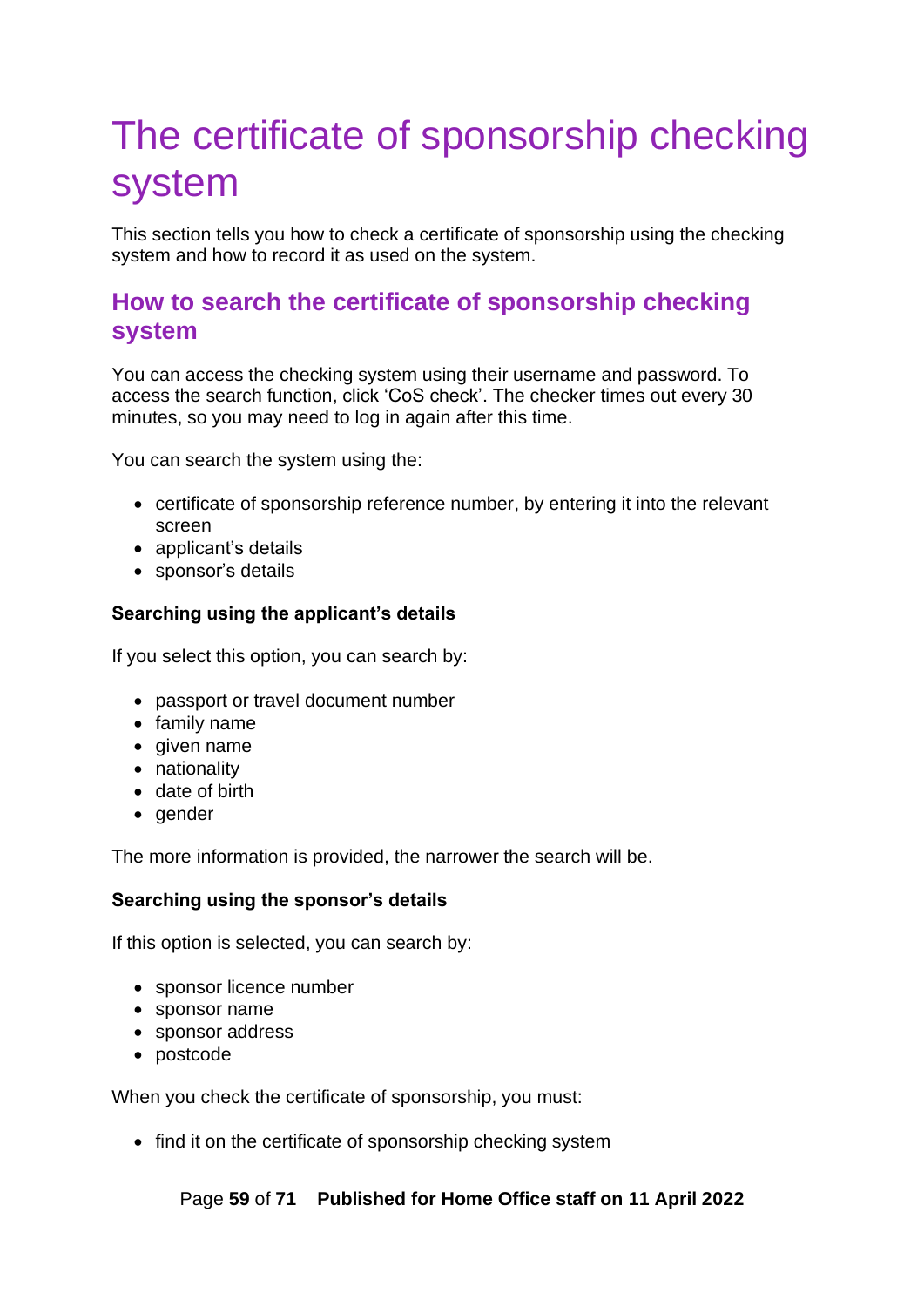# The certificate of sponsorship checking system

This section tells you how to check a certificate of sponsorship using the checking system and how to record it as used on the system.

## How to search the certificate of sponsorship checking system

You can access the checking system using their username and password. To access the search function, click 'CoS check'. The checker times out every 30 minutes, so you may need to log in again after this time.

You can search the system using the:

- certificate of sponsorship reference number, by entering it into the relevant screen
- applicant's details
- sponsor's details

**Searching using the applicant's details**

If you select this option, you can search by:

- passport or travel document number
- family name
- given name
- nationality
- date of birth
- gender

The more information is provided, the narrower the search will be.

**Searching using the sponsor's details**

If this option is selected, you can search by:

- sponsor licence number
- sponsor name
- sponsor address
- postcode

When you check the certificate of sponsorship, you must:

- find it on the certificate of sponsorship checking system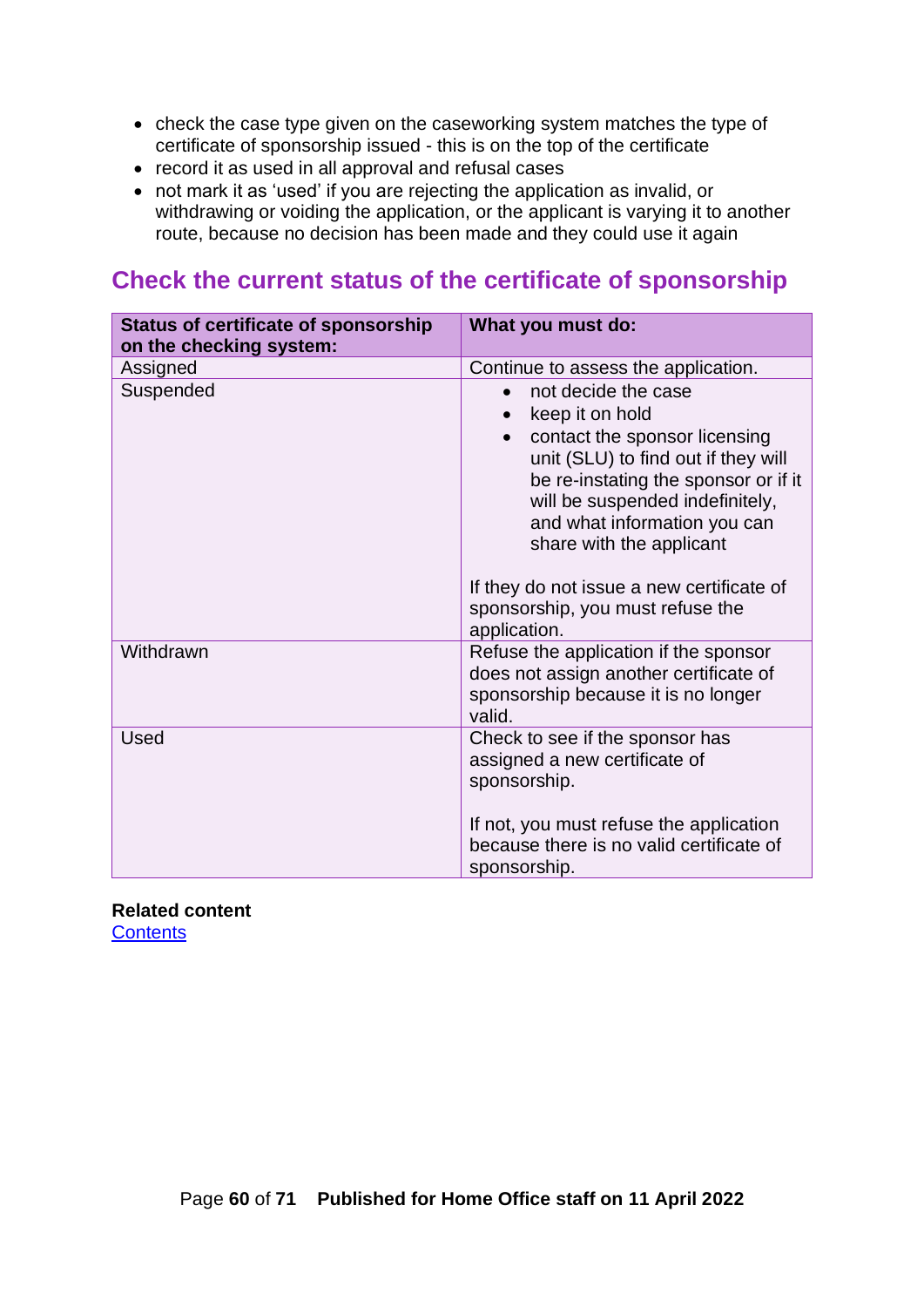- check the case type given on the caseworking system matches the type of certificate of sponsorship issued - this is on the top of the certificate
- record it as used in all approval and refusal cases
- not mark it as 'used' if you are rejecting the application as invalid, or withdrawing or voiding the application, or the applicant is varying it to another route, because no decision has been made and they could use it again

## Check the current status of the certificate of sponsorship

| Status of certificate of sponsorship on the checking system: | What you must do: |
|---|---|
| Assigned | Continue to assess the application. |
| Suspended | <ul><li>not decide the case</li><li>keep it on hold</li><li>contact the sponsor licensing unit (SLU) to find out if they will be re-instating the sponsor or if it will be suspended indefinitely, and what information you can share with the applicant</li></ul>If they do not issue a new certificate of sponsorship, you must refuse the application. |
| Withdrawn | Refuse the application if the sponsor does not assign another certificate of sponsorship because it is no longer valid. |
| Used | Check to see if the sponsor has assigned a new certificate of sponsorship.<br><br>If not, you must refuse the application because there is no valid certificate of sponsorship. |

**Related content**
Contents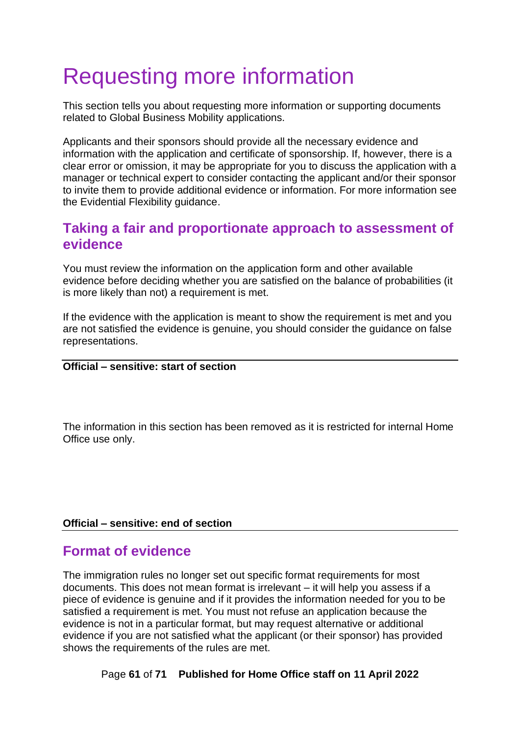# Requesting more information

This section tells you about requesting more information or supporting documents related to Global Business Mobility applications.

Applicants and their sponsors should provide all the necessary evidence and information with the application and certificate of sponsorship. If, however, there is a clear error or omission, it may be appropriate for you to discuss the application with a manager or technical expert to consider contacting the applicant and/or their sponsor to invite them to provide additional evidence or information. For more information see the Evidential Flexibility guidance.

## Taking a fair and proportionate approach to assessment of evidence

You must review the information on the application form and other available evidence before deciding whether you are satisfied on the balance of probabilities (it is more likely than not) a requirement is met.

If the evidence with the application is meant to show the requirement is met and you are not satisfied the evidence is genuine, you should consider the guidance on false representations.

**Official – sensitive: start of section**

The information in this section has been removed as it is restricted for internal Home Office use only.

**Official – sensitive: end of section**

## Format of evidence

The immigration rules no longer set out specific format requirements for most documents. This does not mean format is irrelevant – it will help you assess if a piece of evidence is genuine and if it provides the information needed for you to be satisfied a requirement is met. You must not refuse an application because the evidence is not in a particular format, but may request alternative or additional evidence if you are not satisfied what the applicant (or their sponsor) has provided shows the requirements of the rules are met.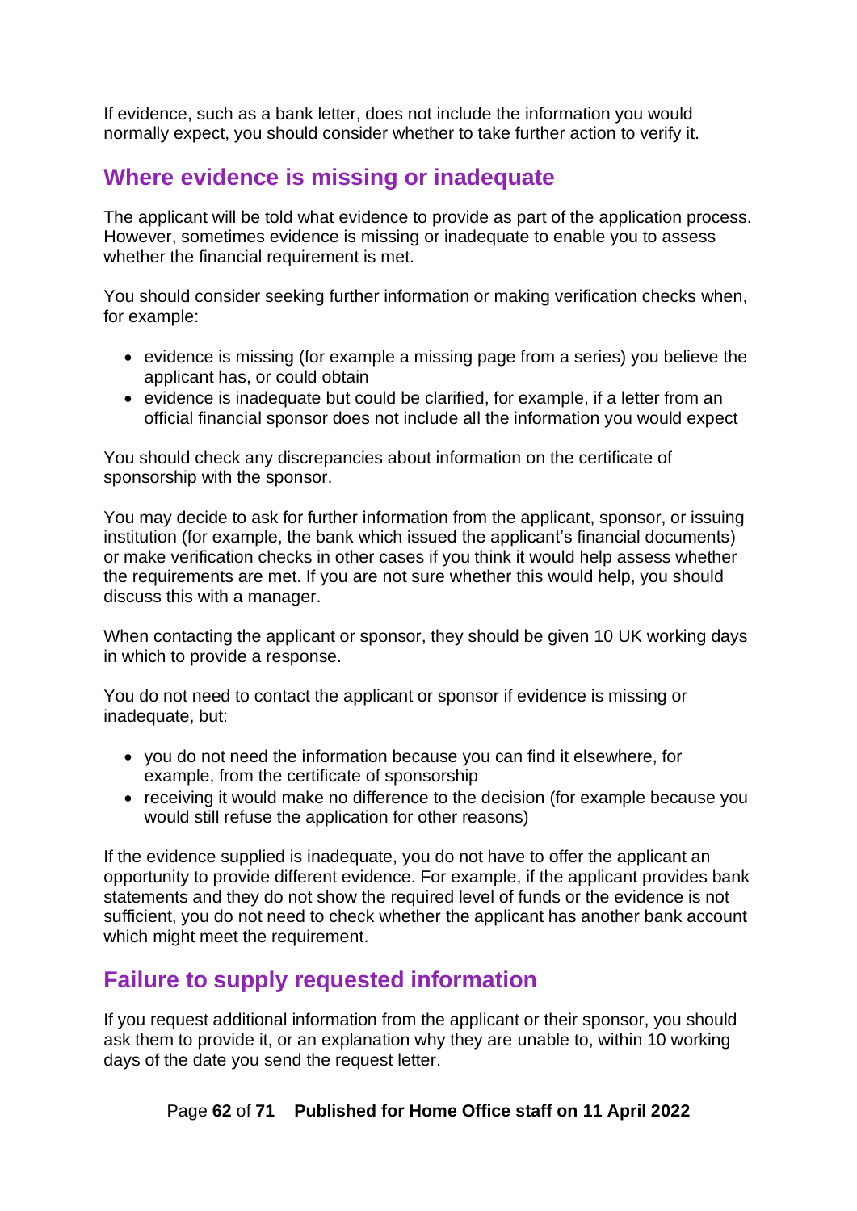If evidence, such as a bank letter, does not include the information you would normally expect, you should consider whether to take further action to verify it.

## Where evidence is missing or inadequate

The applicant will be told what evidence to provide as part of the application process. However, sometimes evidence is missing or inadequate to enable you to assess whether the financial requirement is met.

You should consider seeking further information or making verification checks when, for example:

- evidence is missing (for example a missing page from a series) you believe the applicant has, or could obtain
- evidence is inadequate but could be clarified, for example, if a letter from an official financial sponsor does not include all the information you would expect

You should check any discrepancies about information on the certificate of sponsorship with the sponsor.

You may decide to ask for further information from the applicant, sponsor, or issuing institution (for example, the bank which issued the applicant's financial documents) or make verification checks in other cases if you think it would help assess whether the requirements are met. If you are not sure whether this would help, you should discuss this with a manager.

When contacting the applicant or sponsor, they should be given 10 UK working days in which to provide a response.

You do not need to contact the applicant or sponsor if evidence is missing or inadequate, but:

- you do not need the information because you can find it elsewhere, for example, from the certificate of sponsorship
- receiving it would make no difference to the decision (for example because you would still refuse the application for other reasons)

If the evidence supplied is inadequate, you do not have to offer the applicant an opportunity to provide different evidence. For example, if the applicant provides bank statements and they do not show the required level of funds or the evidence is not sufficient, you do not need to check whether the applicant has another bank account which might meet the requirement.

## Failure to supply requested information

If you request additional information from the applicant or their sponsor, you should ask them to provide it, or an explanation why they are unable to, within 10 working days of the date you send the request letter.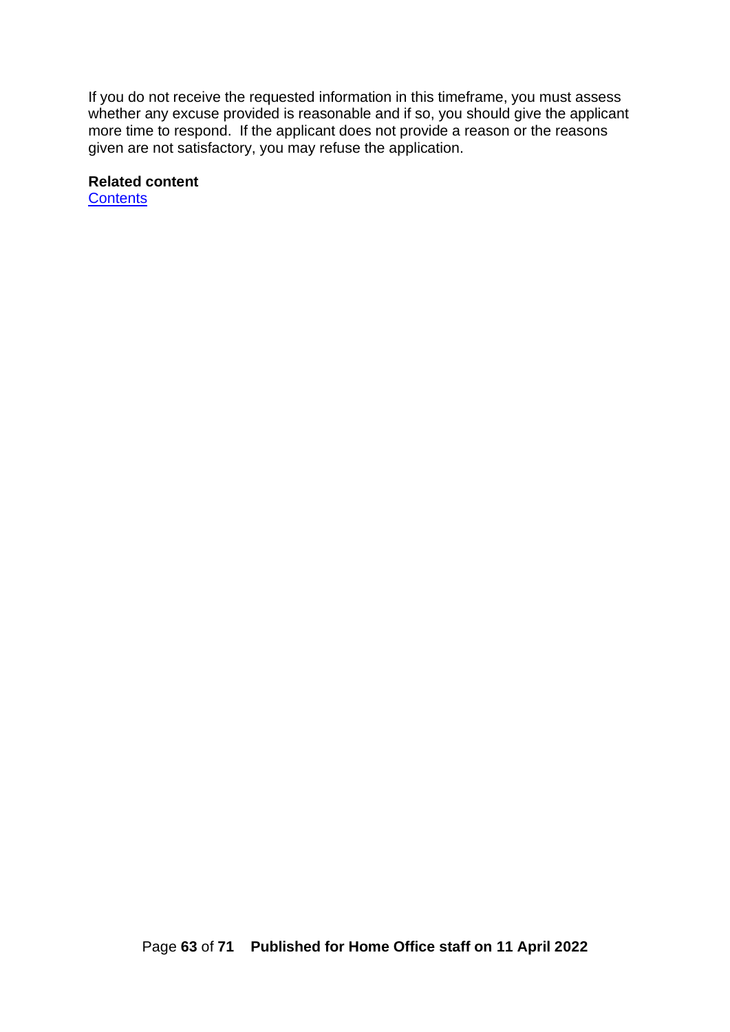If you do not receive the requested information in this timeframe, you must assess whether any excuse provided is reasonable and if so, you should give the applicant more time to respond.  If the applicant does not provide a reason or the reasons given are not satisfactory, you may refuse the application.

**Related content**
Contents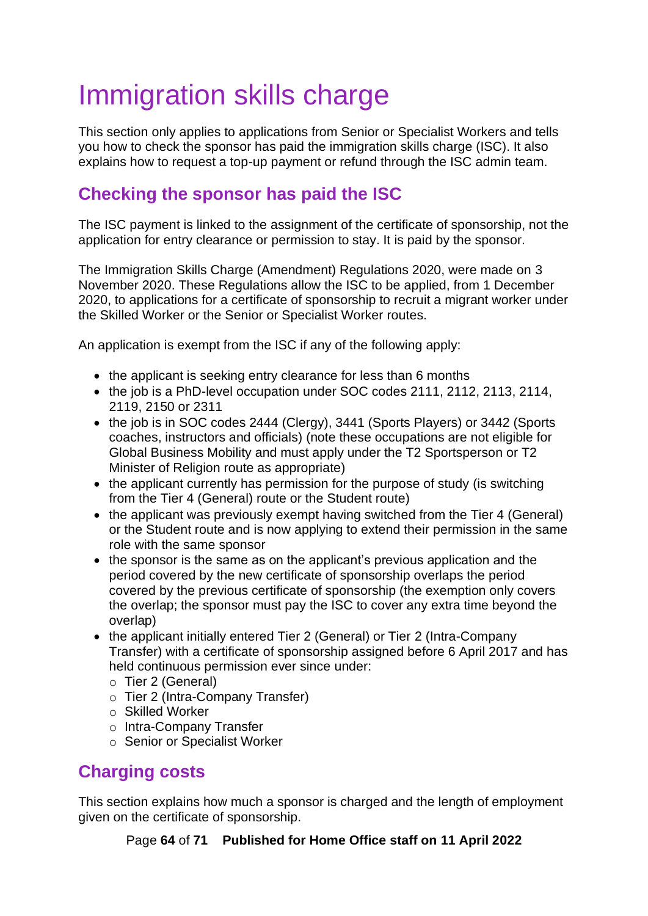# Immigration skills charge

This section only applies to applications from Senior or Specialist Workers and tells you how to check the sponsor has paid the immigration skills charge (ISC). It also explains how to request a top-up payment or refund through the ISC admin team.

## Checking the sponsor has paid the ISC

The ISC payment is linked to the assignment of the certificate of sponsorship, not the application for entry clearance or permission to stay. It is paid by the sponsor.

The Immigration Skills Charge (Amendment) Regulations 2020, were made on 3 November 2020. These Regulations allow the ISC to be applied, from 1 December 2020, to applications for a certificate of sponsorship to recruit a migrant worker under the Skilled Worker or the Senior or Specialist Worker routes.

An application is exempt from the ISC if any of the following apply:

- the applicant is seeking entry clearance for less than 6 months
- the job is a PhD-level occupation under SOC codes 2111, 2112, 2113, 2114, 2119, 2150 or 2311
- the job is in SOC codes 2444 (Clergy), 3441 (Sports Players) or 3442 (Sports coaches, instructors and officials) (note these occupations are not eligible for Global Business Mobility and must apply under the T2 Sportsperson or T2 Minister of Religion route as appropriate)
- the applicant currently has permission for the purpose of study (is switching from the Tier 4 (General) route or the Student route)
- the applicant was previously exempt having switched from the Tier 4 (General) or the Student route and is now applying to extend their permission in the same role with the same sponsor
- the sponsor is the same as on the applicant's previous application and the period covered by the new certificate of sponsorship overlaps the period covered by the previous certificate of sponsorship (the exemption only covers the overlap; the sponsor must pay the ISC to cover any extra time beyond the overlap)
- the applicant initially entered Tier 2 (General) or Tier 2 (Intra-Company Transfer) with a certificate of sponsorship assigned before 6 April 2017 and has held continuous permission ever since under:
  - Tier 2 (General)
  - Tier 2 (Intra-Company Transfer)
  - Skilled Worker
  - Intra-Company Transfer
  - Senior or Specialist Worker

## Charging costs

This section explains how much a sponsor is charged and the length of employment given on the certificate of sponsorship.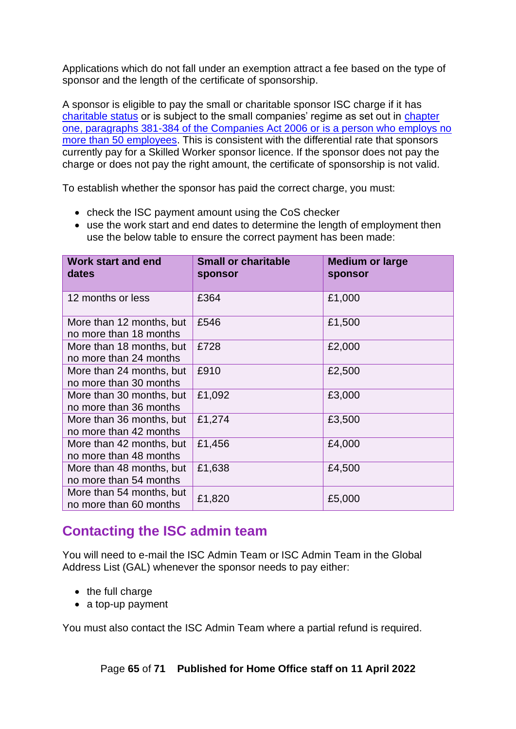Applications which do not fall under an exemption attract a fee based on the type of sponsor and the length of the certificate of sponsorship.

A sponsor is eligible to pay the small or charitable sponsor ISC charge if it has charitable status or is subject to the small companies' regime as set out in chapter one, paragraphs 381-384 of the Companies Act 2006 or is a person who employs no more than 50 employees. This is consistent with the differential rate that sponsors currently pay for a Skilled Worker sponsor licence. If the sponsor does not pay the charge or does not pay the right amount, the certificate of sponsorship is not valid.

To establish whether the sponsor has paid the correct charge, you must:

- check the ISC payment amount using the CoS checker
- use the work start and end dates to determine the length of employment then use the below table to ensure the correct payment has been made:

| Work start and end dates | Small or charitable sponsor | Medium or large sponsor |
|---|---|---|
| 12 months or less | £364 | £1,000 |
| More than 12 months, but no more than 18 months | £546 | £1,500 |
| More than 18 months, but no more than 24 months | £728 | £2,000 |
| More than 24 months, but no more than 30 months | £910 | £2,500 |
| More than 30 months, but no more than 36 months | £1,092 | £3,000 |
| More than 36 months, but no more than 42 months | £1,274 | £3,500 |
| More than 42 months, but no more than 48 months | £1,456 | £4,000 |
| More than 48 months, but no more than 54 months | £1,638 | £4,500 |
| More than 54 months, but no more than 60 months | £1,820 | £5,000 |

## Contacting the ISC admin team

You will need to e-mail the ISC Admin Team or ISC Admin Team in the Global Address List (GAL) whenever the sponsor needs to pay either:

- the full charge
- a top-up payment

You must also contact the ISC Admin Team where a partial refund is required.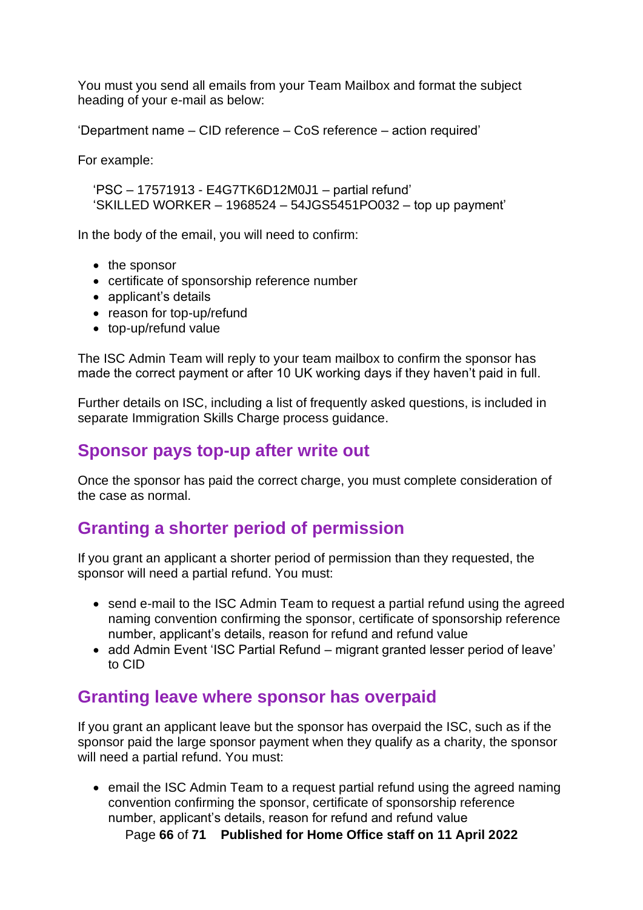You must you send all emails from your Team Mailbox and format the subject heading of your e-mail as below:

'Department name – CID reference – CoS reference – action required'

For example:

> 'PSC – 17571913 - E4G7TK6D12M0J1 – partial refund'
> 'SKILLED WORKER – 1968524 – 54JGS5451PO032 – top up payment'

In the body of the email, you will need to confirm:

- the sponsor
- certificate of sponsorship reference number
- applicant's details
- reason for top-up/refund
- top-up/refund value

The ISC Admin Team will reply to your team mailbox to confirm the sponsor has made the correct payment or after 10 UK working days if they haven't paid in full.

Further details on ISC, including a list of frequently asked questions, is included in separate Immigration Skills Charge process guidance.

## Sponsor pays top-up after write out

Once the sponsor has paid the correct charge, you must complete consideration of the case as normal.

## Granting a shorter period of permission

If you grant an applicant a shorter period of permission than they requested, the sponsor will need a partial refund. You must:

- send e-mail to the ISC Admin Team to request a partial refund using the agreed naming convention confirming the sponsor, certificate of sponsorship reference number, applicant's details, reason for refund and refund value
- add Admin Event 'ISC Partial Refund – migrant granted lesser period of leave' to CID

## Granting leave where sponsor has overpaid

If you grant an applicant leave but the sponsor has overpaid the ISC, such as if the sponsor paid the large sponsor payment when they qualify as a charity, the sponsor will need a partial refund. You must:

- email the ISC Admin Team to a request partial refund using the agreed naming convention confirming the sponsor, certificate of sponsorship reference number, applicant's details, reason for refund and refund value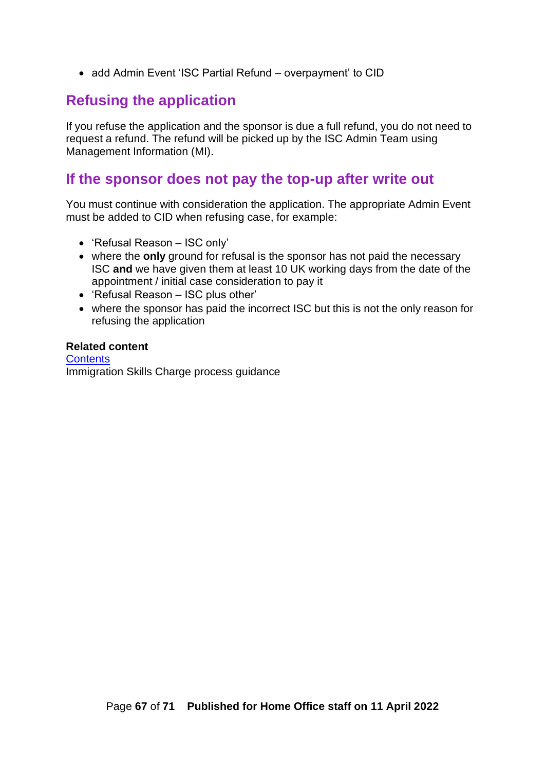- add Admin Event 'ISC Partial Refund – overpayment' to CID

## Refusing the application

If you refuse the application and the sponsor is due a full refund, you do not need to request a refund. The refund will be picked up by the ISC Admin Team using Management Information (MI).

## If the sponsor does not pay the top-up after write out

You must continue with consideration the application. The appropriate Admin Event must be added to CID when refusing case, for example:

- 'Refusal Reason – ISC only'
- where the **only** ground for refusal is the sponsor has not paid the necessary ISC **and** we have given them at least 10 UK working days from the date of the appointment / initial case consideration to pay it
- 'Refusal Reason – ISC plus other'
- where the sponsor has paid the incorrect ISC but this is not the only reason for refusing the application

**Related content**
Contents
Immigration Skills Charge process guidance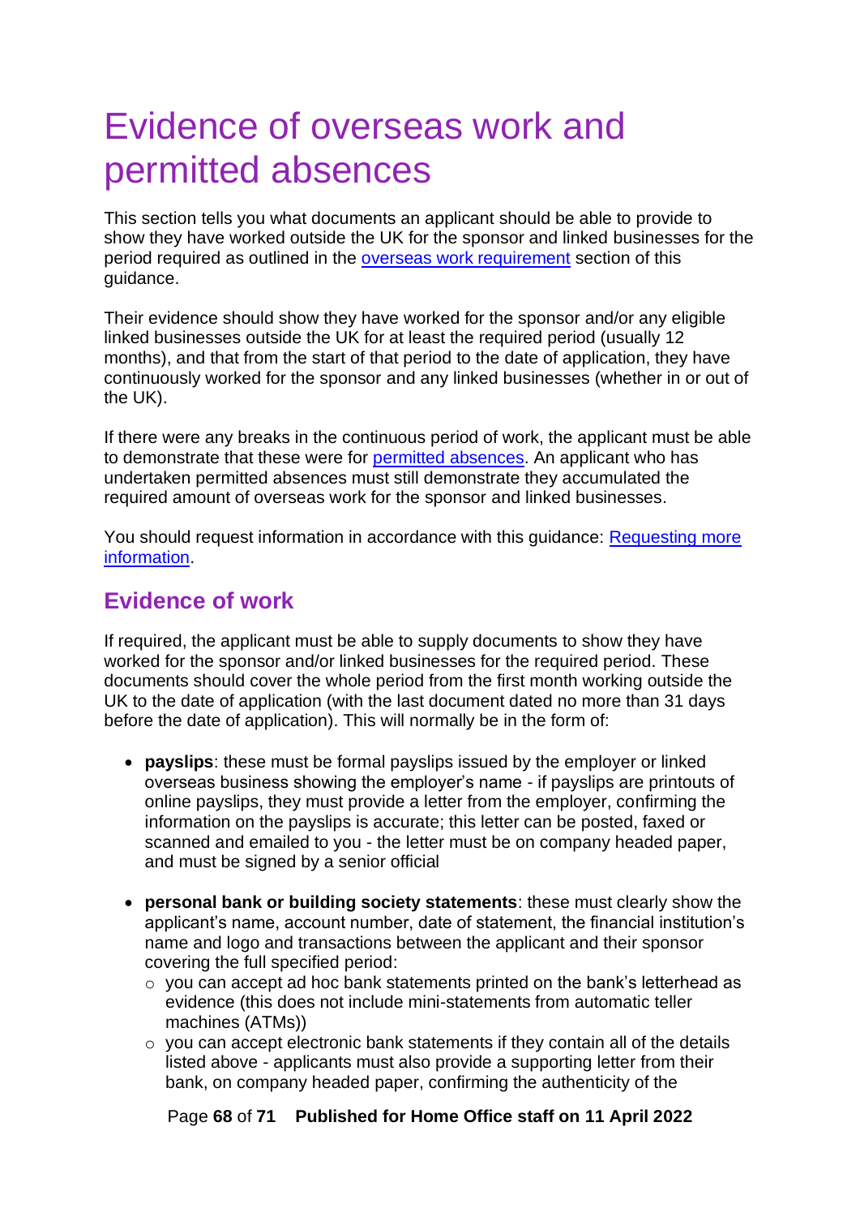# Evidence of overseas work and permitted absences

This section tells you what documents an applicant should be able to provide to show they have worked outside the UK for the sponsor and linked businesses for the period required as outlined in the [overseas work requirement]() section of this guidance.

Their evidence should show they have worked for the sponsor and/or any eligible linked businesses outside the UK for at least the required period (usually 12 months), and that from the start of that period to the date of application, they have continuously worked for the sponsor and any linked businesses (whether in or out of the UK).

If there were any breaks in the continuous period of work, the applicant must be able to demonstrate that these were for [permitted absences](). An applicant who has undertaken permitted absences must still demonstrate they accumulated the required amount of overseas work for the sponsor and linked businesses.

You should request information in accordance with this guidance: [Requesting more information]().

## Evidence of work

If required, the applicant must be able to supply documents to show they have worked for the sponsor and/or linked businesses for the required period. These documents should cover the whole period from the first month working outside the UK to the date of application (with the last document dated no more than 31 days before the date of application). This will normally be in the form of:

- **payslips**: these must be formal payslips issued by the employer or linked overseas business showing the employer's name - if payslips are printouts of online payslips, they must provide a letter from the employer, confirming the information on the payslips is accurate; this letter can be posted, faxed or scanned and emailed to you - the letter must be on company headed paper, and must be signed by a senior official

- **personal bank or building society statements**: these must clearly show the applicant's name, account number, date of statement, the financial institution's name and logo and transactions between the applicant and their sponsor covering the full specified period:
  - you can accept ad hoc bank statements printed on the bank's letterhead as evidence (this does not include mini-statements from automatic teller machines (ATMs))
  - you can accept electronic bank statements if they contain all of the details listed above - applicants must also provide a supporting letter from their bank, on company headed paper, confirming the authenticity of the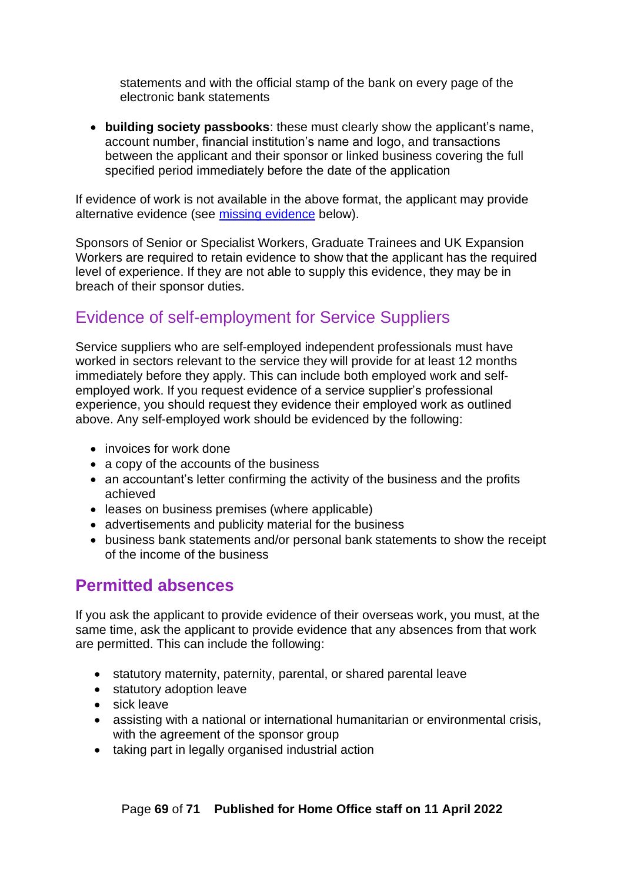statements and with the official stamp of the bank on every page of the electronic bank statements

- **building society passbooks**: these must clearly show the applicant's name, account number, financial institution's name and logo, and transactions between the applicant and their sponsor or linked business covering the full specified period immediately before the date of the application

If evidence of work is not available in the above format, the applicant may provide alternative evidence (see missing evidence below).

Sponsors of Senior or Specialist Workers, Graduate Trainees and UK Expansion Workers are required to retain evidence to show that the applicant has the required level of experience. If they are not able to supply this evidence, they may be in breach of their sponsor duties.

## Evidence of self-employment for Service Suppliers

Service suppliers who are self-employed independent professionals must have worked in sectors relevant to the service they will provide for at least 12 months immediately before they apply. This can include both employed work and self-employed work. If you request evidence of a service supplier's professional experience, you should request they evidence their employed work as outlined above. Any self-employed work should be evidenced by the following:

- invoices for work done
- a copy of the accounts of the business
- an accountant's letter confirming the activity of the business and the profits achieved
- leases on business premises (where applicable)
- advertisements and publicity material for the business
- business bank statements and/or personal bank statements to show the receipt of the income of the business

## Permitted absences

If you ask the applicant to provide evidence of their overseas work, you must, at the same time, ask the applicant to provide evidence that any absences from that work are permitted. This can include the following:

- statutory maternity, paternity, parental, or shared parental leave
- statutory adoption leave
- sick leave
- assisting with a national or international humanitarian or environmental crisis, with the agreement of the sponsor group
- taking part in legally organised industrial action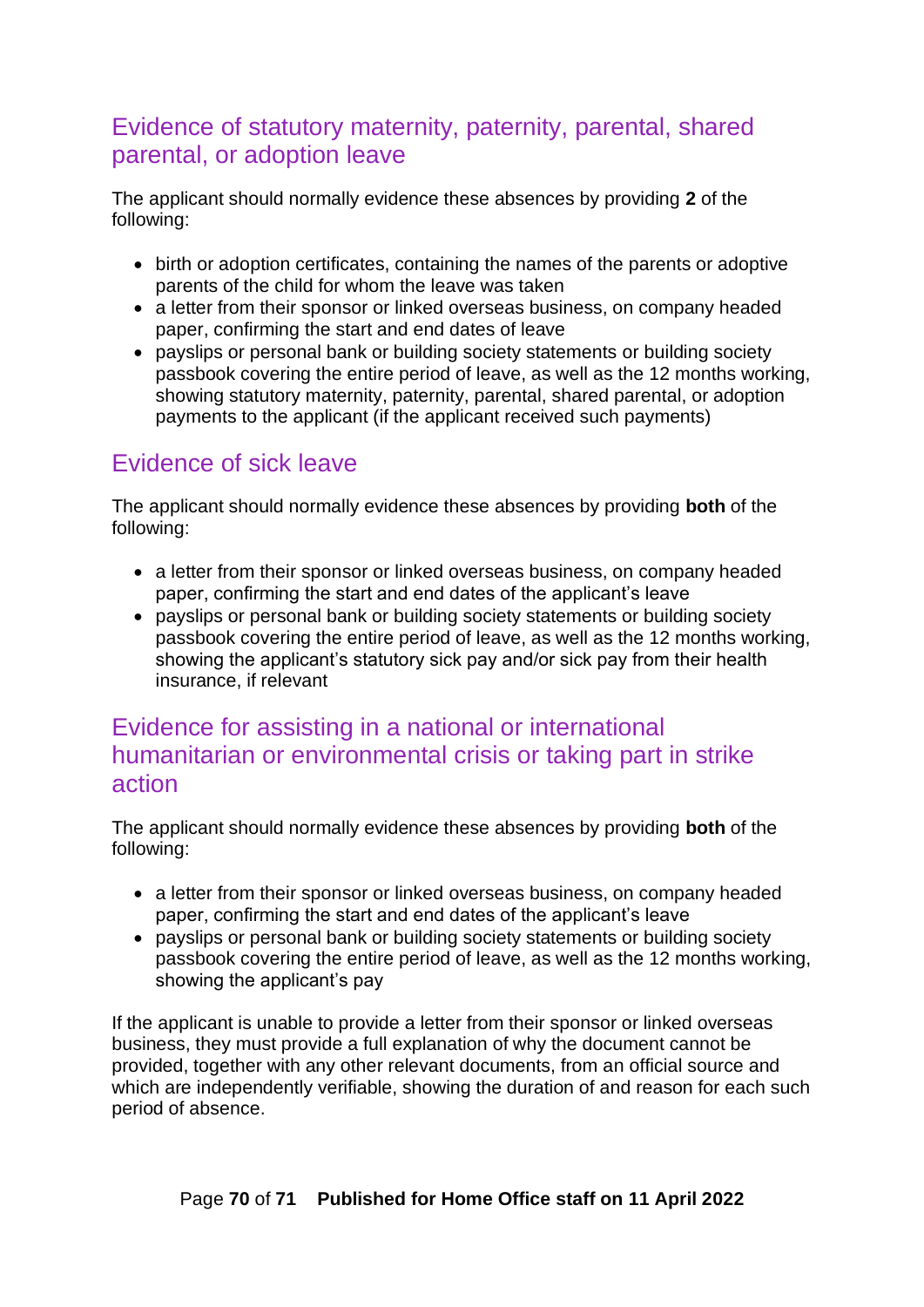## Evidence of statutory maternity, paternity, parental, shared parental, or adoption leave

The applicant should normally evidence these absences by providing **2** of the following:

- birth or adoption certificates, containing the names of the parents or adoptive parents of the child for whom the leave was taken
- a letter from their sponsor or linked overseas business, on company headed paper, confirming the start and end dates of leave
- payslips or personal bank or building society statements or building society passbook covering the entire period of leave, as well as the 12 months working, showing statutory maternity, paternity, parental, shared parental, or adoption payments to the applicant (if the applicant received such payments)

## Evidence of sick leave

The applicant should normally evidence these absences by providing **both** of the following:

- a letter from their sponsor or linked overseas business, on company headed paper, confirming the start and end dates of the applicant's leave
- payslips or personal bank or building society statements or building society passbook covering the entire period of leave, as well as the 12 months working, showing the applicant's statutory sick pay and/or sick pay from their health insurance, if relevant

## Evidence for assisting in a national or international humanitarian or environmental crisis or taking part in strike action

The applicant should normally evidence these absences by providing **both** of the following:

- a letter from their sponsor or linked overseas business, on company headed paper, confirming the start and end dates of the applicant's leave
- payslips or personal bank or building society statements or building society passbook covering the entire period of leave, as well as the 12 months working, showing the applicant's pay

If the applicant is unable to provide a letter from their sponsor or linked overseas business, they must provide a full explanation of why the document cannot be provided, together with any other relevant documents, from an official source and which are independently verifiable, showing the duration of and reason for each such period of absence.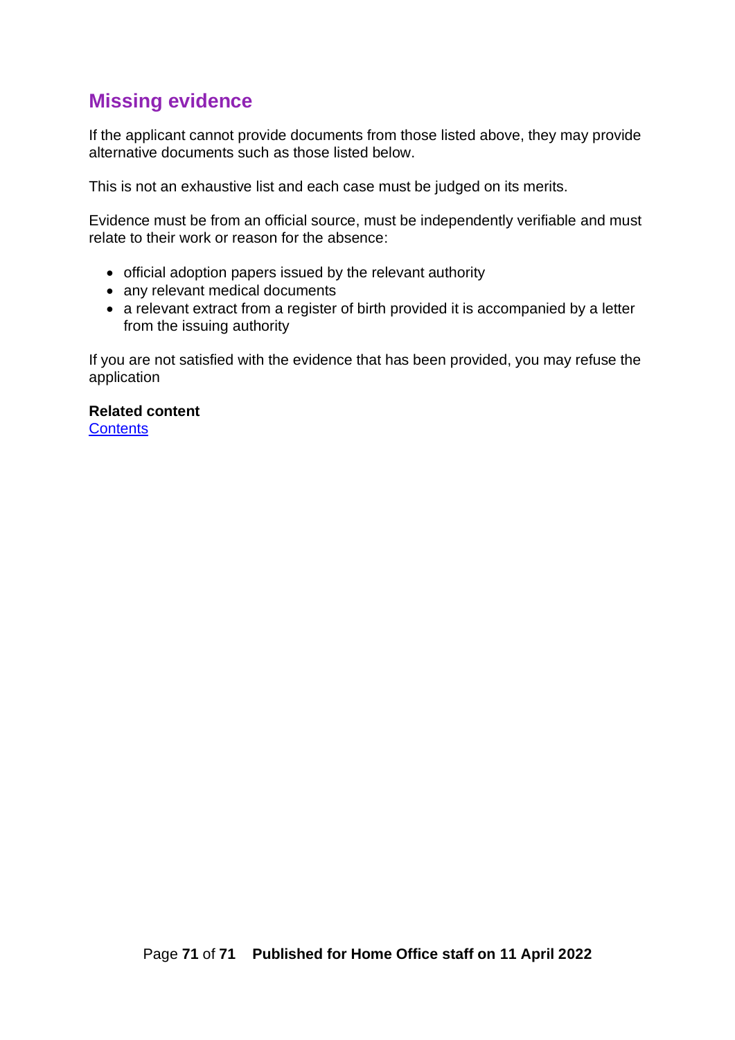## Missing evidence

If the applicant cannot provide documents from those listed above, they may provide alternative documents such as those listed below.

This is not an exhaustive list and each case must be judged on its merits.

Evidence must be from an official source, must be independently verifiable and must relate to their work or reason for the absence:

- official adoption papers issued by the relevant authority
- any relevant medical documents
- a relevant extract from a register of birth provided it is accompanied by a letter from the issuing authority

If you are not satisfied with the evidence that has been provided, you may refuse the application

**Related content**
[Contents]